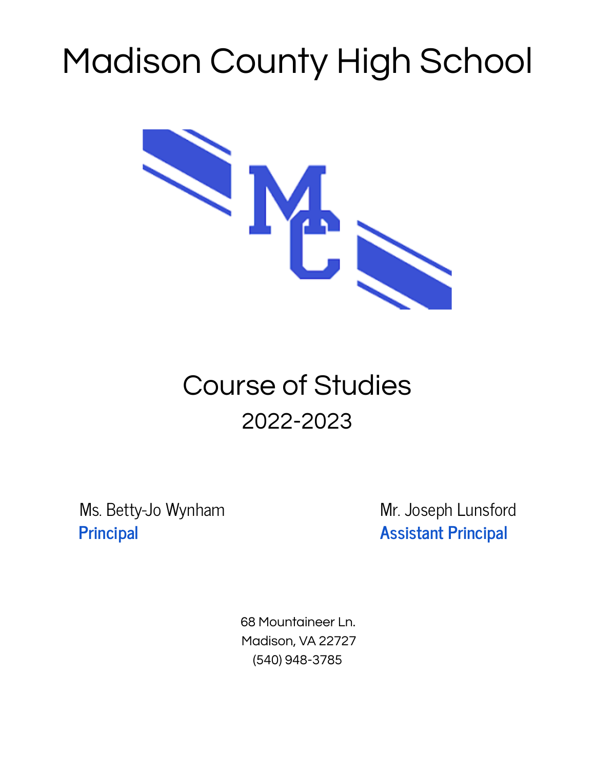# Madison County High School

## Course of Studies

2022-2023

Ms. Betty-Jo Wynham
**Principal**

Mr. Joseph Lunsford
**Assistant Principal**

68 Mountaineer Ln.
Madison, VA 22727
(540) 948-3785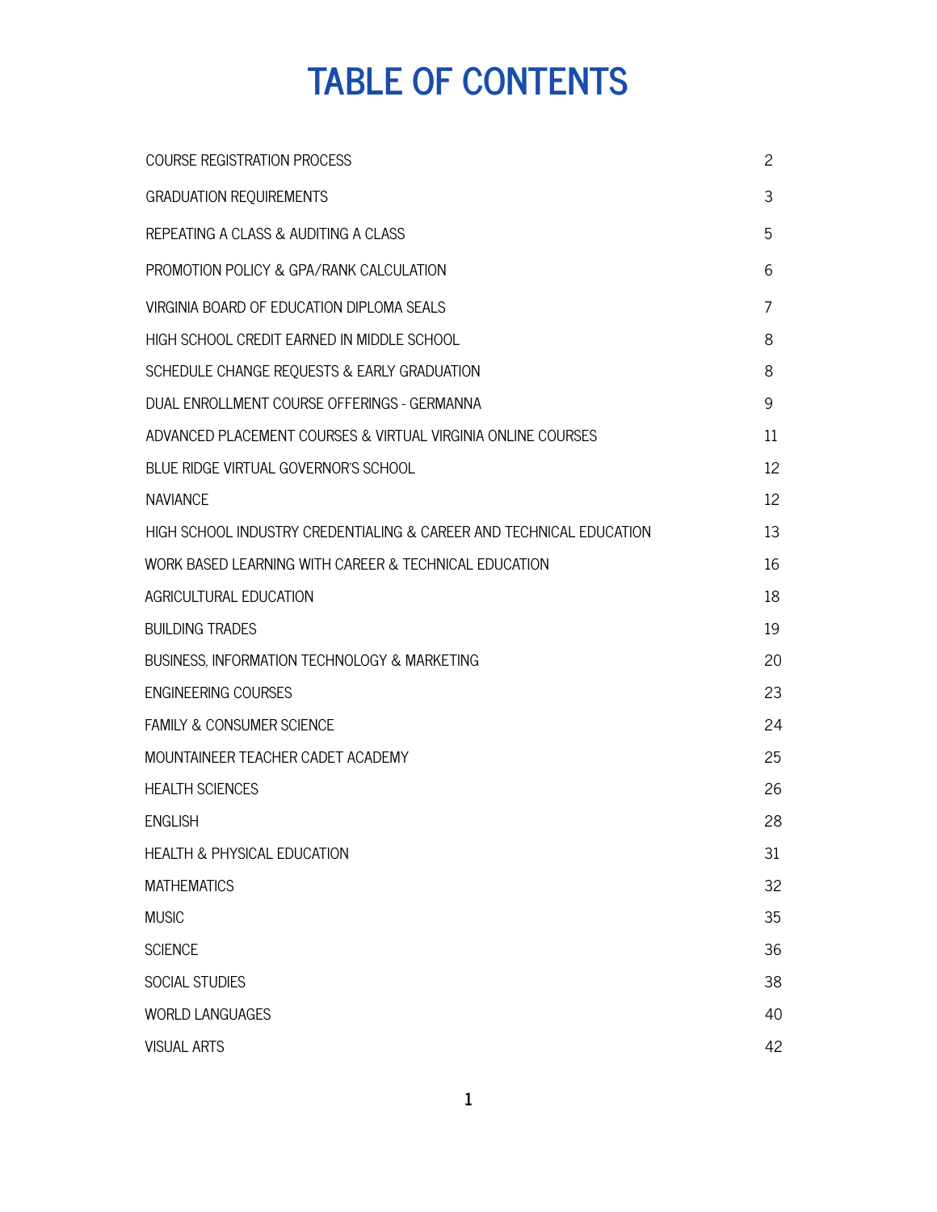# TABLE OF CONTENTS

| | |
|---|---|
| COURSE REGISTRATION PROCESS | 2 |
| GRADUATION REQUIREMENTS | 3 |
| REPEATING A CLASS & AUDITING A CLASS | 5 |
| PROMOTION POLICY & GPA/RANK CALCULATION | 6 |
| VIRGINIA BOARD OF EDUCATION DIPLOMA SEALS | 7 |
| HIGH SCHOOL CREDIT EARNED IN MIDDLE SCHOOL | 8 |
| SCHEDULE CHANGE REQUESTS & EARLY GRADUATION | 8 |
| DUAL ENROLLMENT COURSE OFFERINGS - GERMANNA | 9 |
| ADVANCED PLACEMENT COURSES & VIRTUAL VIRGINIA ONLINE COURSES | 11 |
| BLUE RIDGE VIRTUAL GOVERNOR'S SCHOOL | 12 |
| NAVIANCE | 12 |
| HIGH SCHOOL INDUSTRY CREDENTIALING & CAREER AND TECHNICAL EDUCATION | 13 |
| WORK BASED LEARNING WITH CAREER & TECHNICAL EDUCATION | 16 |
| AGRICULTURAL EDUCATION | 18 |
| BUILDING TRADES | 19 |
| BUSINESS, INFORMATION TECHNOLOGY & MARKETING | 20 |
| ENGINEERING COURSES | 23 |
| FAMILY & CONSUMER SCIENCE | 24 |
| MOUNTAINEER TEACHER CADET ACADEMY | 25 |
| HEALTH SCIENCES | 26 |
| ENGLISH | 28 |
| HEALTH & PHYSICAL EDUCATION | 31 |
| MATHEMATICS | 32 |
| MUSIC | 35 |
| SCIENCE | 36 |
| SOCIAL STUDIES | 38 |
| WORLD LANGUAGES | 40 |
| VISUAL ARTS | 42 |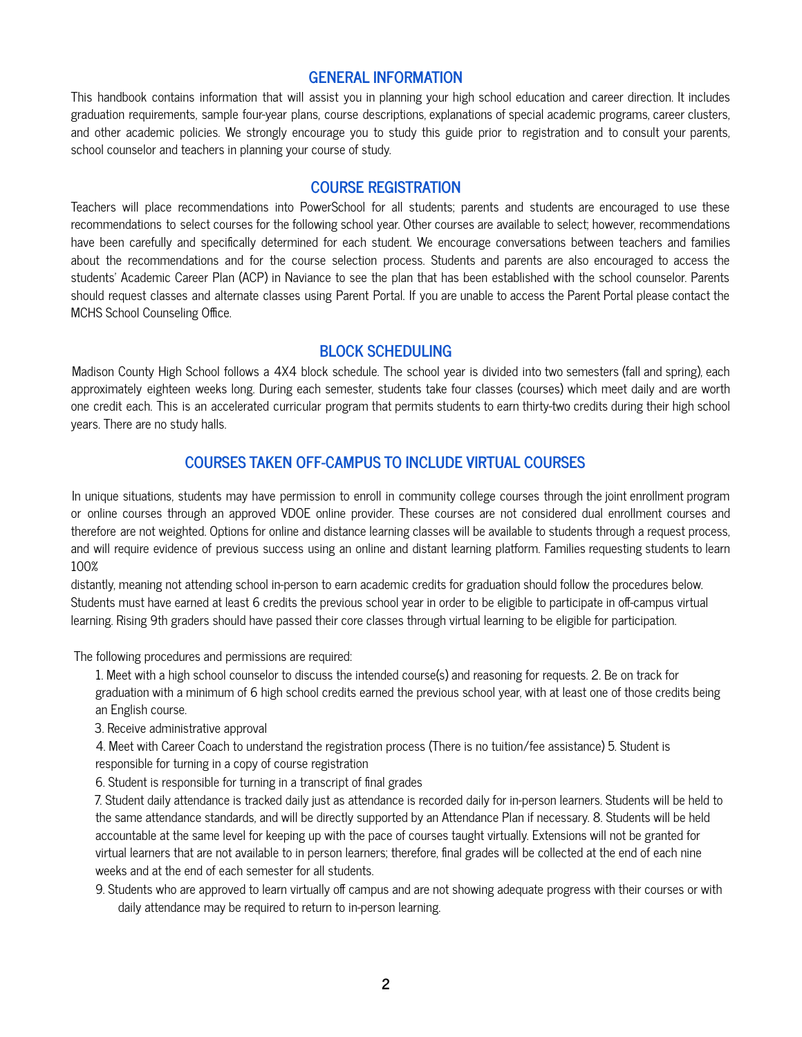## GENERAL INFORMATION

This handbook contains information that will assist you in planning your high school education and career direction. It includes graduation requirements, sample four-year plans, course descriptions, explanations of special academic programs, career clusters, and other academic policies. We strongly encourage you to study this guide prior to registration and to consult your parents, school counselor and teachers in planning your course of study.

## COURSE REGISTRATION

Teachers will place recommendations into PowerSchool for all students; parents and students are encouraged to use these recommendations to select courses for the following school year. Other courses are available to select; however, recommendations have been carefully and specifically determined for each student. We encourage conversations between teachers and families about the recommendations and for the course selection process. Students and parents are also encouraged to access the students' Academic Career Plan (ACP) in Naviance to see the plan that has been established with the school counselor. Parents should request classes and alternate classes using Parent Portal. If you are unable to access the Parent Portal please contact the MCHS School Counseling Office.

## BLOCK SCHEDULING

Madison County High School follows a 4X4 block schedule. The school year is divided into two semesters (fall and spring), each approximately eighteen weeks long. During each semester, students take four classes (courses) which meet daily and are worth one credit each. This is an accelerated curricular program that permits students to earn thirty-two credits during their high school years. There are no study halls.

## COURSES TAKEN OFF-CAMPUS TO INCLUDE VIRTUAL COURSES

In unique situations, students may have permission to enroll in community college courses through the joint enrollment program or online courses through an approved VDOE online provider. These courses are not considered dual enrollment courses and therefore are not weighted. Options for online and distance learning classes will be available to students through a request process, and will require evidence of previous success using an online and distant learning platform. Families requesting students to learn 100% distantly, meaning not attending school in-person to earn academic credits for graduation should follow the procedures below. Students must have earned at least 6 credits the previous school year in order to be eligible to participate in off-campus virtual learning. Rising 9th graders should have passed their core classes through virtual learning to be eligible for participation.

The following procedures and permissions are required:

1. Meet with a high school counselor to discuss the intended course(s) and reasoning for requests.
2. Be on track for graduation with a minimum of 6 high school credits earned the previous school year, with at least one of those credits being an English course.
3. Receive administrative approval
4. Meet with Career Coach to understand the registration process (There is no tuition/fee assistance)
5. Student is responsible for turning in a copy of course registration
6. Student is responsible for turning in a transcript of final grades
7. Student daily attendance is tracked daily just as attendance is recorded daily for in-person learners. Students will be held to the same attendance standards, and will be directly supported by an Attendance Plan if necessary.
8. Students will be held accountable at the same level for keeping up with the pace of courses taught virtually. Extensions will not be granted for virtual learners that are not available to in person learners; therefore, final grades will be collected at the end of each nine weeks and at the end of each semester for all students.
9. Students who are approved to learn virtually off campus and are not showing adequate progress with their courses or with daily attendance may be required to return to in-person learning.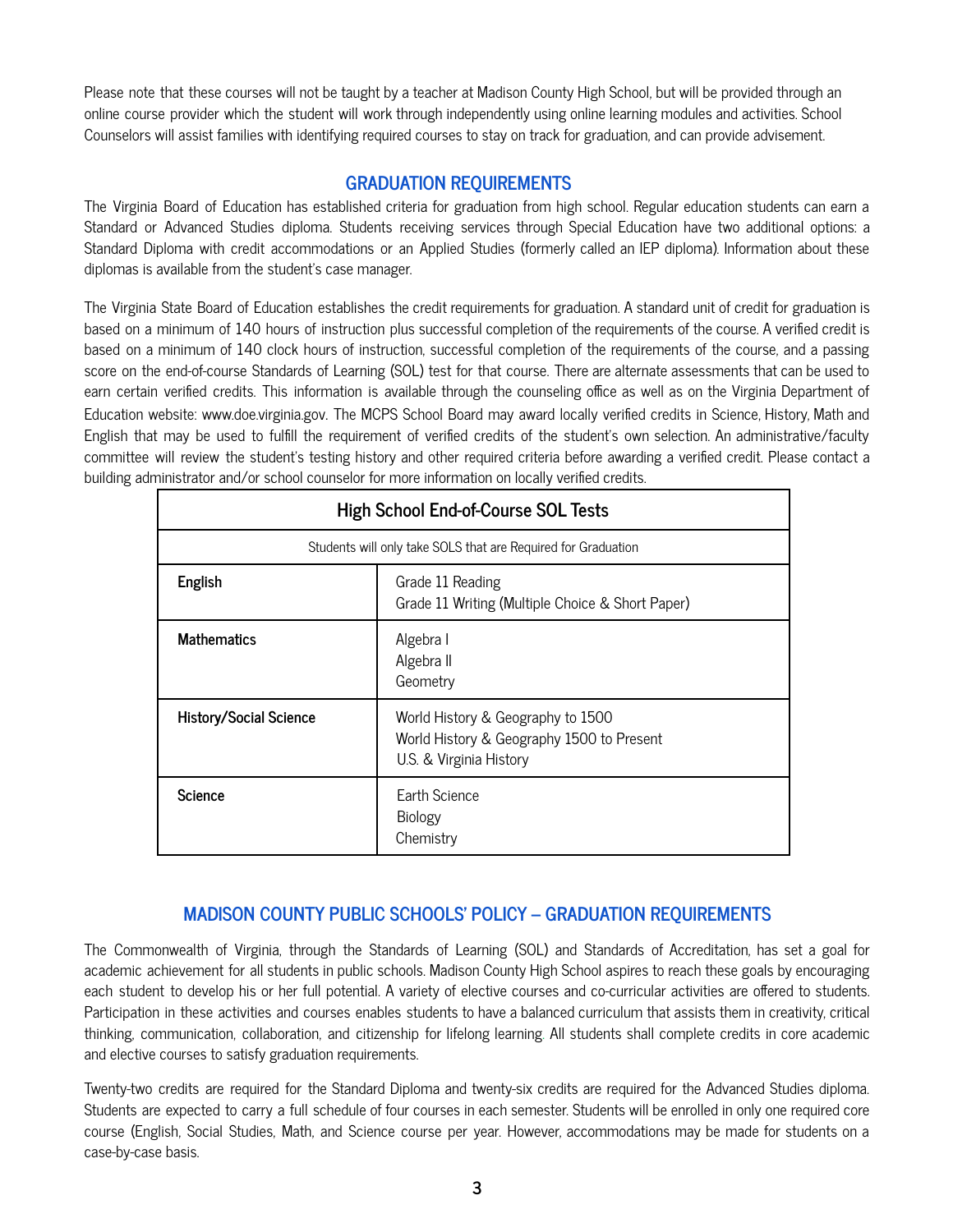Please note that these courses will not be taught by a teacher at Madison County High School, but will be provided through an online course provider which the student will work through independently using online learning modules and activities. School Counselors will assist families with identifying required courses to stay on track for graduation, and can provide advisement.

## GRADUATION REQUIREMENTS

The Virginia Board of Education has established criteria for graduation from high school. Regular education students can earn a Standard or Advanced Studies diploma. Students receiving services through Special Education have two additional options: a Standard Diploma with credit accommodations or an Applied Studies (formerly called an IEP diploma). Information about these diplomas is available from the student's case manager.

The Virginia State Board of Education establishes the credit requirements for graduation. A standard unit of credit for graduation is based on a minimum of 140 hours of instruction plus successful completion of the requirements of the course. A verified credit is based on a minimum of 140 clock hours of instruction, successful completion of the requirements of the course, and a passing score on the end-of-course Standards of Learning (SOL) test for that course. There are alternate assessments that can be used to earn certain verified credits. This information is available through the counseling office as well as on the Virginia Department of Education website: www.doe.virginia.gov. The MCPS School Board may award locally verified credits in Science, History, Math and English that may be used to fulfill the requirement of verified credits of the student's own selection. An administrative/faculty committee will review the student's testing history and other required criteria before awarding a verified credit. Please contact a building administrator and/or school counselor for more information on locally verified credits.

| High School End-of-Course SOL Tests | |
|---|---|
| Students will only take SOLS that are Required for Graduation | |
| **English** | Grade 11 Reading<br>Grade 11 Writing (Multiple Choice & Short Paper) |
| **Mathematics** | Algebra I<br>Algebra II<br>Geometry |
| **History/Social Science** | World History & Geography to 1500<br>World History & Geography 1500 to Present<br>U.S. & Virginia History |
| **Science** | Earth Science<br>Biology<br>Chemistry |

## MADISON COUNTY PUBLIC SCHOOLS' POLICY – GRADUATION REQUIREMENTS

The Commonwealth of Virginia, through the Standards of Learning (SOL) and Standards of Accreditation, has set a goal for academic achievement for all students in public schools. Madison County High School aspires to reach these goals by encouraging each student to develop his or her full potential. A variety of elective courses and co-curricular activities are offered to students. Participation in these activities and courses enables students to have a balanced curriculum that assists them in creativity, critical thinking, communication, collaboration, and citizenship for lifelong learning. All students shall complete credits in core academic and elective courses to satisfy graduation requirements.

Twenty-two credits are required for the Standard Diploma and twenty-six credits are required for the Advanced Studies diploma. Students are expected to carry a full schedule of four courses in each semester. Students will be enrolled in only one required core course (English, Social Studies, Math, and Science course per year. However, accommodations may be made for students on a case-by-case basis.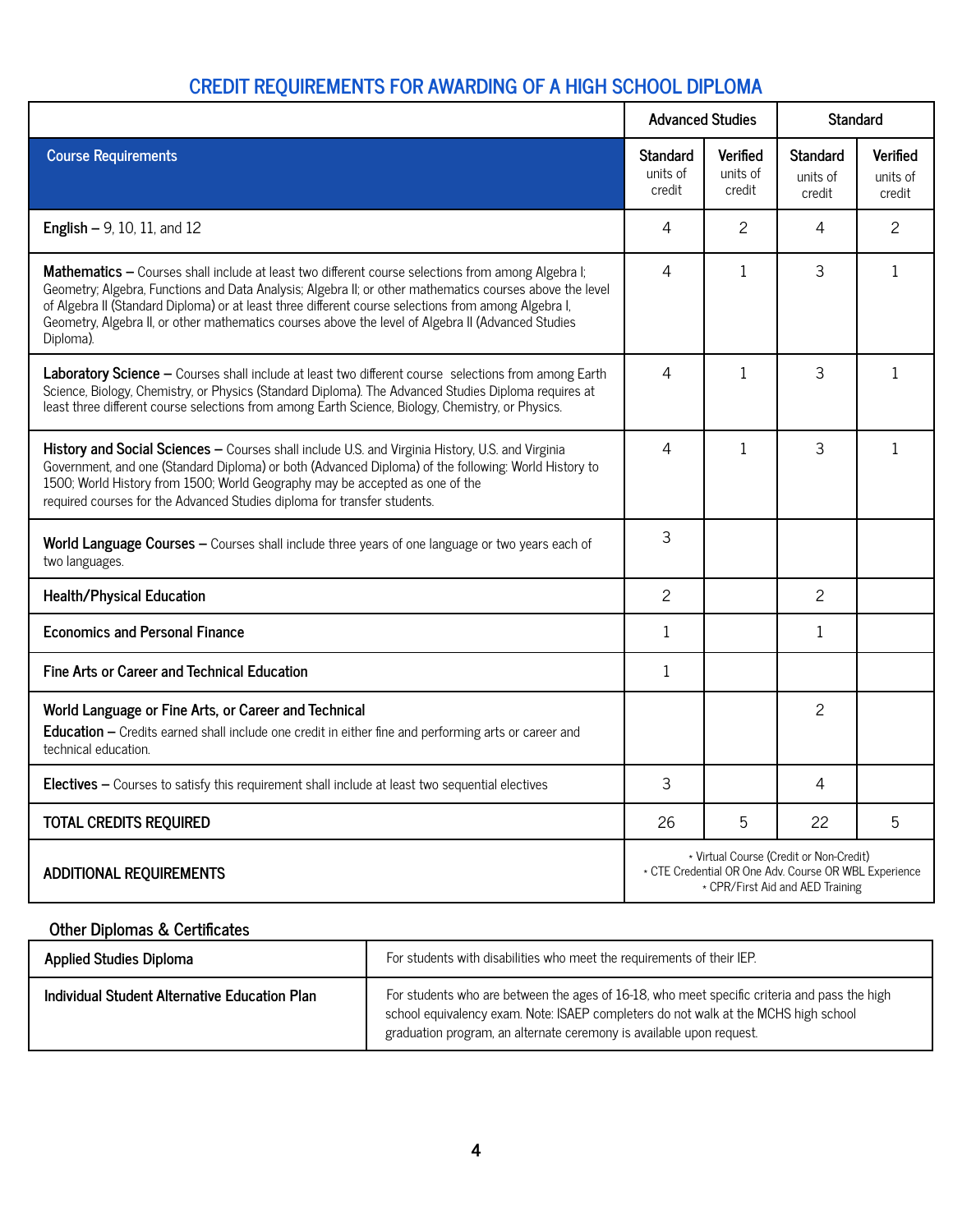## CREDIT REQUIREMENTS FOR AWARDING OF A HIGH SCHOOL DIPLOMA

| | Advanced Studies | | Standard | |
|---|---|---|---|---|
| **Course Requirements** | **Standard** units of credit | **Verified** units of credit | **Standard** units of credit | **Verified** units of credit |
| **English –** 9, 10, 11, and 12 | 4 | 2 | 4 | 2 |
| **Mathematics –** Courses shall include at least two different course selections from among Algebra I; Geometry; Algebra, Functions and Data Analysis; Algebra II; or other mathematics courses above the level of Algebra II (Standard Diploma) or at least three different course selections from among Algebra I, Geometry, Algebra II, or other mathematics courses above the level of Algebra II (Advanced Studies Diploma). | 4 | 1 | 3 | 1 |
| **Laboratory Science –** Courses shall include at least two different course selections from among Earth Science, Biology, Chemistry, or Physics (Standard Diploma). The Advanced Studies Diploma requires at least three different course selections from among Earth Science, Biology, Chemistry, or Physics. | 4 | 1 | 3 | 1 |
| **History and Social Sciences –** Courses shall include U.S. and Virginia History, U.S. and Virginia Government, and one (Standard Diploma) or both (Advanced Diploma) of the following: World History to 1500; World History from 1500; World Geography may be accepted as one of the required courses for the Advanced Studies diploma for transfer students. | 4 | 1 | 3 | 1 |
| **World Language Courses –** Courses shall include three years of one language or two years each of two languages. | 3 | | | |
| **Health/Physical Education** | 2 | | 2 | |
| **Economics and Personal Finance** | 1 | | 1 | |
| **Fine Arts or Career and Technical Education** | 1 | | | |
| **World Language or Fine Arts, or Career and Technical Education –** Credits earned shall include one credit in either fine and performing arts or career and technical education. | | | 2 | |
| **Electives –** Courses to satisfy this requirement shall include at least two sequential electives | 3 | | 4 | |
| **TOTAL CREDITS REQUIRED** | 26 | 5 | 22 | 5 |
| **ADDITIONAL REQUIREMENTS** | * Virtual Course (Credit or Non-Credit)<br>* CTE Credential OR One Adv. Course OR WBL Experience<br>* CPR/First Aid and AED Training | | | |

### Other Diplomas & Certificates

| | |
|---|---|
| **Applied Studies Diploma** | For students with disabilities who meet the requirements of their IEP. |
| **Individual Student Alternative Education Plan** | For students who are between the ages of 16-18, who meet specific criteria and pass the high school equivalency exam. Note: ISAEP completers do not walk at the MCHS high school graduation program, an alternate ceremony is available upon request. |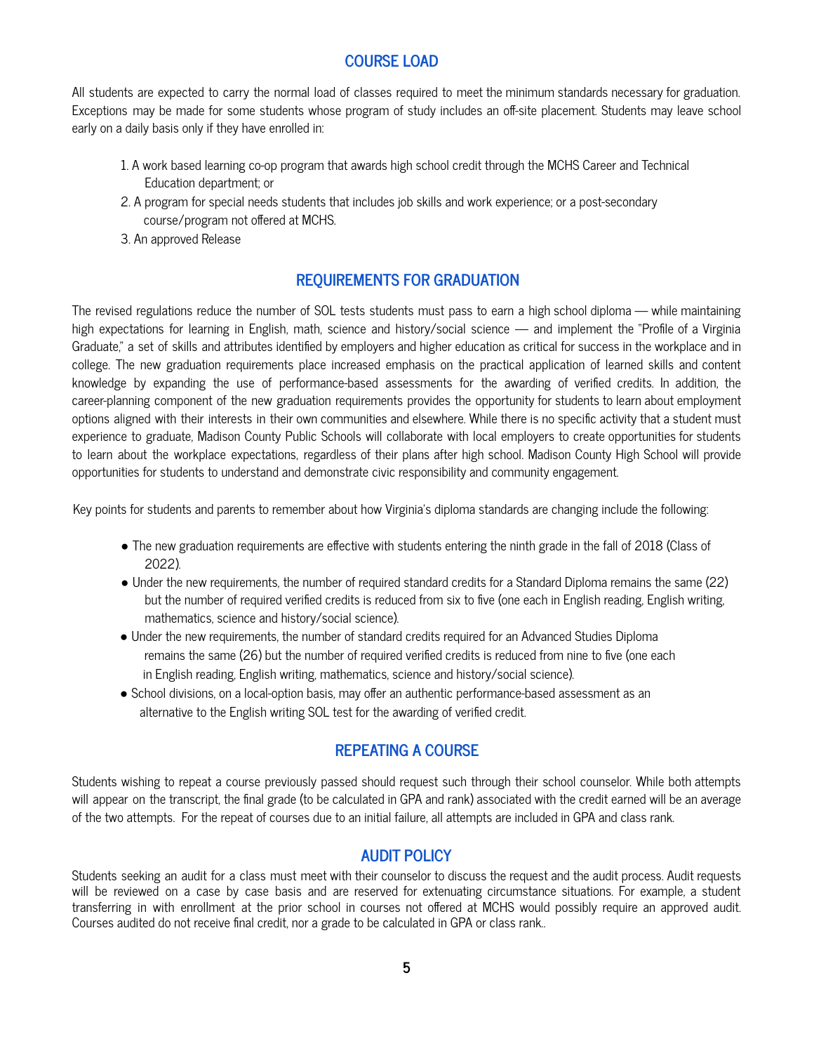## COURSE LOAD

All students are expected to carry the normal load of classes required to meet the minimum standards necessary for graduation. Exceptions may be made for some students whose program of study includes an off-site placement. Students may leave school early on a daily basis only if they have enrolled in:

1. A work based learning co-op program that awards high school credit through the MCHS Career and Technical Education department; or
2. A program for special needs students that includes job skills and work experience; or a post-secondary course/program not offered at MCHS.
3. An approved Release

## REQUIREMENTS FOR GRADUATION

The revised regulations reduce the number of SOL tests students must pass to earn a high school diploma — while maintaining high expectations for learning in English, math, science and history/social science — and implement the "Profile of a Virginia Graduate," a set of skills and attributes identified by employers and higher education as critical for success in the workplace and in college. The new graduation requirements place increased emphasis on the practical application of learned skills and content knowledge by expanding the use of performance-based assessments for the awarding of verified credits. In addition, the career-planning component of the new graduation requirements provides the opportunity for students to learn about employment options aligned with their interests in their own communities and elsewhere. While there is no specific activity that a student must experience to graduate, Madison County Public Schools will collaborate with local employers to create opportunities for students to learn about the workplace expectations, regardless of their plans after high school. Madison County High School will provide opportunities for students to understand and demonstrate civic responsibility and community engagement.

Key points for students and parents to remember about how Virginia's diploma standards are changing include the following:

- The new graduation requirements are effective with students entering the ninth grade in the fall of 2018 (Class of 2022).
- Under the new requirements, the number of required standard credits for a Standard Diploma remains the same (22) but the number of required verified credits is reduced from six to five (one each in English reading, English writing, mathematics, science and history/social science).
- Under the new requirements, the number of standard credits required for an Advanced Studies Diploma remains the same (26) but the number of required verified credits is reduced from nine to five (one each in English reading, English writing, mathematics, science and history/social science).
- School divisions, on a local-option basis, may offer an authentic performance-based assessment as an alternative to the English writing SOL test for the awarding of verified credit.

## REPEATING A COURSE

Students wishing to repeat a course previously passed should request such through their school counselor. While both attempts will appear on the transcript, the final grade (to be calculated in GPA and rank) associated with the credit earned will be an average of the two attempts. For the repeat of courses due to an initial failure, all attempts are included in GPA and class rank.

## AUDIT POLICY

Students seeking an audit for a class must meet with their counselor to discuss the request and the audit process. Audit requests will be reviewed on a case by case basis and are reserved for extenuating circumstance situations. For example, a student transferring in with enrollment at the prior school in courses not offered at MCHS would possibly require an approved audit. Courses audited do not receive final credit, nor a grade to be calculated in GPA or class rank..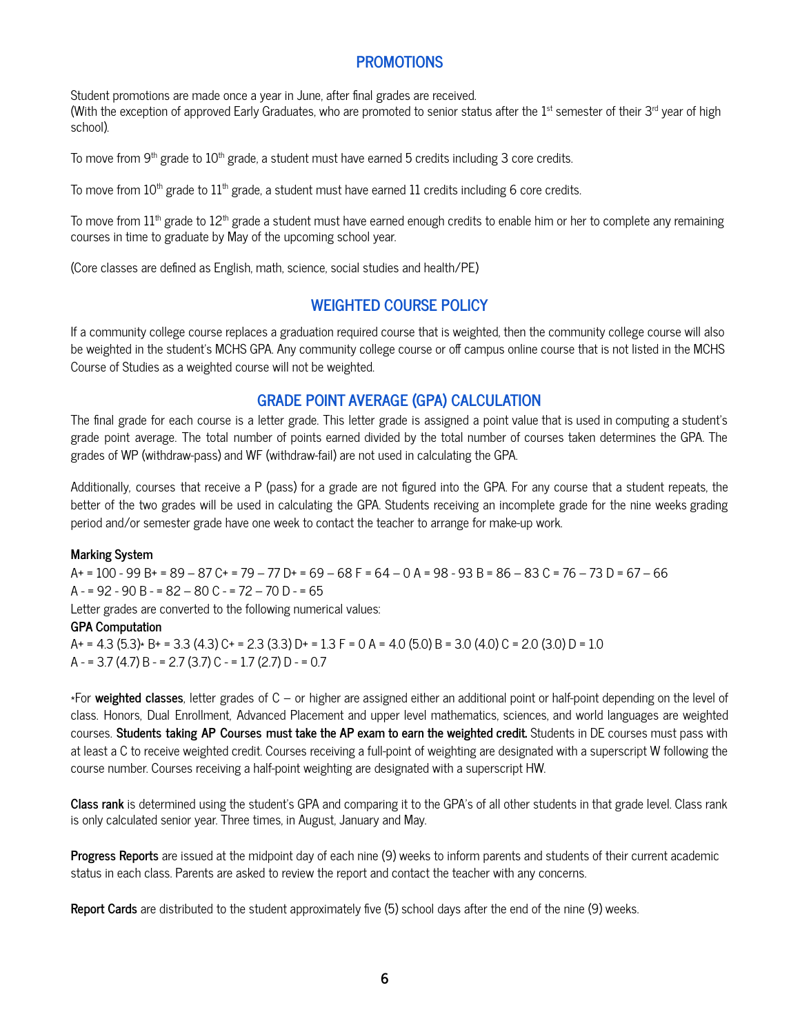## PROMOTIONS

Student promotions are made once a year in June, after final grades are received.
(With the exception of approved Early Graduates, who are promoted to senior status after the 1st semester of their 3rd year of high school).

To move from 9th grade to 10th grade, a student must have earned 5 credits including 3 core credits.

To move from 10th grade to 11th grade, a student must have earned 11 credits including 6 core credits.

To move from 11th grade to 12th grade a student must have earned enough credits to enable him or her to complete any remaining courses in time to graduate by May of the upcoming school year.

(Core classes are defined as English, math, science, social studies and health/PE)

## WEIGHTED COURSE POLICY

If a community college course replaces a graduation required course that is weighted, then the community college course will also be weighted in the student's MCHS GPA. Any community college course or off campus online course that is not listed in the MCHS Course of Studies as a weighted course will not be weighted.

## GRADE POINT AVERAGE (GPA) CALCULATION

The final grade for each course is a letter grade. This letter grade is assigned a point value that is used in computing a student's grade point average. The total number of points earned divided by the total number of courses taken determines the GPA. The grades of WP (withdraw-pass) and WF (withdraw-fail) are not used in calculating the GPA.

Additionally, courses that receive a P (pass) for a grade are not figured into the GPA. For any course that a student repeats, the better of the two grades will be used in calculating the GPA. Students receiving an incomplete grade for the nine weeks grading period and/or semester grade have one week to contact the teacher to arrange for make-up work.

**Marking System**
A+ = 100 - 99 B+ = 89 – 87 C+ = 79 – 77 D+ = 69 – 68 F = 64 – 0 A = 98 - 93 B = 86 – 83 C = 76 – 73 D = 67 – 66
A - = 92 - 90 B - = 82 – 80 C - = 72 – 70 D - = 65
Letter grades are converted to the following numerical values:
**GPA Computation**
A+ = 4.3 (5.3)* B+ = 3.3 (4.3) C+ = 2.3 (3.3) D+ = 1.3 F = 0 A = 4.0 (5.0) B = 3.0 (4.0) C = 2.0 (3.0) D = 1.0
A - = 3.7 (4.7) B - = 2.7 (3.7) C - = 1.7 (2.7) D - = 0.7

*For **weighted classes**, letter grades of C – or higher are assigned either an additional point or half-point depending on the level of class. Honors, Dual Enrollment, Advanced Placement and upper level mathematics, sciences, and world languages are weighted courses. **Students taking AP Courses must take the AP exam to earn the weighted credit.** Students in DE courses must pass with at least a C to receive weighted credit. Courses receiving a full-point of weighting are designated with a superscript W following the course number. Courses receiving a half-point weighting are designated with a superscript HW.

**Class rank** is determined using the student's GPA and comparing it to the GPA's of all other students in that grade level. Class rank is only calculated senior year. Three times, in August, January and May.

**Progress Reports** are issued at the midpoint day of each nine (9) weeks to inform parents and students of their current academic status in each class. Parents are asked to review the report and contact the teacher with any concerns.

**Report Cards** are distributed to the student approximately five (5) school days after the end of the nine (9) weeks.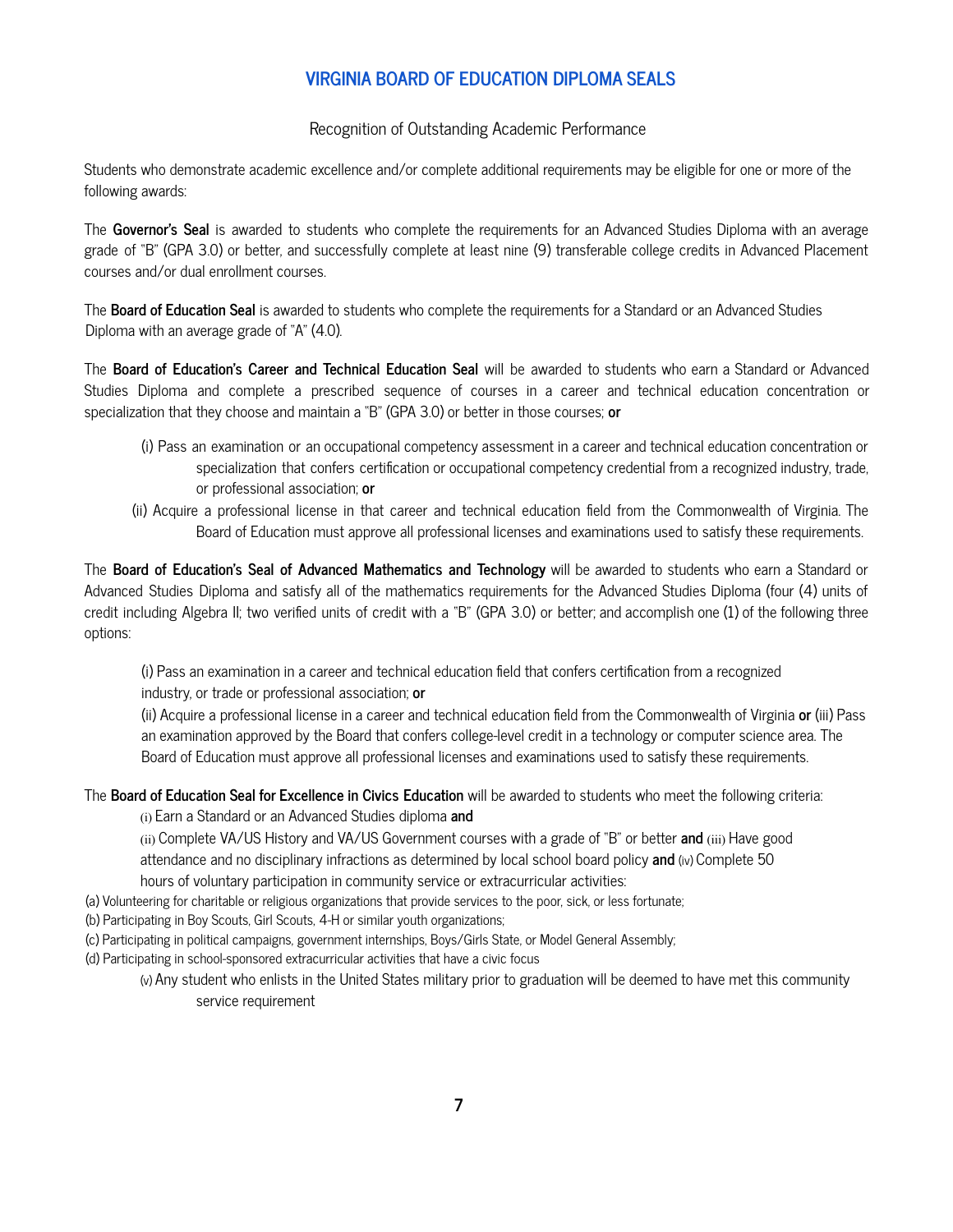## VIRGINIA BOARD OF EDUCATION DIPLOMA SEALS

Recognition of Outstanding Academic Performance

Students who demonstrate academic excellence and/or complete additional requirements may be eligible for one or more of the following awards:

The **Governor's Seal** is awarded to students who complete the requirements for an Advanced Studies Diploma with an average grade of "B" (GPA 3.0) or better, and successfully complete at least nine (9) transferable college credits in Advanced Placement courses and/or dual enrollment courses.

The **Board of Education Seal** is awarded to students who complete the requirements for a Standard or an Advanced Studies Diploma with an average grade of "A" (4.0).

The **Board of Education's Career and Technical Education Seal** will be awarded to students who earn a Standard or Advanced Studies Diploma and complete a prescribed sequence of courses in a career and technical education concentration or specialization that they choose and maintain a "B" (GPA 3.0) or better in those courses; **or**

(i) Pass an examination or an occupational competency assessment in a career and technical education concentration or specialization that confers certification or occupational competency credential from a recognized industry, trade, or professional association; **or**

(ii) Acquire a professional license in that career and technical education field from the Commonwealth of Virginia. The Board of Education must approve all professional licenses and examinations used to satisfy these requirements.

The **Board of Education's Seal of Advanced Mathematics and Technology** will be awarded to students who earn a Standard or Advanced Studies Diploma and satisfy all of the mathematics requirements for the Advanced Studies Diploma (four (4) units of credit including Algebra II; two verified units of credit with a "B" (GPA 3.0) or better; and accomplish one (1) of the following three options:

(i) Pass an examination in a career and technical education field that confers certification from a recognized industry, or trade or professional association; **or**
(ii) Acquire a professional license in a career and technical education field from the Commonwealth of Virginia **or** (iii) Pass an examination approved by the Board that confers college-level credit in a technology or computer science area. The Board of Education must approve all professional licenses and examinations used to satisfy these requirements.

The **Board of Education Seal for Excellence in Civics Education** will be awarded to students who meet the following criteria:

(i) Earn a Standard or an Advanced Studies diploma **and**
(ii) Complete VA/US History and VA/US Government courses with a grade of "B" or better **and** (iii) Have good attendance and no disciplinary infractions as determined by local school board policy **and** (iv) Complete 50 hours of voluntary participation in community service or extracurricular activities:

(a) Volunteering for charitable or religious organizations that provide services to the poor, sick, or less fortunate;
(b) Participating in Boy Scouts, Girl Scouts, 4-H or similar youth organizations;
(c) Participating in political campaigns, government internships, Boys/Girls State, or Model General Assembly;
(d) Participating in school-sponsored extracurricular activities that have a civic focus

(v) Any student who enlists in the United States military prior to graduation will be deemed to have met this community service requirement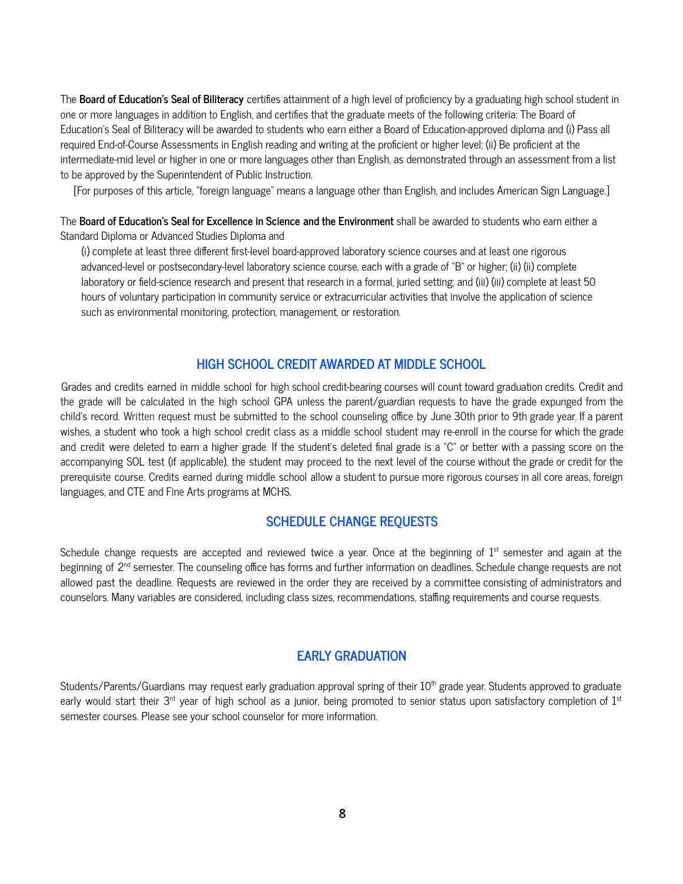The **Board of Education's Seal of Biliteracy** certifies attainment of a high level of proficiency by a graduating high school student in one or more languages in addition to English, and certifies that the graduate meets of the following criteria: The Board of Education's Seal of Biliteracy will be awarded to students who earn either a Board of Education-approved diploma and (i) Pass all required End-of-Course Assessments in English reading and writing at the proficient or higher level; (ii) Be proficient at the intermediate-mid level or higher in one or more languages other than English, as demonstrated through an assessment from a list to be approved by the Superintendent of Public Instruction.

[For purposes of this article, "foreign language" means a language other than English, and includes American Sign Language.]

The **Board of Education's Seal for Excellence in Science and the Environment** shall be awarded to students who earn either a Standard Diploma or Advanced Studies Diploma and

(i) complete at least three different first-level board-approved laboratory science courses and at least one rigorous advanced-level or postsecondary-level laboratory science course, each with a grade of "B" or higher; (ii) (ii) complete laboratory or field-science research and present that research in a formal, juried setting; and (iii) (iii) complete at least 50 hours of voluntary participation in community service or extracurricular activities that involve the application of science such as environmental monitoring, protection, management, or restoration.

## HIGH SCHOOL CREDIT AWARDED AT MIDDLE SCHOOL

Grades and credits earned in middle school for high school credit-bearing courses will count toward graduation credits. Credit and the grade will be calculated in the high school GPA unless the parent/guardian requests to have the grade expunged from the child's record. Written request must be submitted to the school counseling office by June 30th prior to 9th grade year. If a parent wishes, a student who took a high school credit class as a middle school student may re-enroll in the course for which the grade and credit were deleted to earn a higher grade. If the student's deleted final grade is a "C" or better with a passing score on the accompanying SOL test (if applicable), the student may proceed to the next level of the course without the grade or credit for the prerequisite course. Credits earned during middle school allow a student to pursue more rigorous courses in all core areas, foreign languages, and CTE and Fine Arts programs at MCHS.

## SCHEDULE CHANGE REQUESTS

Schedule change requests are accepted and reviewed twice a year. Once at the beginning of 1st semester and again at the beginning of 2nd semester. The counseling office has forms and further information on deadlines. Schedule change requests are not allowed past the deadline. Requests are reviewed in the order they are received by a committee consisting of administrators and counselors. Many variables are considered, including class sizes, recommendations, staffing requirements and course requests.

## EARLY GRADUATION

Students/Parents/Guardians may request early graduation approval spring of their 10th grade year. Students approved to graduate early would start their 3rd year of high school as a junior, being promoted to senior status upon satisfactory completion of 1st semester courses. Please see your school counselor for more information.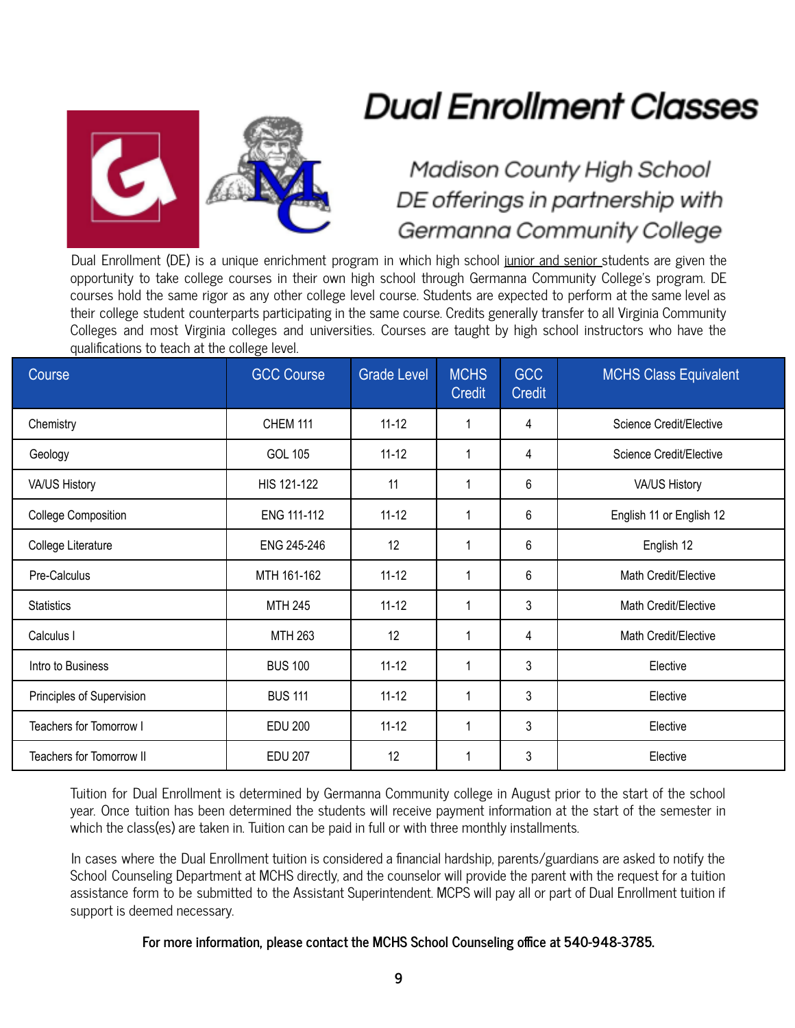# Dual Enrollment Classes

*Madison County High School DE offerings in partnership with Germanna Community College*

Dual Enrollment (DE) is a unique enrichment program in which high school junior and senior students are given the opportunity to take college courses in their own high school through Germanna Community College's program. DE courses hold the same rigor as any other college level course. Students are expected to perform at the same level as their college student counterparts participating in the same course. Credits generally transfer to all Virginia Community Colleges and most Virginia colleges and universities. Courses are taught by high school instructors who have the qualifications to teach at the college level.

| Course | GCC Course | Grade Level | MCHS Credit | GCC Credit | MCHS Class Equivalent |
|---|---|---|---|---|---|
| Chemistry | CHEM 111 | 11-12 | 1 | 4 | Science Credit/Elective |
| Geology | GOL 105 | 11-12 | 1 | 4 | Science Credit/Elective |
| VA/US History | HIS 121-122 | 11 | 1 | 6 | VA/US History |
| College Composition | ENG 111-112 | 11-12 | 1 | 6 | English 11 or English 12 |
| College Literature | ENG 245-246 | 12 | 1 | 6 | English 12 |
| Pre-Calculus | MTH 161-162 | 11-12 | 1 | 6 | Math Credit/Elective |
| Statistics | MTH 245 | 11-12 | 1 | 3 | Math Credit/Elective |
| Calculus I | MTH 263 | 12 | 1 | 4 | Math Credit/Elective |
| Intro to Business | BUS 100 | 11-12 | 1 | 3 | Elective |
| Principles of Supervision | BUS 111 | 11-12 | 1 | 3 | Elective |
| Teachers for Tomorrow I | EDU 200 | 11-12 | 1 | 3 | Elective |
| Teachers for Tomorrow II | EDU 207 | 12 | 1 | 3 | Elective |

Tuition for Dual Enrollment is determined by Germanna Community college in August prior to the start of the school year. Once tuition has been determined the students will receive payment information at the start of the semester in which the class(es) are taken in. Tuition can be paid in full or with three monthly installments.

In cases where the Dual Enrollment tuition is considered a financial hardship, parents/guardians are asked to notify the School Counseling Department at MCHS directly, and the counselor will provide the parent with the request for a tuition assistance form to be submitted to the Assistant Superintendent. MCPS will pay all or part of Dual Enrollment tuition if support is deemed necessary.

**For more information, please contact the MCHS School Counseling office at 540-948-3785.**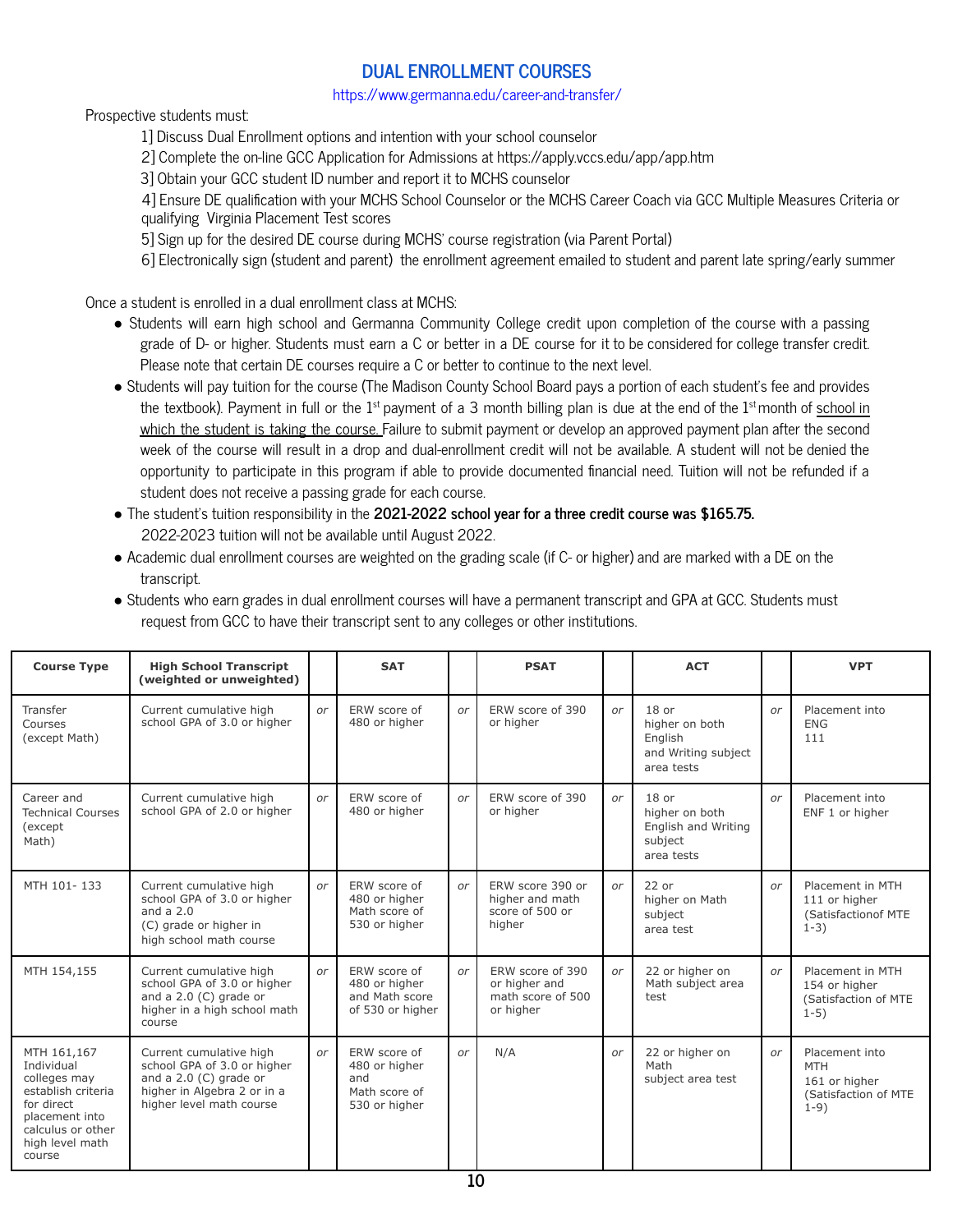# DUAL ENROLLMENT COURSES

https://www.germanna.edu/career-and-transfer/

Prospective students must:

1] Discuss Dual Enrollment options and intention with your school counselor

2] Complete the on-line GCC Application for Admissions at https://apply.vccs.edu/app/app.htm

3] Obtain your GCC student ID number and report it to MCHS counselor

4] Ensure DE qualification with your MCHS School Counselor or the MCHS Career Coach via GCC Multiple Measures Criteria or qualifying Virginia Placement Test scores

5] Sign up for the desired DE course during MCHS' course registration (via Parent Portal)

6] Electronically sign (student and parent) the enrollment agreement emailed to student and parent late spring/early summer

Once a student is enrolled in a dual enrollment class at MCHS:

- Students will earn high school and Germanna Community College credit upon completion of the course with a passing grade of D- or higher. Students must earn a C or better in a DE course for it to be considered for college transfer credit. Please note that certain DE courses require a C or better to continue to the next level.
- Students will pay tuition for the course (The Madison County School Board pays a portion of each student's fee and provides the textbook). Payment in full or the 1st payment of a 3 month billing plan is due at the end of the 1st month of school in which the student is taking the course. Failure to submit payment or develop an approved payment plan after the second week of the course will result in a drop and dual-enrollment credit will not be available. A student will not be denied the opportunity to participate in this program if able to provide documented financial need. Tuition will not be refunded if a student does not receive a passing grade for each course.
- The student's tuition responsibility in the **2021-2022 school year for a three credit course was $165.75.** 2022-2023 tuition will not be available until August 2022.
- Academic dual enrollment courses are weighted on the grading scale (if C- or higher) and are marked with a DE on the transcript.
- Students who earn grades in dual enrollment courses will have a permanent transcript and GPA at GCC. Students must request from GCC to have their transcript sent to any colleges or other institutions.

| Course Type | High School Transcript (weighted or unweighted) | | SAT | | PSAT | | ACT | | VPT |
|---|---|---|---|---|---|---|---|---|---|
| Transfer Courses (except Math) | Current cumulative high school GPA of 3.0 or higher | or | ERW score of 480 or higher | or | ERW score of 390 or higher | or | 18 or higher on both English and Writing subject area tests | or | Placement into ENG 111 |
| Career and Technical Courses (except Math) | Current cumulative high school GPA of 2.0 or higher | or | ERW score of 480 or higher | or | ERW score of 390 or higher | or | 18 or higher on both English and Writing subject area tests | or | Placement into ENF 1 or higher |
| MTH 101- 133 | Current cumulative high school GPA of 3.0 or higher and a 2.0 (C) grade or higher in high school math course | or | ERW score of 480 or higher Math score of 530 or higher | or | ERW score 390 or higher and math score of 500 or higher | or | 22 or higher on Math subject area test | or | Placement in MTH 111 or higher (Satisfactionof MTE 1-3) |
| MTH 154,155 | Current cumulative high school GPA of 3.0 or higher and a 2.0 (C) grade or higher in a high school math course | or | ERW score of 480 or higher and Math score of 530 or higher | or | ERW score of 390 or higher and math score of 500 or higher | or | 22 or higher on Math subject area test | or | Placement in MTH 154 or higher (Satisfaction of MTE 1-5) |
| MTH 161,167 Individual colleges may establish criteria for direct placement into calculus or other high level math course | Current cumulative high school GPA of 3.0 or higher and a 2.0 (C) grade or higher in Algebra 2 or in a higher level math course | or | ERW score of 480 or higher and Math score of 530 or higher | or | N/A | or | 22 or higher on Math subject area test | or | Placement into MTH 161 or higher (Satisfaction of MTE 1-9) |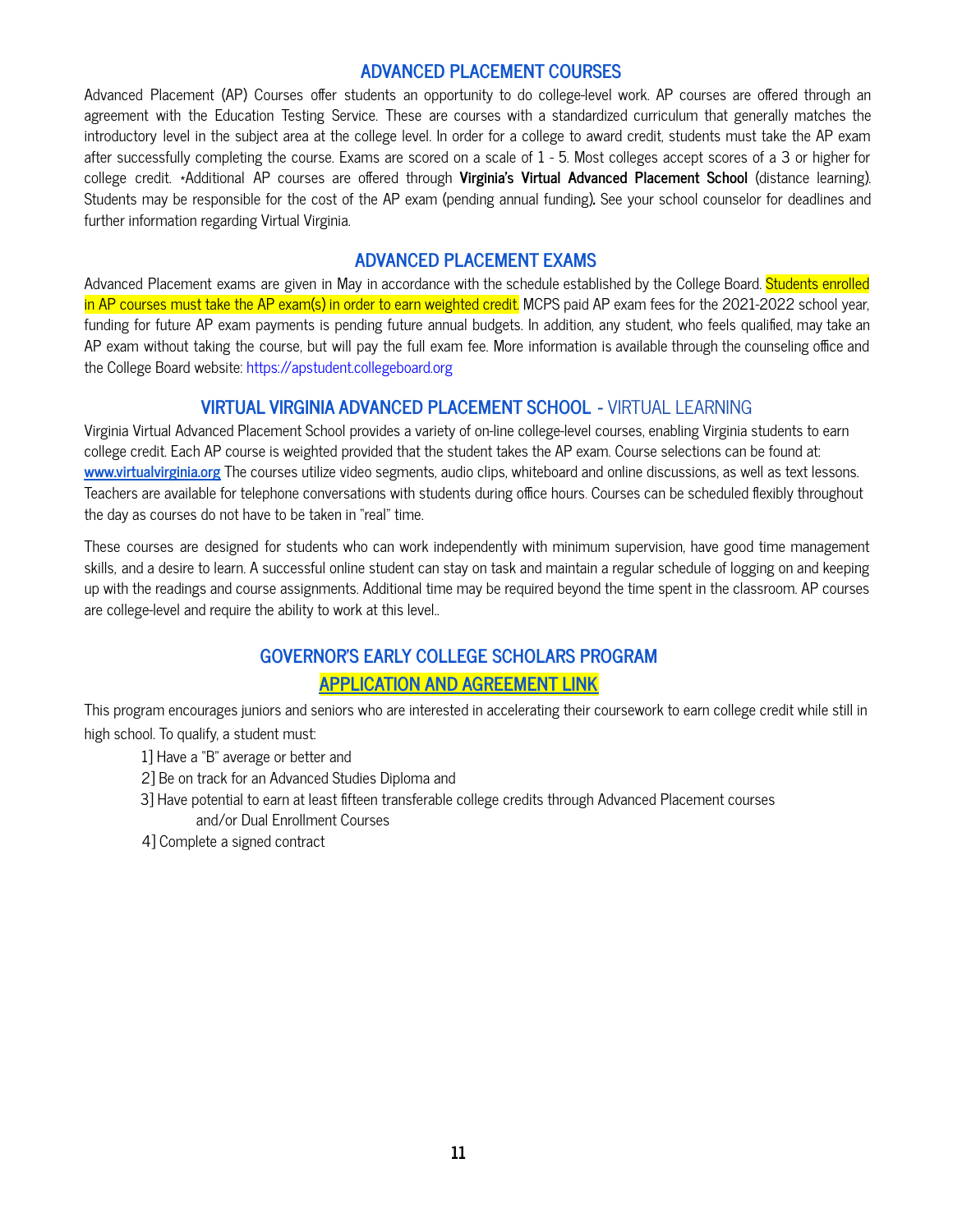## ADVANCED PLACEMENT COURSES

Advanced Placement (AP) Courses offer students an opportunity to do college-level work. AP courses are offered through an agreement with the Education Testing Service. These are courses with a standardized curriculum that generally matches the introductory level in the subject area at the college level. In order for a college to award credit, students must take the AP exam after successfully completing the course. Exams are scored on a scale of 1 - 5. Most colleges accept scores of a 3 or higher for college credit. *Additional AP courses are offered through **Virginia's Virtual Advanced Placement School** (distance learning). Students may be responsible for the cost of the AP exam (pending annual funding). See your school counselor for deadlines and further information regarding Virtual Virginia.

## ADVANCED PLACEMENT EXAMS

Advanced Placement exams are given in May in accordance with the schedule established by the College Board. Students enrolled in AP courses must take the AP exam(s) in order to earn weighted credit. MCPS paid AP exam fees for the 2021-2022 school year, funding for future AP exam payments is pending future annual budgets. In addition, any student, who feels qualified, may take an AP exam without taking the course, but will pay the full exam fee. More information is available through the counseling office and the College Board website: https://apstudent.collegeboard.org

## VIRTUAL VIRGINIA ADVANCED PLACEMENT SCHOOL - VIRTUAL LEARNING

Virginia Virtual Advanced Placement School provides a variety of on-line college-level courses, enabling Virginia students to earn college credit. Each AP course is weighted provided that the student takes the AP exam. Course selections can be found at: **www.virtualvirginia.org** The courses utilize video segments, audio clips, whiteboard and online discussions, as well as text lessons. Teachers are available for telephone conversations with students during office hours. Courses can be scheduled flexibly throughout the day as courses do not have to be taken in "real" time.

These courses are designed for students who can work independently with minimum supervision, have good time management skills, and a desire to learn. A successful online student can stay on task and maintain a regular schedule of logging on and keeping up with the readings and course assignments. Additional time may be required beyond the time spent in the classroom. AP courses are college-level and require the ability to work at this level..

## GOVERNOR'S EARLY COLLEGE SCHOLARS PROGRAM

### APPLICATION AND AGREEMENT LINK

This program encourages juniors and seniors who are interested in accelerating their coursework to earn college credit while still in high school. To qualify, a student must:

1] Have a "B" average or better and
2] Be on track for an Advanced Studies Diploma and
3] Have potential to earn at least fifteen transferable college credits through Advanced Placement courses and/or Dual Enrollment Courses
4] Complete a signed contract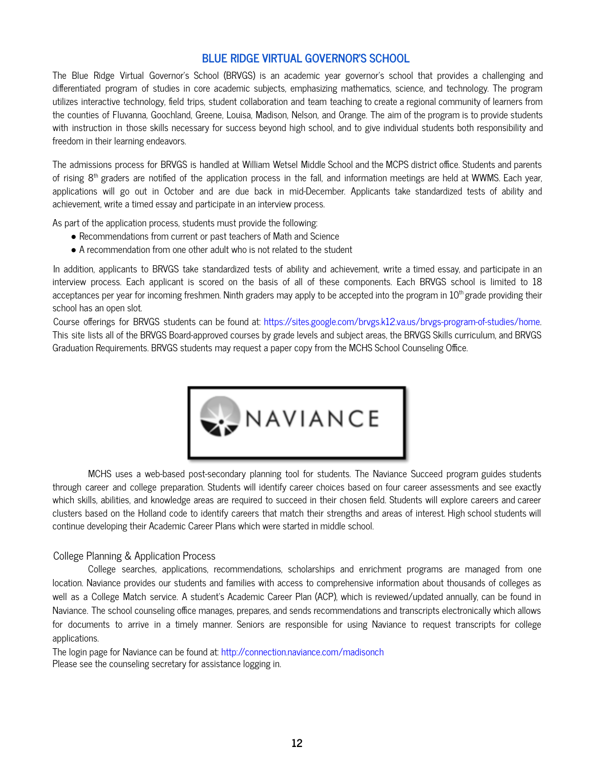## BLUE RIDGE VIRTUAL GOVERNOR'S SCHOOL

The Blue Ridge Virtual Governor's School (BRVGS) is an academic year governor's school that provides a challenging and differentiated program of studies in core academic subjects, emphasizing mathematics, science, and technology. The program utilizes interactive technology, field trips, student collaboration and team teaching to create a regional community of learners from the counties of Fluvanna, Goochland, Greene, Louisa, Madison, Nelson, and Orange. The aim of the program is to provide students with instruction in those skills necessary for success beyond high school, and to give individual students both responsibility and freedom in their learning endeavors.

The admissions process for BRVGS is handled at William Wetsel Middle School and the MCPS district office. Students and parents of rising 8th graders are notified of the application process in the fall, and information meetings are held at WWMS. Each year, applications will go out in October and are due back in mid-December. Applicants take standardized tests of ability and achievement, write a timed essay and participate in an interview process.

As part of the application process, students must provide the following:

- Recommendations from current or past teachers of Math and Science
- A recommendation from one other adult who is not related to the student

In addition, applicants to BRVGS take standardized tests of ability and achievement, write a timed essay, and participate in an interview process. Each applicant is scored on the basis of all of these components. Each BRVGS school is limited to 18 acceptances per year for incoming freshmen. Ninth graders may apply to be accepted into the program in 10th grade providing their school has an open slot.

Course offerings for BRVGS students can be found at: https://sites.google.com/brvgs.k12.va.us/brvgs-program-of-studies/home. This site lists all of the BRVGS Board-approved courses by grade levels and subject areas, the BRVGS Skills curriculum, and BRVGS Graduation Requirements. BRVGS students may request a paper copy from the MCHS School Counseling Office.

NAVIANCE

MCHS uses a web-based post-secondary planning tool for students. The Naviance Succeed program guides students through career and college preparation. Students will identify career choices based on four career assessments and see exactly which skills, abilities, and knowledge areas are required to succeed in their chosen field. Students will explore careers and career clusters based on the Holland code to identify careers that match their strengths and areas of interest. High school students will continue developing their Academic Career Plans which were started in middle school.

### College Planning & Application Process

College searches, applications, recommendations, scholarships and enrichment programs are managed from one location. Naviance provides our students and families with access to comprehensive information about thousands of colleges as well as a College Match service. A student's Academic Career Plan (ACP), which is reviewed/updated annually, can be found in Naviance. The school counseling office manages, prepares, and sends recommendations and transcripts electronically which allows for documents to arrive in a timely manner. Seniors are responsible for using Naviance to request transcripts for college applications.

The login page for Naviance can be found at: http://connection.naviance.com/madisonch
Please see the counseling secretary for assistance logging in.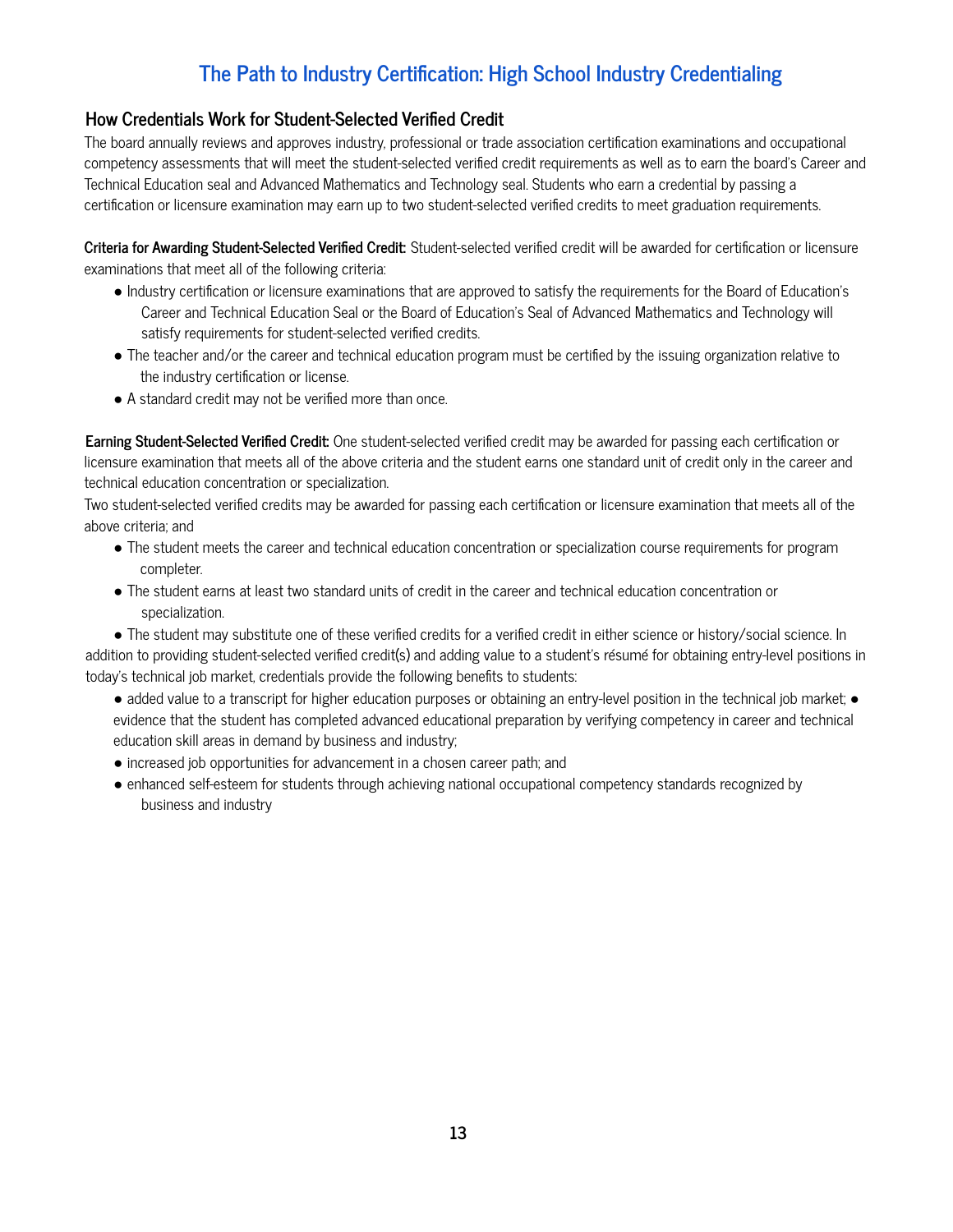# The Path to Industry Certification: High School Industry Credentialing

## How Credentials Work for Student-Selected Verified Credit

The board annually reviews and approves industry, professional or trade association certification examinations and occupational competency assessments that will meet the student-selected verified credit requirements as well as to earn the board's Career and Technical Education seal and Advanced Mathematics and Technology seal. Students who earn a credential by passing a certification or licensure examination may earn up to two student-selected verified credits to meet graduation requirements.

**Criteria for Awarding Student-Selected Verified Credit:** Student-selected verified credit will be awarded for certification or licensure examinations that meet all of the following criteria:

- Industry certification or licensure examinations that are approved to satisfy the requirements for the Board of Education's Career and Technical Education Seal or the Board of Education's Seal of Advanced Mathematics and Technology will satisfy requirements for student-selected verified credits.
- The teacher and/or the career and technical education program must be certified by the issuing organization relative to the industry certification or license.
- A standard credit may not be verified more than once.

**Earning Student-Selected Verified Credit:** One student-selected verified credit may be awarded for passing each certification or licensure examination that meets all of the above criteria and the student earns one standard unit of credit only in the career and technical education concentration or specialization.

Two student-selected verified credits may be awarded for passing each certification or licensure examination that meets all of the above criteria; and

- The student meets the career and technical education concentration or specialization course requirements for program completer.
- The student earns at least two standard units of credit in the career and technical education concentration or specialization.
- The student may substitute one of these verified credits for a verified credit in either science or history/social science.

In addition to providing student-selected verified credit(s) and adding value to a student's résumé for obtaining entry-level positions in today's technical job market, credentials provide the following benefits to students:

- added value to a transcript for higher education purposes or obtaining an entry-level position in the technical job market;
- evidence that the student has completed advanced educational preparation by verifying competency in career and technical education skill areas in demand by business and industry;
- increased job opportunities for advancement in a chosen career path; and
- enhanced self-esteem for students through achieving national occupational competency standards recognized by business and industry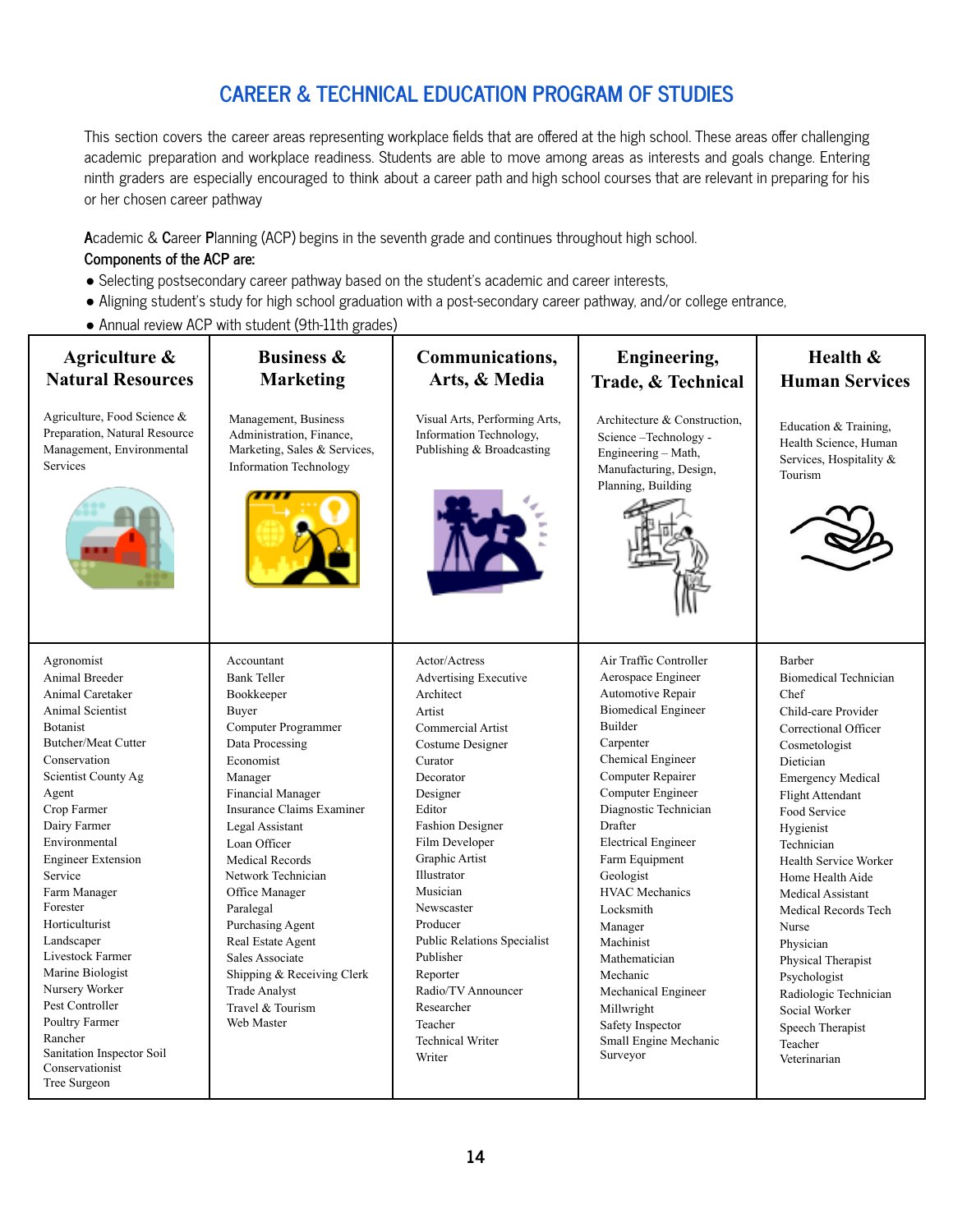# CAREER & TECHNICAL EDUCATION PROGRAM OF STUDIES

This section covers the career areas representing workplace fields that are offered at the high school. These areas offer challenging academic preparation and workplace readiness. Students are able to move among areas as interests and goals change. Entering ninth graders are especially encouraged to think about a career path and high school courses that are relevant in preparing for his or her chosen career pathway

**A**cademic & **C**areer **P**lanning (ACP) begins in the seventh grade and continues throughout high school.

**Components of the ACP are:**

- Selecting postsecondary career pathway based on the student's academic and career interests,
- Aligning student's study for high school graduation with a post-secondary career pathway, and/or college entrance,
- Annual review ACP with student (9th-11th grades)

| Agriculture & Natural Resources | Business & Marketing | Communications, Arts, & Media | Engineering, Trade, & Technical | Health & Human Services |
|---|---|---|---|---|
| Agriculture, Food Science & Preparation, Natural Resource Management, Environmental Services | Management, Business Administration, Finance, Marketing, Sales & Services, Information Technology | Visual Arts, Performing Arts, Information Technology, Publishing & Broadcasting | Architecture & Construction, Science –Technology - Engineering – Math, Manufacturing, Design, Planning, Building | Education & Training, Health Science, Human Services, Hospitality & Tourism |
| Agronomist<br>Animal Breeder<br>Animal Caretaker<br>Animal Scientist<br>Botanist<br>Butcher/Meat Cutter<br>Conservation<br>Scientist County Ag<br>Agent<br>Crop Farmer<br>Dairy Farmer<br>Environmental<br>Engineer Extension<br>Service<br>Farm Manager<br>Forester<br>Horticulturist<br>Landscaper<br>Livestock Farmer<br>Marine Biologist<br>Nursery Worker<br>Pest Controller<br>Poultry Farmer<br>Rancher<br>Sanitation Inspector Soil<br>Conservationist<br>Tree Surgeon | Accountant<br>Bank Teller<br>Bookkeeper<br>Buyer<br>Computer Programmer<br>Data Processing<br>Economist<br>Manager<br>Financial Manager<br>Insurance Claims Examiner<br>Legal Assistant<br>Loan Officer<br>Medical Records<br>Network Technician<br>Office Manager<br>Paralegal<br>Purchasing Agent<br>Real Estate Agent<br>Sales Associate<br>Shipping & Receiving Clerk<br>Trade Analyst<br>Travel & Tourism<br>Web Master | Actor/Actress<br>Advertising Executive<br>Architect<br>Artist<br>Commercial Artist<br>Costume Designer<br>Curator<br>Decorator<br>Designer<br>Editor<br>Fashion Designer<br>Film Developer<br>Graphic Artist<br>Illustrator<br>Musician<br>Newscaster<br>Producer<br>Public Relations Specialist<br>Publisher<br>Reporter<br>Radio/TV Announcer<br>Researcher<br>Teacher<br>Technical Writer<br>Writer | Air Traffic Controller<br>Aerospace Engineer<br>Automotive Repair<br>Biomedical Engineer<br>Builder<br>Carpenter<br>Chemical Engineer<br>Computer Repairer<br>Computer Engineer<br>Diagnostic Technician<br>Drafter<br>Electrical Engineer<br>Farm Equipment<br>Geologist<br>HVAC Mechanics<br>Locksmith<br>Manager<br>Machinist<br>Mathematician<br>Mechanic<br>Mechanical Engineer<br>Millwright<br>Safety Inspector<br>Small Engine Mechanic<br>Surveyor | Barber<br>Biomedical Technician<br>Chef<br>Child-care Provider<br>Correctional Officer<br>Cosmetologist<br>Dietician<br>Emergency Medical<br>Flight Attendant<br>Food Service<br>Hygienist<br>Technician<br>Health Service Worker<br>Home Health Aide<br>Medical Assistant<br>Medical Records Tech<br>Nurse<br>Physician<br>Physical Therapist<br>Psychologist<br>Radiologic Technician<br>Social Worker<br>Speech Therapist<br>Teacher<br>Veterinarian |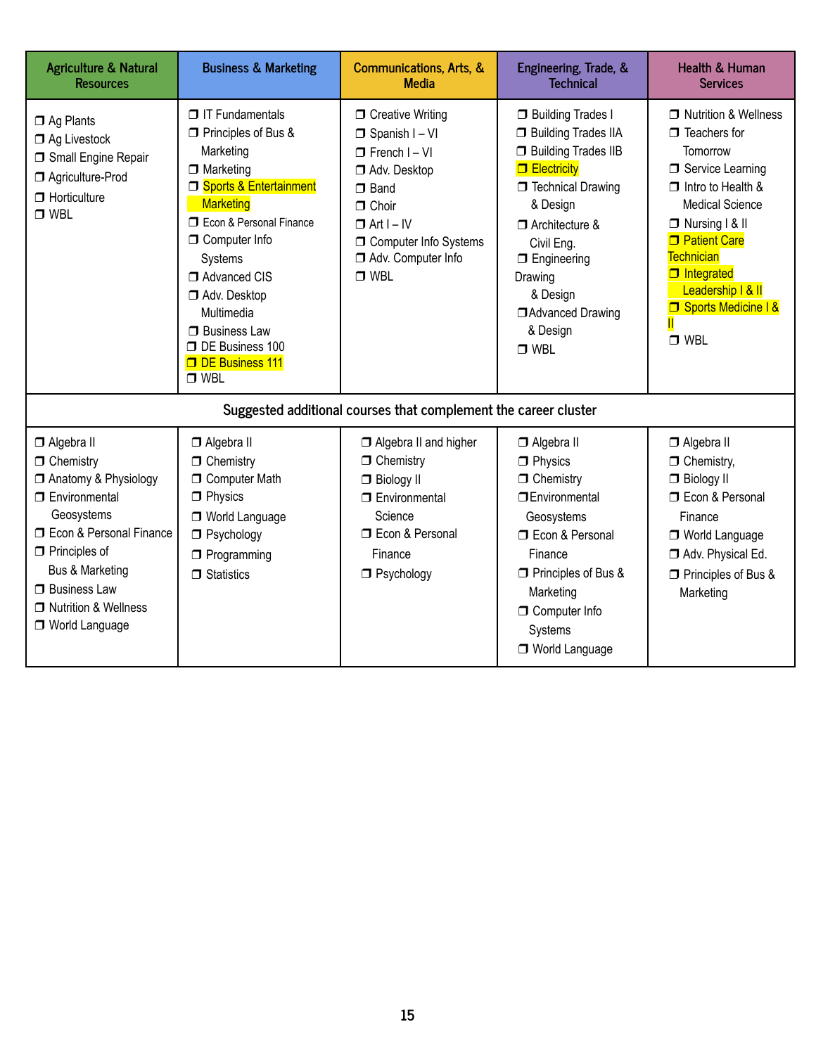| Agriculture & Natural Resources | Business & Marketing | Communications, Arts, & Media | Engineering, Trade, & Technical | Health & Human Services |
|---|---|---|---|---|
| ❒ Ag Plants<br>❒ Ag Livestock<br>❒ Small Engine Repair<br>❒ Agriculture-Prod<br>❒ Horticulture<br>❒ WBL | ❒ IT Fundamentals<br>❒ Principles of Bus & Marketing<br>❒ Marketing<br>❒ Sports & Entertainment Marketing<br>❒ Econ & Personal Finance<br>❒ Computer Info Systems<br>❒ Advanced CIS<br>❒ Adv. Desktop Multimedia<br>❒ Business Law<br>❒ DE Business 100<br>❒ DE Business 111<br>❒ WBL | ❒ Creative Writing<br>❒ Spanish I – VI<br>❒ French I – VI<br>❒ Adv. Desktop<br>❒ Band<br>❒ Choir<br>❒ Art I – IV<br>❒ Computer Info Systems<br>❒ Adv. Computer Info<br>❒ WBL | ❒ Building Trades I<br>❒ Building Trades IIA<br>❒ Building Trades IIB<br>❒ Electricity<br>❒ Technical Drawing & Design<br>❒ Architecture & Civil Eng.<br>❒ Engineering Drawing & Design<br>❒ Advanced Drawing & Design<br>❒ WBL | ❒ Nutrition & Wellness<br>❒ Teachers for Tomorrow<br>❒ Service Learning<br>❒ Intro to Health & Medical Science<br>❒ Nursing I & II<br>❒ Patient Care Technician<br>❒ Integrated Leadership I & II<br>❒ Sports Medicine I & II<br>❒ WBL |
| **Suggested additional courses that complement the career cluster** | | | | |
| ❒ Algebra II<br>❒ Chemistry<br>❒ Anatomy & Physiology<br>❒ Environmental Geosystems<br>❒ Econ & Personal Finance<br>❒ Principles of Bus & Marketing<br>❒ Business Law<br>❒ Nutrition & Wellness<br>❒ World Language | ❒ Algebra II<br>❒ Chemistry<br>❒ Computer Math<br>❒ Physics<br>❒ World Language<br>❒ Psychology<br>❒ Programming<br>❒ Statistics | ❒ Algebra II and higher<br>❒ Chemistry<br>❒ Biology II<br>❒ Environmental Science<br>❒ Econ & Personal Finance<br>❒ Psychology | ❒ Algebra II<br>❒ Physics<br>❒ Chemistry<br>❒ Environmental Geosystems<br>❒ Econ & Personal Finance<br>❒ Principles of Bus & Marketing<br>❒ Computer Info Systems<br>❒ World Language | ❒ Algebra II<br>❒ Chemistry,<br>❒ Biology II<br>❒ Econ & Personal Finance<br>❒ World Language<br>❒ Adv. Physical Ed.<br>❒ Principles of Bus & Marketing |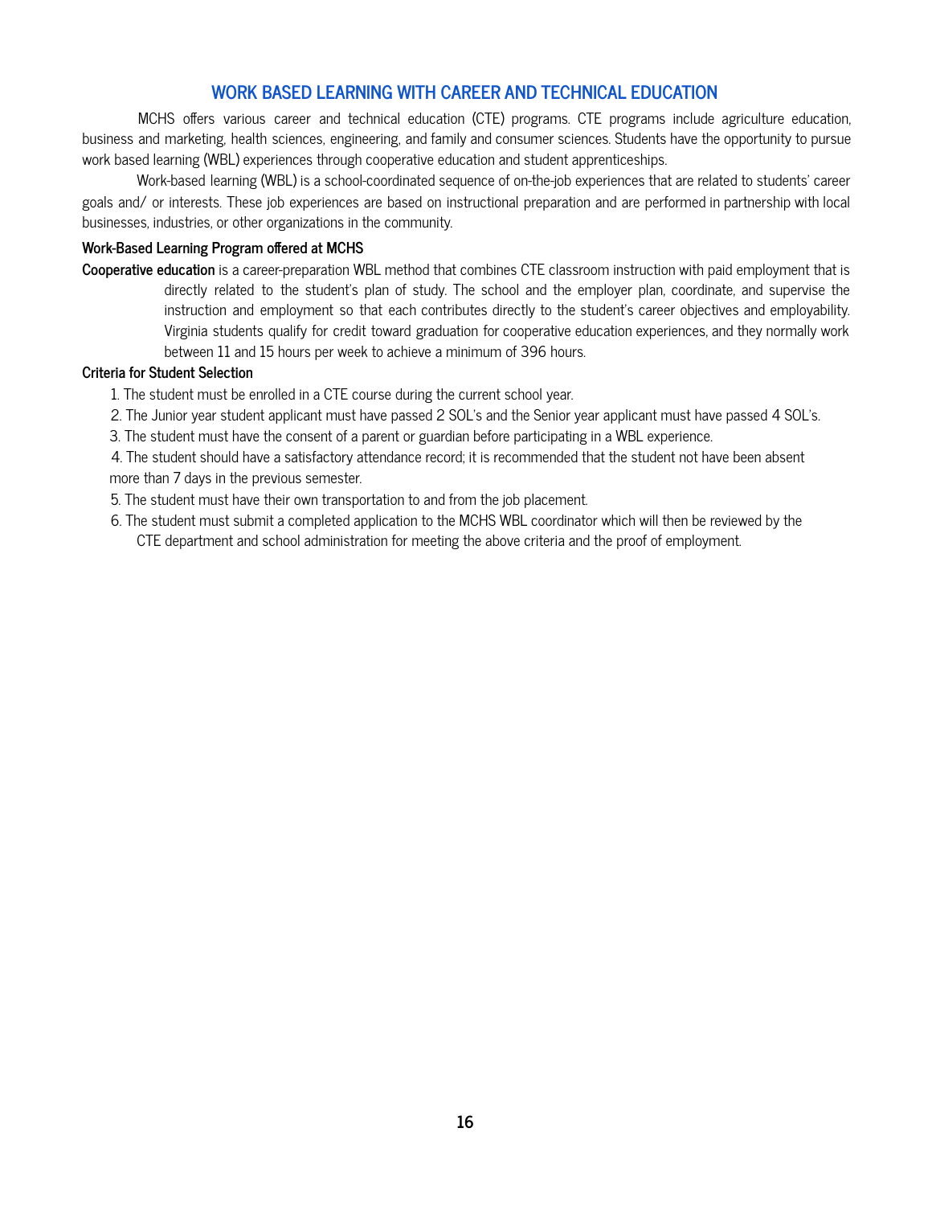## WORK BASED LEARNING WITH CAREER AND TECHNICAL EDUCATION

MCHS offers various career and technical education (CTE) programs. CTE programs include agriculture education, business and marketing, health sciences, engineering, and family and consumer sciences. Students have the opportunity to pursue work based learning (WBL) experiences through cooperative education and student apprenticeships.

Work-based learning (WBL) is a school-coordinated sequence of on-the-job experiences that are related to students' career goals and/ or interests. These job experiences are based on instructional preparation and are performed in partnership with local businesses, industries, or other organizations in the community.

**Work-Based Learning Program offered at MCHS**

**Cooperative education** is a career-preparation WBL method that combines CTE classroom instruction with paid employment that is directly related to the student's plan of study. The school and the employer plan, coordinate, and supervise the instruction and employment so that each contributes directly to the student's career objectives and employability. Virginia students qualify for credit toward graduation for cooperative education experiences, and they normally work between 11 and 15 hours per week to achieve a minimum of 396 hours.

**Criteria for Student Selection**

1. The student must be enrolled in a CTE course during the current school year.
2. The Junior year student applicant must have passed 2 SOL's and the Senior year applicant must have passed 4 SOL's.
3. The student must have the consent of a parent or guardian before participating in a WBL experience.
4. The student should have a satisfactory attendance record; it is recommended that the student not have been absent more than 7 days in the previous semester.
5. The student must have their own transportation to and from the job placement.
6. The student must submit a completed application to the MCHS WBL coordinator which will then be reviewed by the CTE department and school administration for meeting the above criteria and the proof of employment.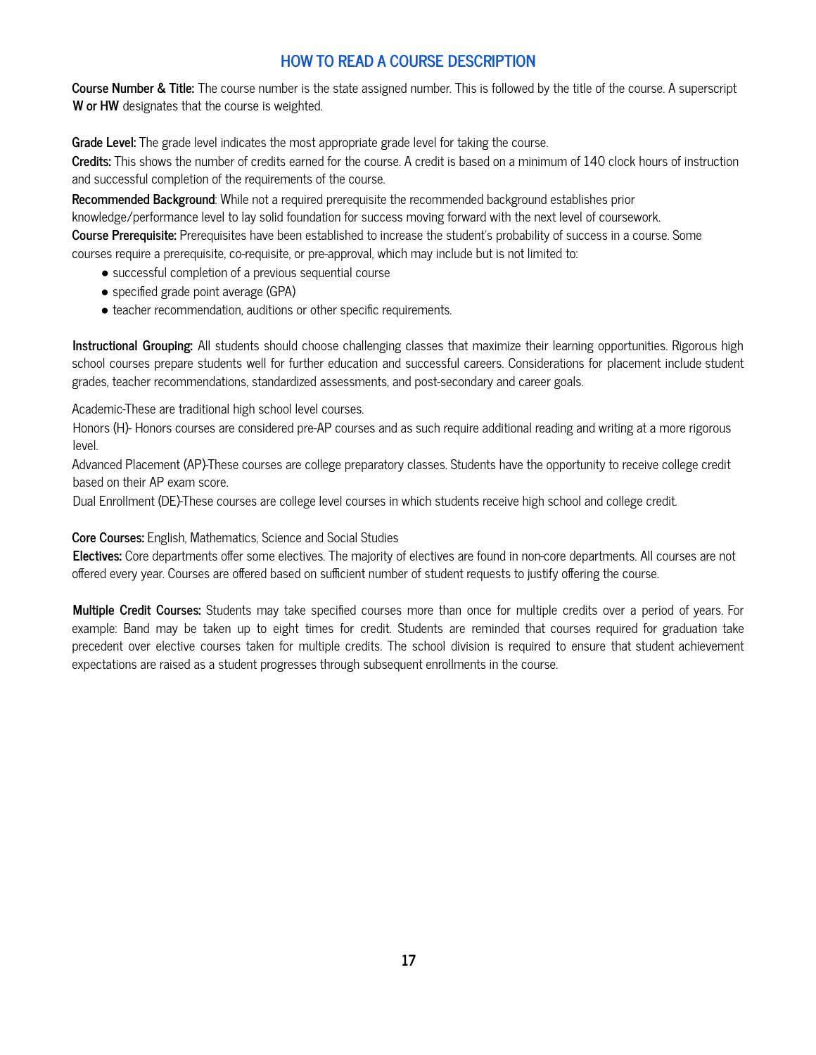## HOW TO READ A COURSE DESCRIPTION

**Course Number & Title:** The course number is the state assigned number. This is followed by the title of the course. A superscript **W or HW** designates that the course is weighted.

**Grade Level:** The grade level indicates the most appropriate grade level for taking the course.

**Credits:** This shows the number of credits earned for the course. A credit is based on a minimum of 140 clock hours of instruction and successful completion of the requirements of the course.

**Recommended Background**: While not a required prerequisite the recommended background establishes prior knowledge/performance level to lay solid foundation for success moving forward with the next level of coursework.

**Course Prerequisite:** Prerequisites have been established to increase the student's probability of success in a course. Some courses require a prerequisite, co-requisite, or pre-approval, which may include but is not limited to:

- successful completion of a previous sequential course
- specified grade point average (GPA)
- teacher recommendation, auditions or other specific requirements.

**Instructional Grouping:** All students should choose challenging classes that maximize their learning opportunities. Rigorous high school courses prepare students well for further education and successful careers. Considerations for placement include student grades, teacher recommendations, standardized assessments, and post-secondary and career goals.

Academic-These are traditional high school level courses.

Honors (H)- Honors courses are considered pre-AP courses and as such require additional reading and writing at a more rigorous level.

Advanced Placement (AP)-These courses are college preparatory classes. Students have the opportunity to receive college credit based on their AP exam score.

Dual Enrollment (DE)-These courses are college level courses in which students receive high school and college credit.

**Core Courses:** English, Mathematics, Science and Social Studies

**Electives:** Core departments offer some electives. The majority of electives are found in non-core departments. All courses are not offered every year. Courses are offered based on sufficient number of student requests to justify offering the course.

**Multiple Credit Courses:** Students may take specified courses more than once for multiple credits over a period of years. For example: Band may be taken up to eight times for credit. Students are reminded that courses required for graduation take precedent over elective courses taken for multiple credits. The school division is required to ensure that student achievement expectations are raised as a student progresses through subsequent enrollments in the course.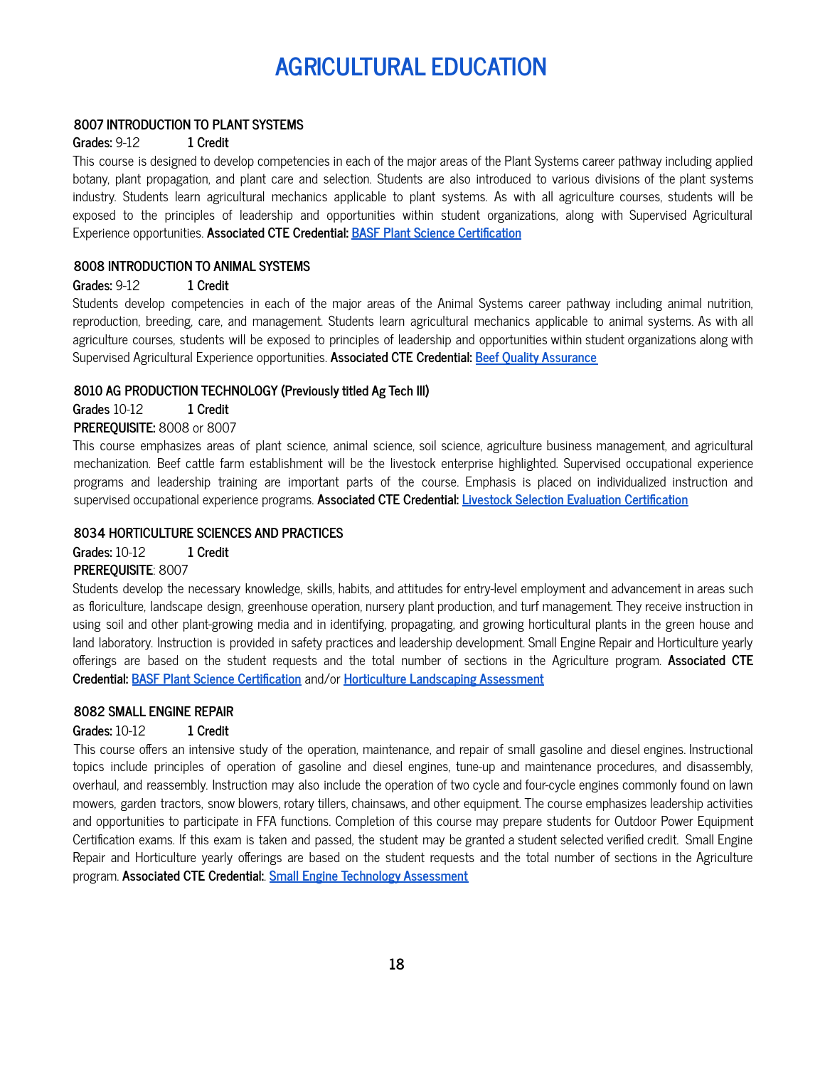# AGRICULTURAL EDUCATION

### 8007 INTRODUCTION TO PLANT SYSTEMS

**Grades:** 9-12 **1 Credit**

This course is designed to develop competencies in each of the major areas of the Plant Systems career pathway including applied botany, plant propagation, and plant care and selection. Students are also introduced to various divisions of the plant systems industry. Students learn agricultural mechanics applicable to plant systems. As with all agriculture courses, students will be exposed to the principles of leadership and opportunities within student organizations, along with Supervised Agricultural Experience opportunities. **Associated CTE Credential:** BASF Plant Science Certification

### 8008 INTRODUCTION TO ANIMAL SYSTEMS

**Grades:** 9-12 **1 Credit**

Students develop competencies in each of the major areas of the Animal Systems career pathway including animal nutrition, reproduction, breeding, care, and management. Students learn agricultural mechanics applicable to animal systems. As with all agriculture courses, students will be exposed to principles of leadership and opportunities within student organizations along with Supervised Agricultural Experience opportunities. **Associated CTE Credential:** Beef Quality Assurance

### 8010 AG PRODUCTION TECHNOLOGY (Previously titled Ag Tech III)

**Grades** 10-12 **1 Credit**

**PREREQUISITE:** 8008 or 8007

This course emphasizes areas of plant science, animal science, soil science, agriculture business management, and agricultural mechanization. Beef cattle farm establishment will be the livestock enterprise highlighted. Supervised occupational experience programs and leadership training are important parts of the course. Emphasis is placed on individualized instruction and supervised occupational experience programs. **Associated CTE Credential:** Livestock Selection Evaluation Certification

### 8034 HORTICULTURE SCIENCES AND PRACTICES

**Grades:** 10-12 **1 Credit**

**PREREQUISITE**: 8007

Students develop the necessary knowledge, skills, habits, and attitudes for entry-level employment and advancement in areas such as floriculture, landscape design, greenhouse operation, nursery plant production, and turf management. They receive instruction in using soil and other plant-growing media and in identifying, propagating, and growing horticultural plants in the green house and land laboratory. Instruction is provided in safety practices and leadership development. Small Engine Repair and Horticulture yearly offerings are based on the student requests and the total number of sections in the Agriculture program. **Associated CTE Credential:** BASF Plant Science Certification and/or Horticulture Landscaping Assessment

### 8082 SMALL ENGINE REPAIR

**Grades:** 10-12 **1 Credit**

This course offers an intensive study of the operation, maintenance, and repair of small gasoline and diesel engines. Instructional topics include principles of operation of gasoline and diesel engines, tune-up and maintenance procedures, and disassembly, overhaul, and reassembly. Instruction may also include the operation of two cycle and four-cycle engines commonly found on lawn mowers, garden tractors, snow blowers, rotary tillers, chainsaws, and other equipment. The course emphasizes leadership activities and opportunities to participate in FFA functions. Completion of this course may prepare students for Outdoor Power Equipment Certification exams. If this exam is taken and passed, the student may be granted a student selected verified credit. Small Engine Repair and Horticulture yearly offerings are based on the student requests and the total number of sections in the Agriculture program. **Associated CTE Credential:**. Small Engine Technology Assessment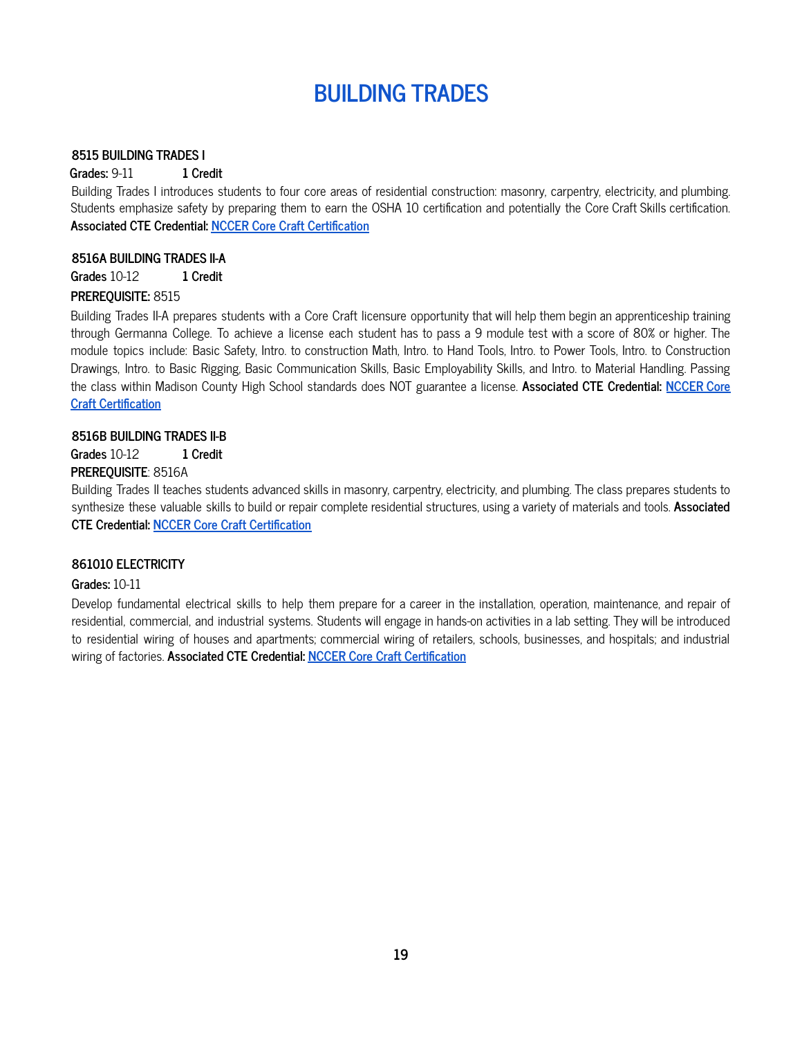# BUILDING TRADES

**8515 BUILDING TRADES I**

**Grades:** 9-11 **1 Credit**

Building Trades I introduces students to four core areas of residential construction: masonry, carpentry, electricity, and plumbing. Students emphasize safety by preparing them to earn the OSHA 10 certification and potentially the Core Craft Skills certification. **Associated CTE Credential:** NCCER Core Craft Certification

**8516A BUILDING TRADES II-A**

**Grades** 10-12 **1 Credit**

**PREREQUISITE:** 8515

Building Trades II-A prepares students with a Core Craft licensure opportunity that will help them begin an apprenticeship training through Germanna College. To achieve a license each student has to pass a 9 module test with a score of 80% or higher. The module topics include: Basic Safety, Intro. to construction Math, Intro. to Hand Tools, Intro. to Power Tools, Intro. to Construction Drawings, Intro. to Basic Rigging, Basic Communication Skills, Basic Employability Skills, and Intro. to Material Handling. Passing the class within Madison County High School standards does NOT guarantee a license. **Associated CTE Credential:** NCCER Core Craft Certification

**8516B BUILDING TRADES II-B**

**Grades** 10-12 **1 Credit**

**PREREQUISITE**: 8516A

Building Trades II teaches students advanced skills in masonry, carpentry, electricity, and plumbing. The class prepares students to synthesize these valuable skills to build or repair complete residential structures, using a variety of materials and tools. **Associated CTE Credential:** NCCER Core Craft Certification

**861010 ELECTRICITY**

**Grades:** 10-11

Develop fundamental electrical skills to help them prepare for a career in the installation, operation, maintenance, and repair of residential, commercial, and industrial systems. Students will engage in hands-on activities in a lab setting. They will be introduced to residential wiring of houses and apartments; commercial wiring of retailers, schools, businesses, and hospitals; and industrial wiring of factories. **Associated CTE Credential:** NCCER Core Craft Certification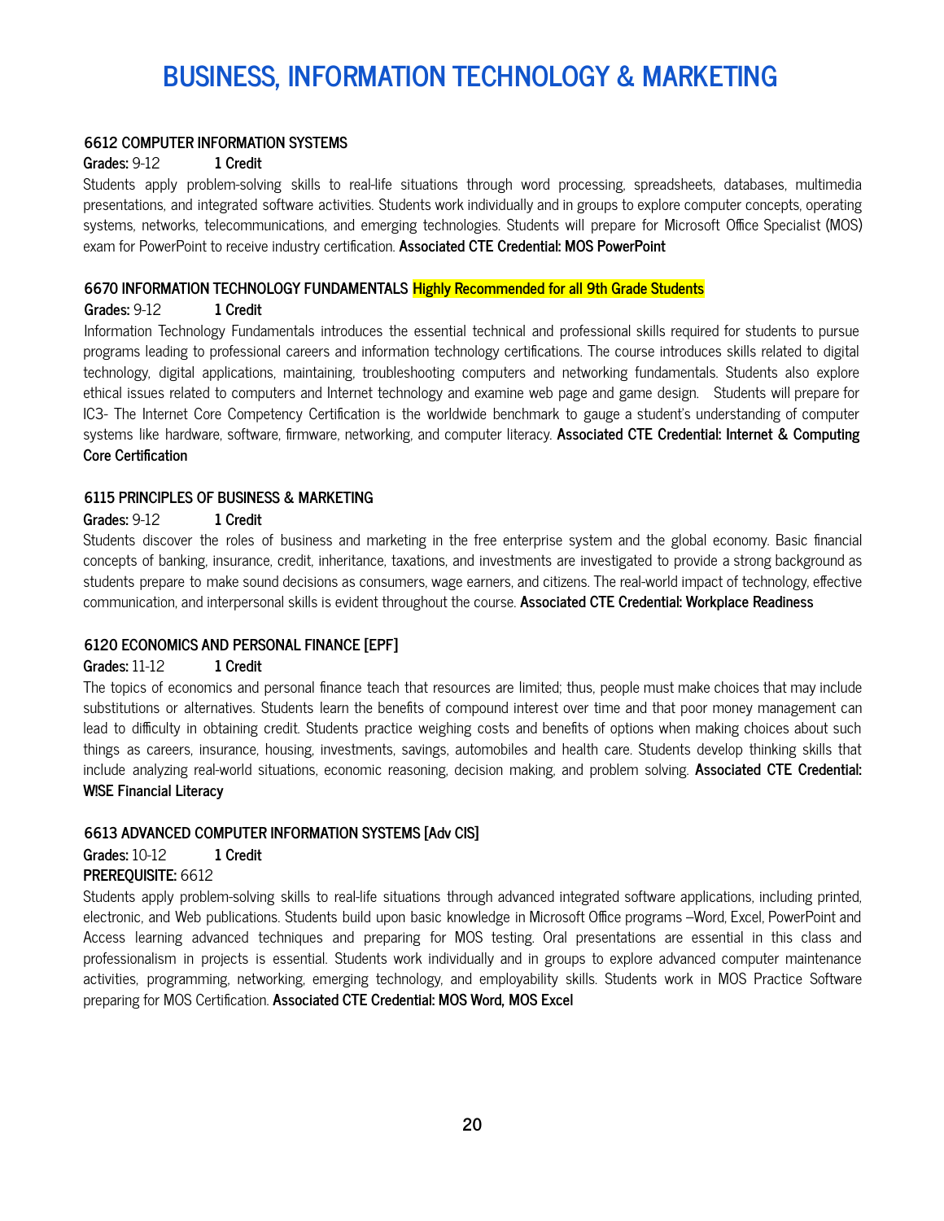# BUSINESS, INFORMATION TECHNOLOGY & MARKETING

### 6612 COMPUTER INFORMATION SYSTEMS

**Grades:** 9-12 **1 Credit**

Students apply problem-solving skills to real-life situations through word processing, spreadsheets, databases, multimedia presentations, and integrated software activities. Students work individually and in groups to explore computer concepts, operating systems, networks, telecommunications, and emerging technologies. Students will prepare for Microsoft Office Specialist (MOS) exam for PowerPoint to receive industry certification. **Associated CTE Credential: MOS PowerPoint**

### 6670 INFORMATION TECHNOLOGY FUNDAMENTALS Highly Recommended for all 9th Grade Students

**Grades:** 9-12 **1 Credit**

Information Technology Fundamentals introduces the essential technical and professional skills required for students to pursue programs leading to professional careers and information technology certifications. The course introduces skills related to digital technology, digital applications, maintaining, troubleshooting computers and networking fundamentals. Students also explore ethical issues related to computers and Internet technology and examine web page and game design. Students will prepare for IC3- The Internet Core Competency Certification is the worldwide benchmark to gauge a student's understanding of computer systems like hardware, software, firmware, networking, and computer literacy. **Associated CTE Credential: Internet & Computing Core Certification**

### 6115 PRINCIPLES OF BUSINESS & MARKETING

**Grades:** 9-12 **1 Credit**

Students discover the roles of business and marketing in the free enterprise system and the global economy. Basic financial concepts of banking, insurance, credit, inheritance, taxations, and investments are investigated to provide a strong background as students prepare to make sound decisions as consumers, wage earners, and citizens. The real-world impact of technology, effective communication, and interpersonal skills is evident throughout the course. **Associated CTE Credential: Workplace Readiness**

### 6120 ECONOMICS AND PERSONAL FINANCE [EPF]

**Grades:** 11-12 **1 Credit**

The topics of economics and personal finance teach that resources are limited; thus, people must make choices that may include substitutions or alternatives. Students learn the benefits of compound interest over time and that poor money management can lead to difficulty in obtaining credit. Students practice weighing costs and benefits of options when making choices about such things as careers, insurance, housing, investments, savings, automobiles and health care. Students develop thinking skills that include analyzing real-world situations, economic reasoning, decision making, and problem solving. **Associated CTE Credential: W!SE Financial Literacy**

### 6613 ADVANCED COMPUTER INFORMATION SYSTEMS [Adv CIS]

**Grades:** 10-12 **1 Credit**

**PREREQUISITE:** 6612

Students apply problem-solving skills to real-life situations through advanced integrated software applications, including printed, electronic, and Web publications. Students build upon basic knowledge in Microsoft Office programs –Word, Excel, PowerPoint and Access learning advanced techniques and preparing for MOS testing. Oral presentations are essential in this class and professionalism in projects is essential. Students work individually and in groups to explore advanced computer maintenance activities, programming, networking, emerging technology, and employability skills. Students work in MOS Practice Software preparing for MOS Certification. **Associated CTE Credential: MOS Word, MOS Excel**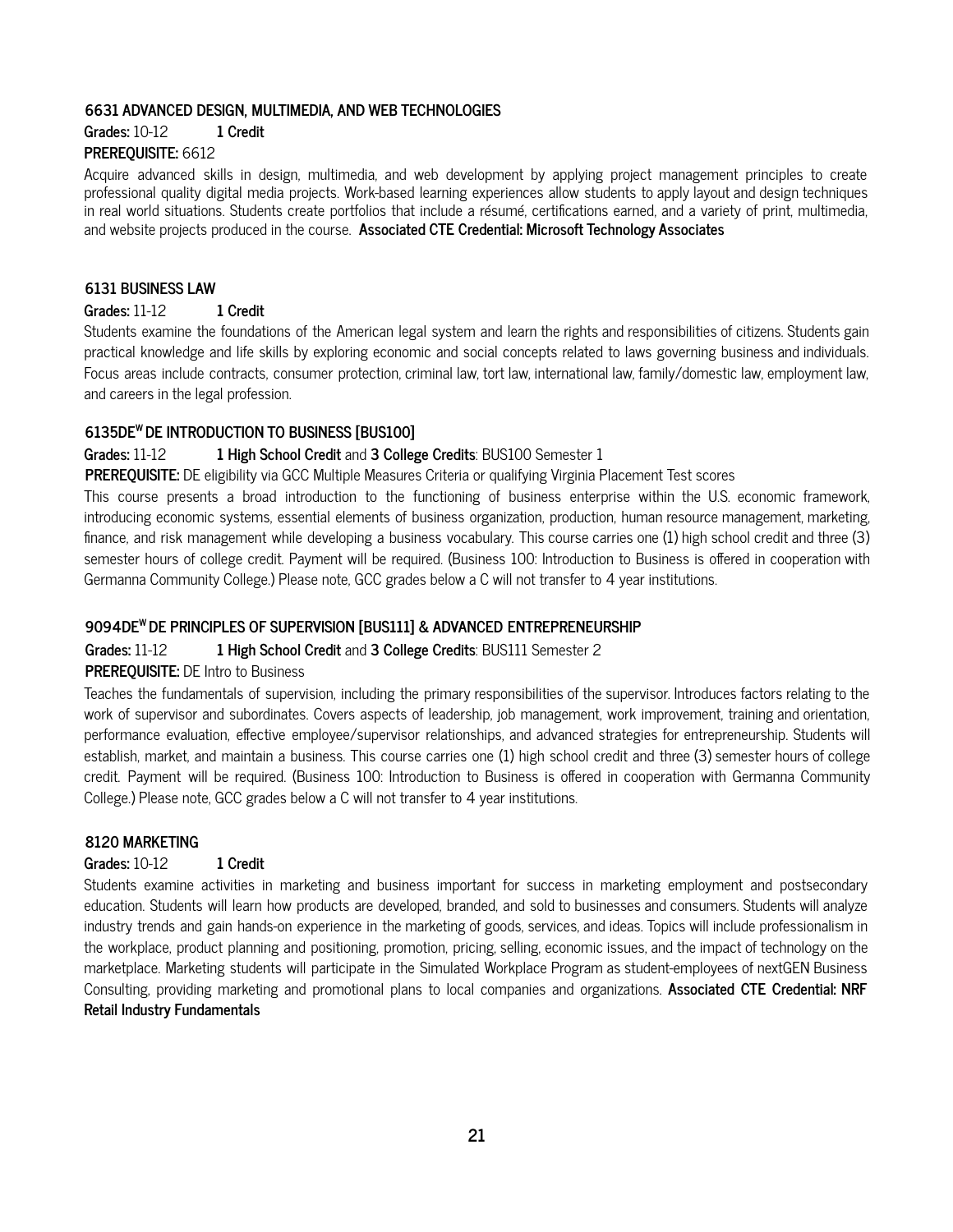### 6631 ADVANCED DESIGN, MULTIMEDIA, AND WEB TECHNOLOGIES

**Grades:** 10-12 **1 Credit**

**PREREQUISITE:** 6612

Acquire advanced skills in design, multimedia, and web development by applying project management principles to create professional quality digital media projects. Work-based learning experiences allow students to apply layout and design techniques in real world situations. Students create portfolios that include a résumé, certifications earned, and a variety of print, multimedia, and website projects produced in the course. **Associated CTE Credential: Microsoft Technology Associates**

### 6131 BUSINESS LAW

**Grades:** 11-12 **1 Credit**

Students examine the foundations of the American legal system and learn the rights and responsibilities of citizens. Students gain practical knowledge and life skills by exploring economic and social concepts related to laws governing business and individuals. Focus areas include contracts, consumer protection, criminal law, tort law, international law, family/domestic law, employment law, and careers in the legal profession.

### 6135DE[W] DE INTRODUCTION TO BUSINESS [BUS100]

**Grades:** 11-12 **1 High School Credit** and **3 College Credits**: BUS100 Semester 1

**PREREQUISITE:** DE eligibility via GCC Multiple Measures Criteria or qualifying Virginia Placement Test scores

This course presents a broad introduction to the functioning of business enterprise within the U.S. economic framework, introducing economic systems, essential elements of business organization, production, human resource management, marketing, finance, and risk management while developing a business vocabulary. This course carries one (1) high school credit and three (3) semester hours of college credit. Payment will be required. (Business 100: Introduction to Business is offered in cooperation with Germanna Community College.) Please note, GCC grades below a C will not transfer to 4 year institutions.

### 9094DE[W] DE PRINCIPLES OF SUPERVISION [BUS111] & ADVANCED ENTREPRENEURSHIP

**Grades:** 11-12 **1 High School Credit** and **3 College Credits**: BUS111 Semester 2

**PREREQUISITE:** DE Intro to Business

Teaches the fundamentals of supervision, including the primary responsibilities of the supervisor. Introduces factors relating to the work of supervisor and subordinates. Covers aspects of leadership, job management, work improvement, training and orientation, performance evaluation, effective employee/supervisor relationships, and advanced strategies for entrepreneurship. Students will establish, market, and maintain a business. This course carries one (1) high school credit and three (3) semester hours of college credit. Payment will be required. (Business 100: Introduction to Business is offered in cooperation with Germanna Community College.) Please note, GCC grades below a C will not transfer to 4 year institutions.

### 8120 MARKETING

**Grades:** 10-12 **1 Credit**

Students examine activities in marketing and business important for success in marketing employment and postsecondary education. Students will learn how products are developed, branded, and sold to businesses and consumers. Students will analyze industry trends and gain hands-on experience in the marketing of goods, services, and ideas. Topics will include professionalism in the workplace, product planning and positioning, promotion, pricing, selling, economic issues, and the impact of technology on the marketplace. Marketing students will participate in the Simulated Workplace Program as student-employees of nextGEN Business Consulting, providing marketing and promotional plans to local companies and organizations. **Associated CTE Credential: NRF Retail Industry Fundamentals**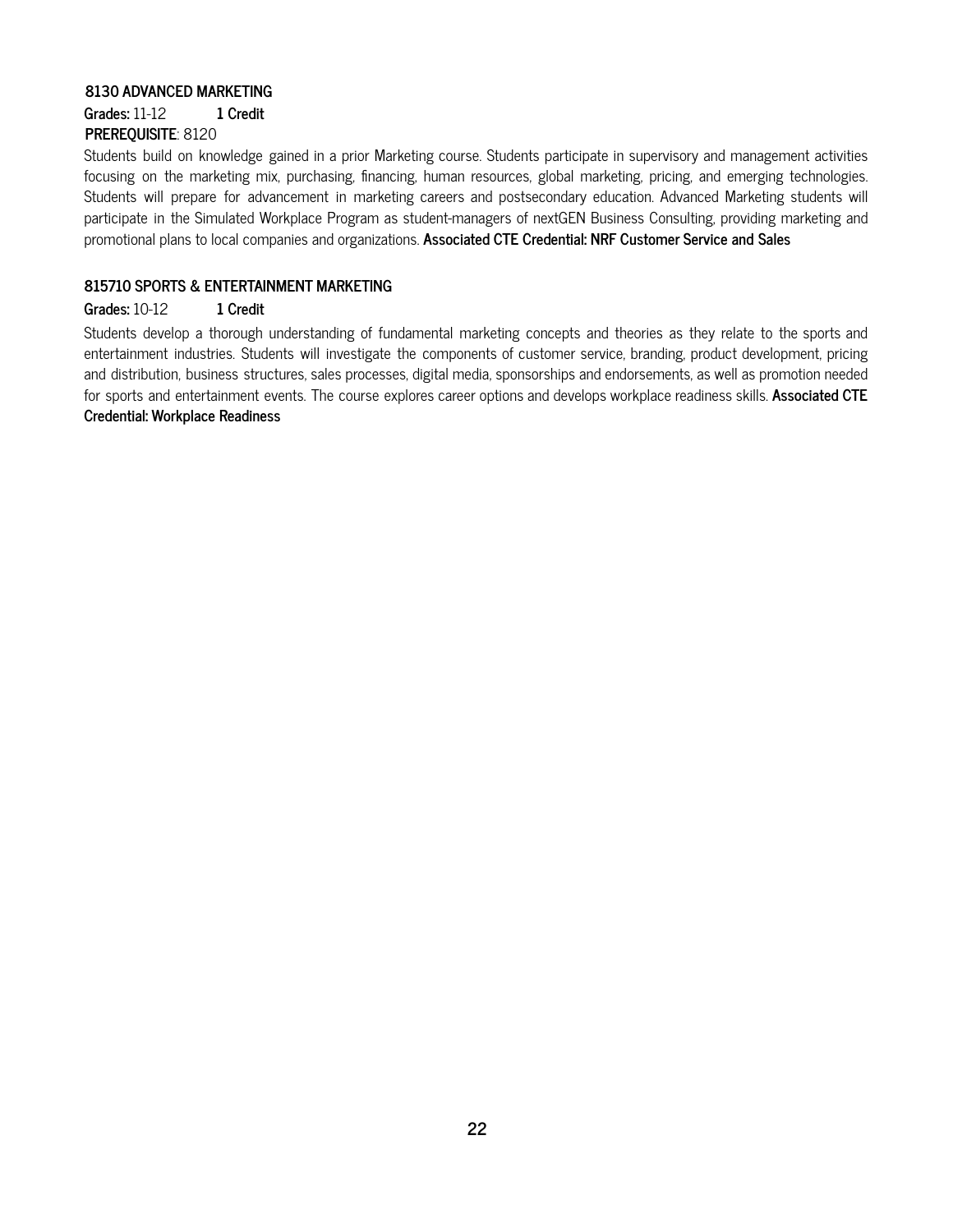### 8130 ADVANCED MARKETING

**Grades:** 11-12 **1 Credit**

**PREREQUISITE**: 8120

Students build on knowledge gained in a prior Marketing course. Students participate in supervisory and management activities focusing on the marketing mix, purchasing, financing, human resources, global marketing, pricing, and emerging technologies. Students will prepare for advancement in marketing careers and postsecondary education. Advanced Marketing students will participate in the Simulated Workplace Program as student-managers of nextGEN Business Consulting, providing marketing and promotional plans to local companies and organizations. **Associated CTE Credential: NRF Customer Service and Sales**

### 815710 SPORTS & ENTERTAINMENT MARKETING

**Grades:** 10-12 **1 Credit**

Students develop a thorough understanding of fundamental marketing concepts and theories as they relate to the sports and entertainment industries. Students will investigate the components of customer service, branding, product development, pricing and distribution, business structures, sales processes, digital media, sponsorships and endorsements, as well as promotion needed for sports and entertainment events. The course explores career options and develops workplace readiness skills. **Associated CTE Credential: Workplace Readiness**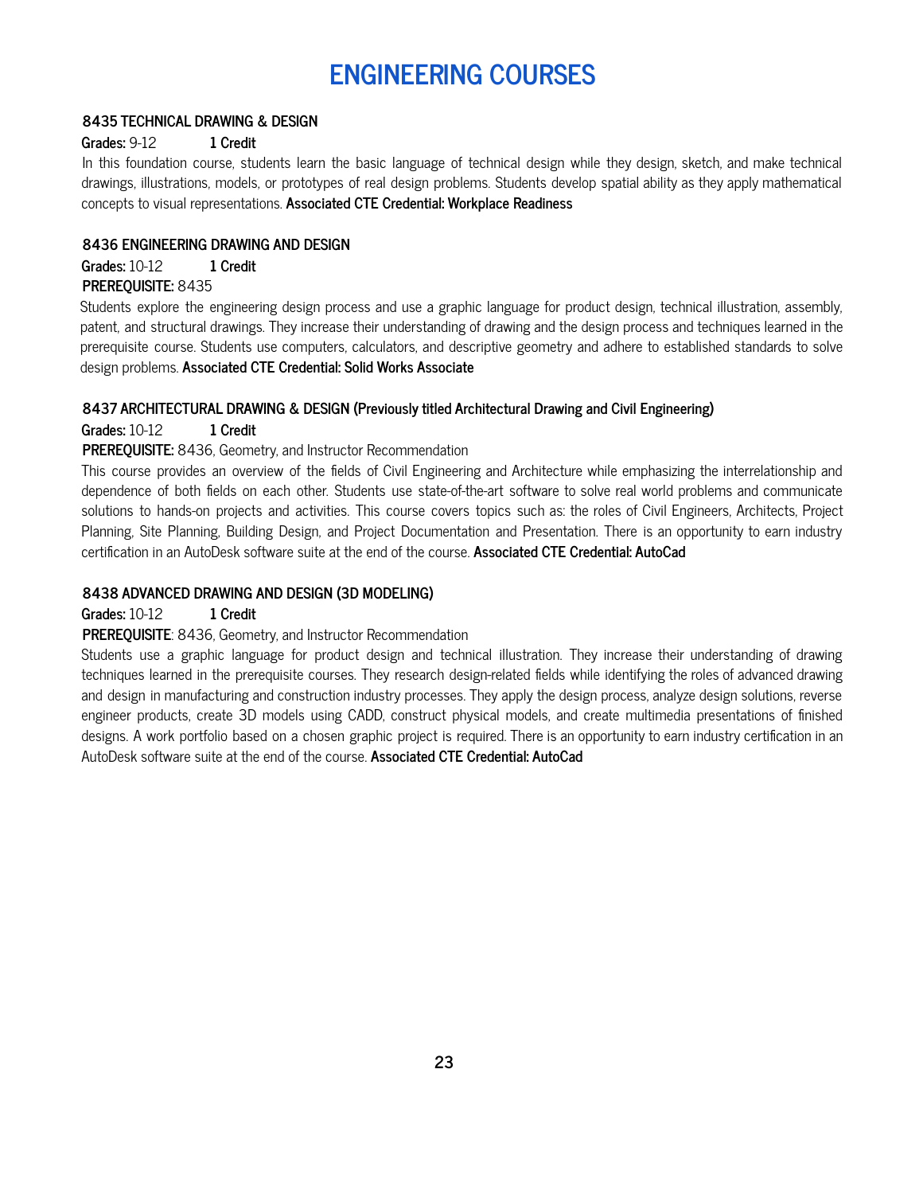# ENGINEERING COURSES

### 8435 TECHNICAL DRAWING & DESIGN

**Grades:** 9-12 **1 Credit**

In this foundation course, students learn the basic language of technical design while they design, sketch, and make technical drawings, illustrations, models, or prototypes of real design problems. Students develop spatial ability as they apply mathematical concepts to visual representations. **Associated CTE Credential: Workplace Readiness**

### 8436 ENGINEERING DRAWING AND DESIGN

**Grades:** 10-12 **1 Credit**

**PREREQUISITE:** 8435

Students explore the engineering design process and use a graphic language for product design, technical illustration, assembly, patent, and structural drawings. They increase their understanding of drawing and the design process and techniques learned in the prerequisite course. Students use computers, calculators, and descriptive geometry and adhere to established standards to solve design problems. **Associated CTE Credential: Solid Works Associate**

### 8437 ARCHITECTURAL DRAWING & DESIGN (Previously titled Architectural Drawing and Civil Engineering)

**Grades:** 10-12 **1 Credit**

**PREREQUISITE:** 8436, Geometry, and Instructor Recommendation

This course provides an overview of the fields of Civil Engineering and Architecture while emphasizing the interrelationship and dependence of both fields on each other. Students use state-of-the-art software to solve real world problems and communicate solutions to hands-on projects and activities. This course covers topics such as: the roles of Civil Engineers, Architects, Project Planning, Site Planning, Building Design, and Project Documentation and Presentation. There is an opportunity to earn industry certification in an AutoDesk software suite at the end of the course. **Associated CTE Credential: AutoCad**

### 8438 ADVANCED DRAWING AND DESIGN (3D MODELING)

**Grades:** 10-12 **1 Credit**

**PREREQUISITE**: 8436, Geometry, and Instructor Recommendation

Students use a graphic language for product design and technical illustration. They increase their understanding of drawing techniques learned in the prerequisite courses. They research design-related fields while identifying the roles of advanced drawing and design in manufacturing and construction industry processes. They apply the design process, analyze design solutions, reverse engineer products, create 3D models using CADD, construct physical models, and create multimedia presentations of finished designs. A work portfolio based on a chosen graphic project is required. There is an opportunity to earn industry certification in an AutoDesk software suite at the end of the course. **Associated CTE Credential: AutoCad**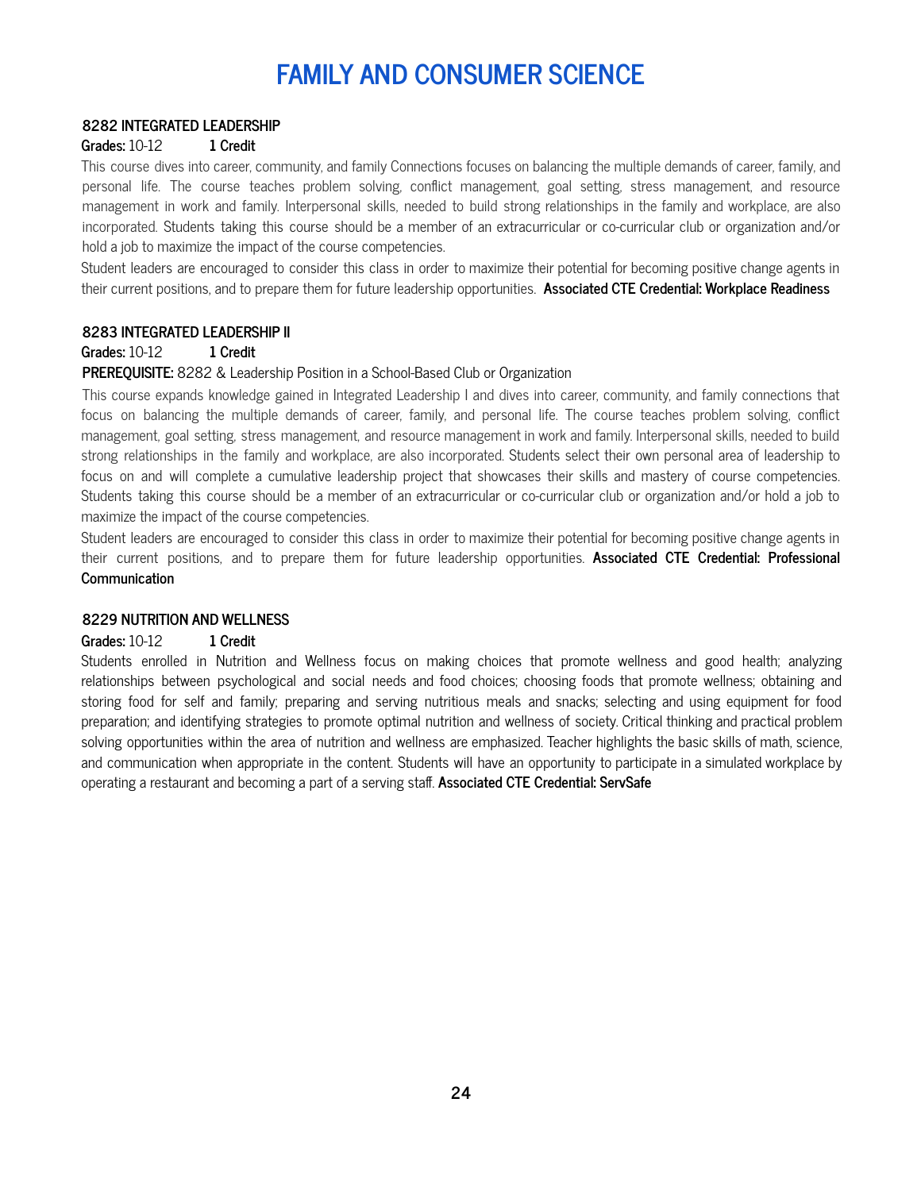# FAMILY AND CONSUMER SCIENCE

### 8282 INTEGRATED LEADERSHIP

**Grades:** 10-12 **1 Credit**

This course dives into career, community, and family Connections focuses on balancing the multiple demands of career, family, and personal life. The course teaches problem solving, conflict management, goal setting, stress management, and resource management in work and family. Interpersonal skills, needed to build strong relationships in the family and workplace, are also incorporated. Students taking this course should be a member of an extracurricular or co-curricular club or organization and/or hold a job to maximize the impact of the course competencies.

Student leaders are encouraged to consider this class in order to maximize their potential for becoming positive change agents in their current positions, and to prepare them for future leadership opportunities. **Associated CTE Credential: Workplace Readiness**

### 8283 INTEGRATED LEADERSHIP II

**Grades:** 10-12 **1 Credit**

**PREREQUISITE:** 8282 & Leadership Position in a School-Based Club or Organization

This course expands knowledge gained in Integrated Leadership I and dives into career, community, and family connections that focus on balancing the multiple demands of career, family, and personal life. The course teaches problem solving, conflict management, goal setting, stress management, and resource management in work and family. Interpersonal skills, needed to build strong relationships in the family and workplace, are also incorporated. Students select their own personal area of leadership to focus on and will complete a cumulative leadership project that showcases their skills and mastery of course competencies. Students taking this course should be a member of an extracurricular or co-curricular club or organization and/or hold a job to maximize the impact of the course competencies.

Student leaders are encouraged to consider this class in order to maximize their potential for becoming positive change agents in their current positions, and to prepare them for future leadership opportunities. **Associated CTE Credential: Professional Communication**

### 8229 NUTRITION AND WELLNESS

**Grades:** 10-12 **1 Credit**

Students enrolled in Nutrition and Wellness focus on making choices that promote wellness and good health; analyzing relationships between psychological and social needs and food choices; choosing foods that promote wellness; obtaining and storing food for self and family; preparing and serving nutritious meals and snacks; selecting and using equipment for food preparation; and identifying strategies to promote optimal nutrition and wellness of society. Critical thinking and practical problem solving opportunities within the area of nutrition and wellness are emphasized. Teacher highlights the basic skills of math, science, and communication when appropriate in the content. Students will have an opportunity to participate in a simulated workplace by operating a restaurant and becoming a part of a serving staff. **Associated CTE Credential: ServSafe**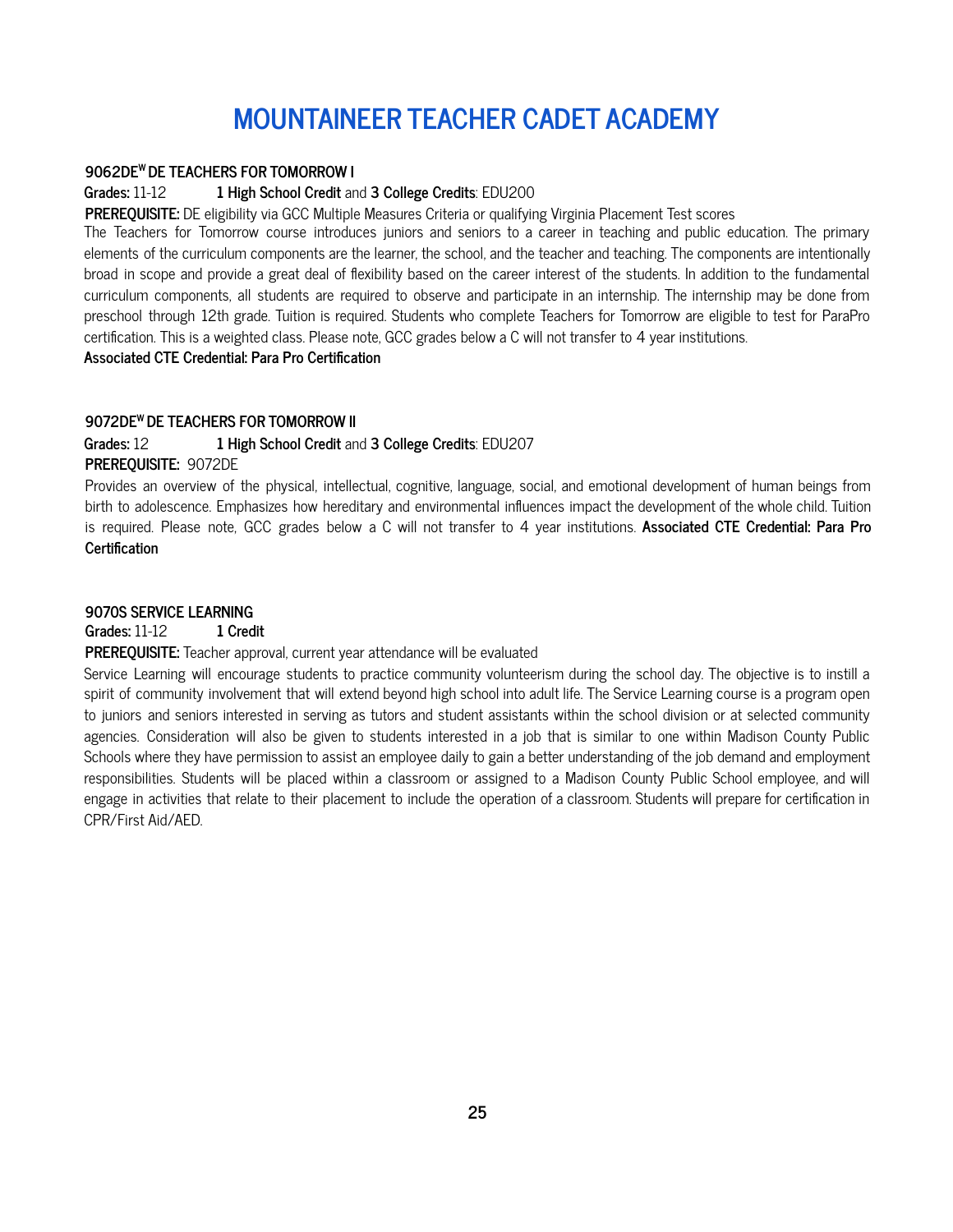# MOUNTAINEER TEACHER CADET ACADEMY

**9062DE[W] DE TEACHERS FOR TOMORROW I**

**Grades:** 11-12 **1 High School Credit** and **3 College Credits**: EDU200

**PREREQUISITE:** DE eligibility via GCC Multiple Measures Criteria or qualifying Virginia Placement Test scores

The Teachers for Tomorrow course introduces juniors and seniors to a career in teaching and public education. The primary elements of the curriculum components are the learner, the school, and the teacher and teaching. The components are intentionally broad in scope and provide a great deal of flexibility based on the career interest of the students. In addition to the fundamental curriculum components, all students are required to observe and participate in an internship. The internship may be done from preschool through 12th grade. Tuition is required. Students who complete Teachers for Tomorrow are eligible to test for ParaPro certification. This is a weighted class. Please note, GCC grades below a C will not transfer to 4 year institutions.

**Associated CTE Credential: Para Pro Certification**

**9072DE[W] DE TEACHERS FOR TOMORROW II**

**Grades:** 12 **1 High School Credit** and **3 College Credits**: EDU207

**PREREQUISITE:** 9072DE

Provides an overview of the physical, intellectual, cognitive, language, social, and emotional development of human beings from birth to adolescence. Emphasizes how hereditary and environmental influences impact the development of the whole child. Tuition is required. Please note, GCC grades below a C will not transfer to 4 year institutions. **Associated CTE Credential: Para Pro Certification**

**9070S SERVICE LEARNING**

**Grades:** 11-12 **1 Credit**

**PREREQUISITE:** Teacher approval, current year attendance will be evaluated

Service Learning will encourage students to practice community volunteerism during the school day. The objective is to instill a spirit of community involvement that will extend beyond high school into adult life. The Service Learning course is a program open to juniors and seniors interested in serving as tutors and student assistants within the school division or at selected community agencies. Consideration will also be given to students interested in a job that is similar to one within Madison County Public Schools where they have permission to assist an employee daily to gain a better understanding of the job demand and employment responsibilities. Students will be placed within a classroom or assigned to a Madison County Public School employee, and will engage in activities that relate to their placement to include the operation of a classroom. Students will prepare for certification in CPR/First Aid/AED.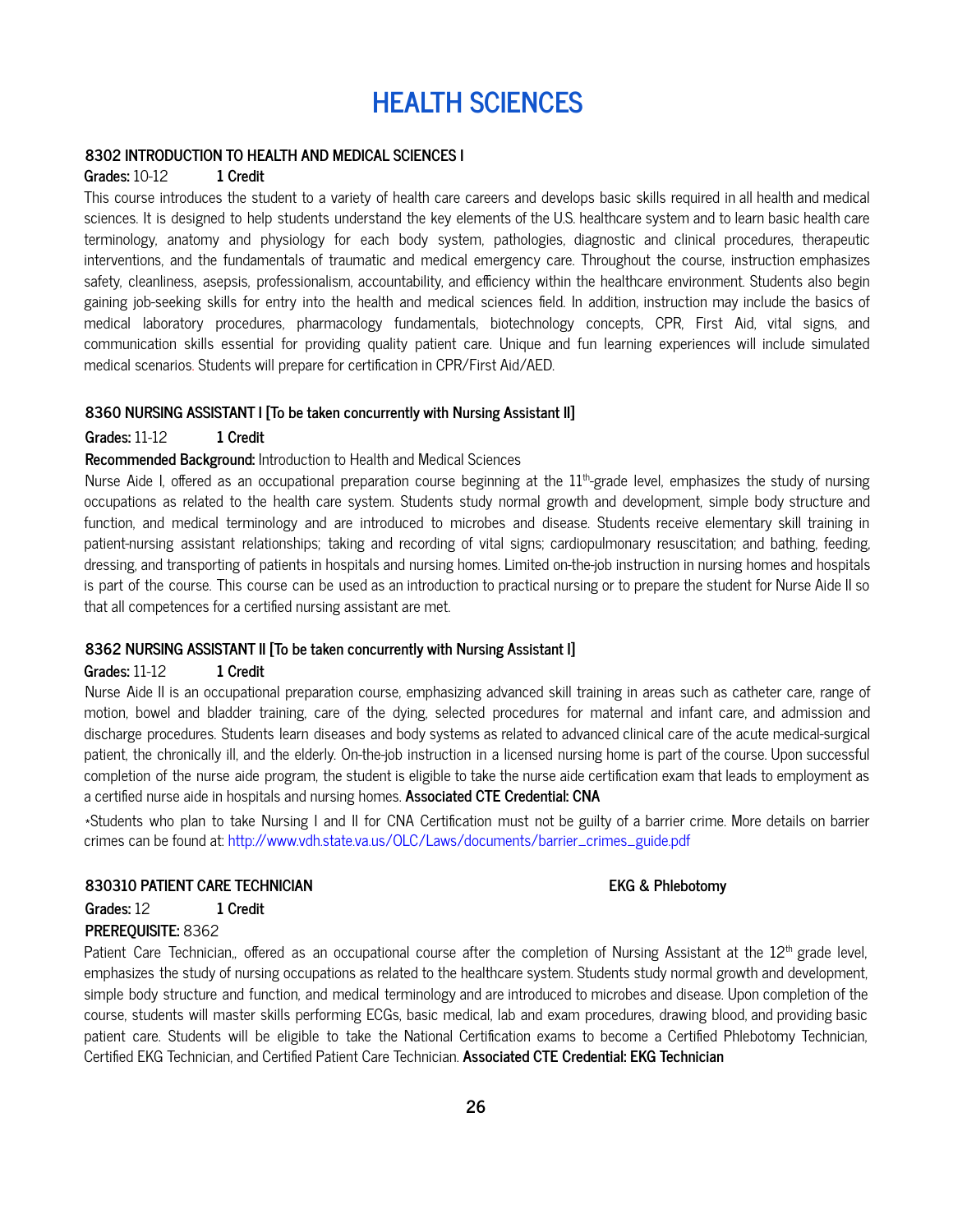# HEALTH SCIENCES

**8302 INTRODUCTION TO HEALTH AND MEDICAL SCIENCES I**

**Grades:** 10-12 **1 Credit**

This course introduces the student to a variety of health care careers and develops basic skills required in all health and medical sciences. It is designed to help students understand the key elements of the U.S. healthcare system and to learn basic health care terminology, anatomy and physiology for each body system, pathologies, diagnostic and clinical procedures, therapeutic interventions, and the fundamentals of traumatic and medical emergency care. Throughout the course, instruction emphasizes safety, cleanliness, asepsis, professionalism, accountability, and efficiency within the healthcare environment. Students also begin gaining job-seeking skills for entry into the health and medical sciences field. In addition, instruction may include the basics of medical laboratory procedures, pharmacology fundamentals, biotechnology concepts, CPR, First Aid, vital signs, and communication skills essential for providing quality patient care. Unique and fun learning experiences will include simulated medical scenarios. Students will prepare for certification in CPR/First Aid/AED.

**8360 NURSING ASSISTANT I [To be taken concurrently with Nursing Assistant II]**

**Grades:** 11-12 **1 Credit**

**Recommended Background:** Introduction to Health and Medical Sciences

Nurse Aide I, offered as an occupational preparation course beginning at the 11th-grade level, emphasizes the study of nursing occupations as related to the health care system. Students study normal growth and development, simple body structure and function, and medical terminology and are introduced to microbes and disease. Students receive elementary skill training in patient-nursing assistant relationships; taking and recording of vital signs; cardiopulmonary resuscitation; and bathing, feeding, dressing, and transporting of patients in hospitals and nursing homes. Limited on-the-job instruction in nursing homes and hospitals is part of the course. This course can be used as an introduction to practical nursing or to prepare the student for Nurse Aide II so that all competences for a certified nursing assistant are met.

**8362 NURSING ASSISTANT II [To be taken concurrently with Nursing Assistant I]**

**Grades:** 11-12 **1 Credit**

Nurse Aide II is an occupational preparation course, emphasizing advanced skill training in areas such as catheter care, range of motion, bowel and bladder training, care of the dying, selected procedures for maternal and infant care, and admission and discharge procedures. Students learn diseases and body systems as related to advanced clinical care of the acute medical-surgical patient, the chronically ill, and the elderly. On-the-job instruction in a licensed nursing home is part of the course. Upon successful completion of the nurse aide program, the student is eligible to take the nurse aide certification exam that leads to employment as a certified nurse aide in hospitals and nursing homes. **Associated CTE Credential: CNA**

*Students who plan to take Nursing I and II for CNA Certification must not be guilty of a barrier crime. More details on barrier crimes can be found at: http://www.vdh.state.va.us/OLC/Laws/documents/barrier_crimes_guide.pdf

**830310 PATIENT CARE TECHNICIAN** **EKG & Phlebotomy**

**Grades:** 12 **1 Credit**

**PREREQUISITE:** 8362

Patient Care Technician,, offered as an occupational course after the completion of Nursing Assistant at the 12th grade level, emphasizes the study of nursing occupations as related to the healthcare system. Students study normal growth and development, simple body structure and function, and medical terminology and are introduced to microbes and disease. Upon completion of the course, students will master skills performing ECGs, basic medical, lab and exam procedures, drawing blood, and providing basic patient care. Students will be eligible to take the National Certification exams to become a Certified Phlebotomy Technician, Certified EKG Technician, and Certified Patient Care Technician. **Associated CTE Credential: EKG Technician**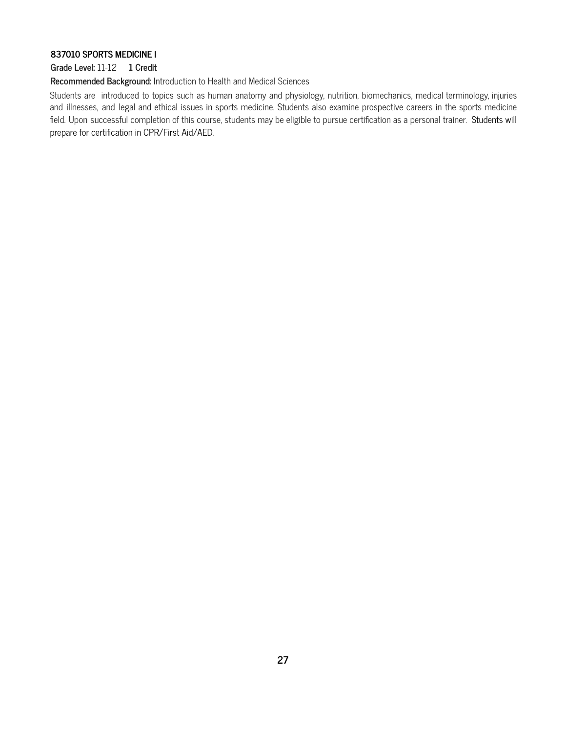### 837010 SPORTS MEDICINE I

**Grade Level:** 11-12 **1 Credit**

**Recommended Background:** Introduction to Health and Medical Sciences

Students are introduced to topics such as human anatomy and physiology, nutrition, biomechanics, medical terminology, injuries and illnesses, and legal and ethical issues in sports medicine. Students also examine prospective careers in the sports medicine field. Upon successful completion of this course, students may be eligible to pursue certification as a personal trainer. Students will prepare for certification in CPR/First Aid/AED.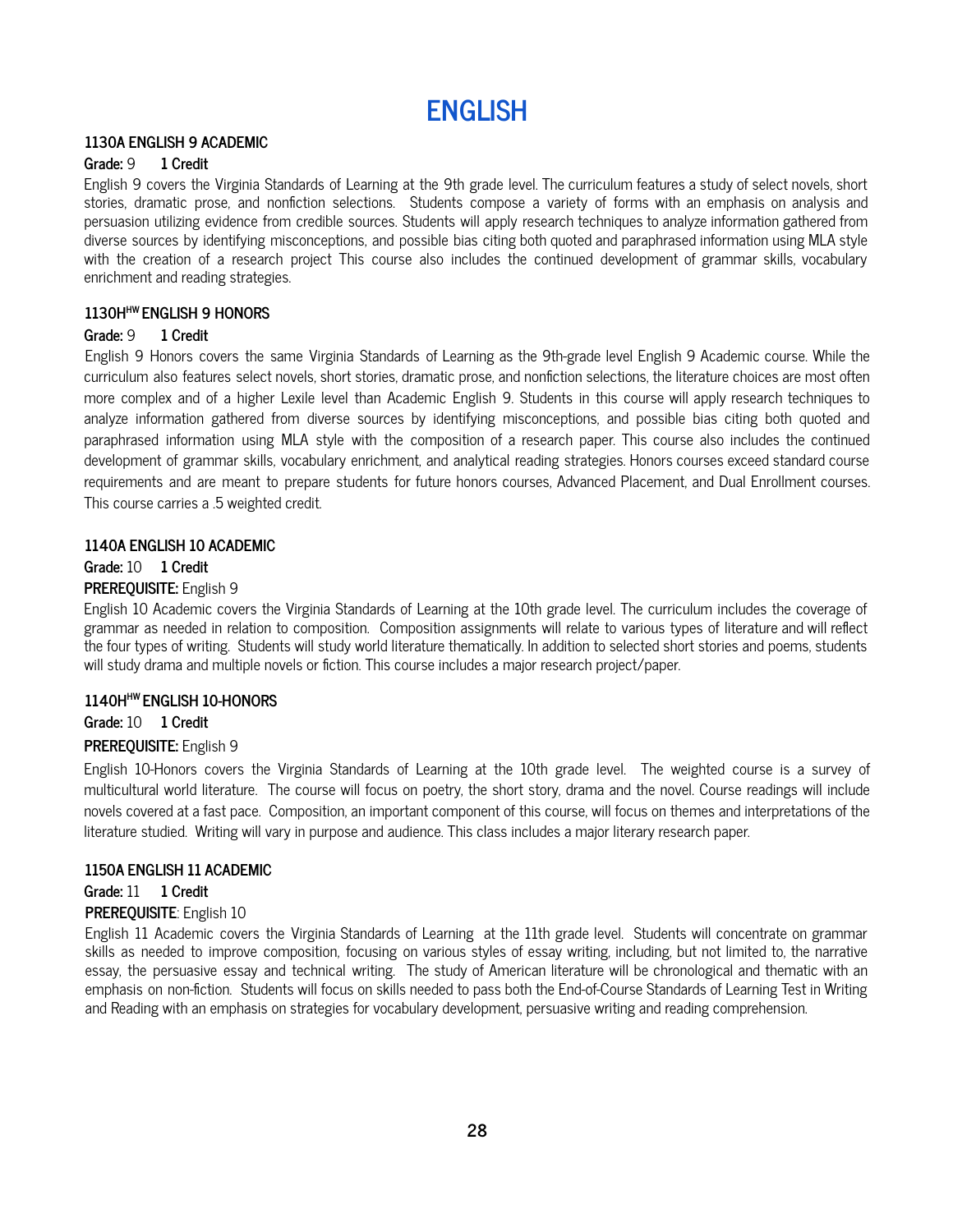# ENGLISH

**1130A ENGLISH 9 ACADEMIC**

**Grade:** 9 **1 Credit**

English 9 covers the Virginia Standards of Learning at the 9th grade level. The curriculum features a study of select novels, short stories, dramatic prose, and nonfiction selections. Students compose a variety of forms with an emphasis on analysis and persuasion utilizing evidence from credible sources. Students will apply research techniques to analyze information gathered from diverse sources by identifying misconceptions, and possible bias citing both quoted and paraphrased information using MLA style with the creation of a research project This course also includes the continued development of grammar skills, vocabulary enrichment and reading strategies.

**1130H[HW] ENGLISH 9 HONORS**

**Grade:** 9 **1 Credit**

English 9 Honors covers the same Virginia Standards of Learning as the 9th-grade level English 9 Academic course. While the curriculum also features select novels, short stories, dramatic prose, and nonfiction selections, the literature choices are most often more complex and of a higher Lexile level than Academic English 9. Students in this course will apply research techniques to analyze information gathered from diverse sources by identifying misconceptions, and possible bias citing both quoted and paraphrased information using MLA style with the composition of a research paper. This course also includes the continued development of grammar skills, vocabulary enrichment, and analytical reading strategies. Honors courses exceed standard course requirements and are meant to prepare students for future honors courses, Advanced Placement, and Dual Enrollment courses. This course carries a .5 weighted credit.

**1140A ENGLISH 10 ACADEMIC**

**Grade:** 10 **1 Credit**

**PREREQUISITE:** English 9

English 10 Academic covers the Virginia Standards of Learning at the 10th grade level. The curriculum includes the coverage of grammar as needed in relation to composition. Composition assignments will relate to various types of literature and will reflect the four types of writing. Students will study world literature thematically. In addition to selected short stories and poems, students will study drama and multiple novels or fiction. This course includes a major research project/paper.

**1140H[HW] ENGLISH 10-HONORS**

**Grade:** 10 **1 Credit**

**PREREQUISITE:** English 9

English 10-Honors covers the Virginia Standards of Learning at the 10th grade level. The weighted course is a survey of multicultural world literature. The course will focus on poetry, the short story, drama and the novel. Course readings will include novels covered at a fast pace. Composition, an important component of this course, will focus on themes and interpretations of the literature studied. Writing will vary in purpose and audience. This class includes a major literary research paper.

**1150A ENGLISH 11 ACADEMIC**

**Grade:** 11 **1 Credit**

**PREREQUISITE**: English 10

English 11 Academic covers the Virginia Standards of Learning at the 11th grade level. Students will concentrate on grammar skills as needed to improve composition, focusing on various styles of essay writing, including, but not limited to, the narrative essay, the persuasive essay and technical writing. The study of American literature will be chronological and thematic with an emphasis on non-fiction. Students will focus on skills needed to pass both the End-of-Course Standards of Learning Test in Writing and Reading with an emphasis on strategies for vocabulary development, persuasive writing and reading comprehension.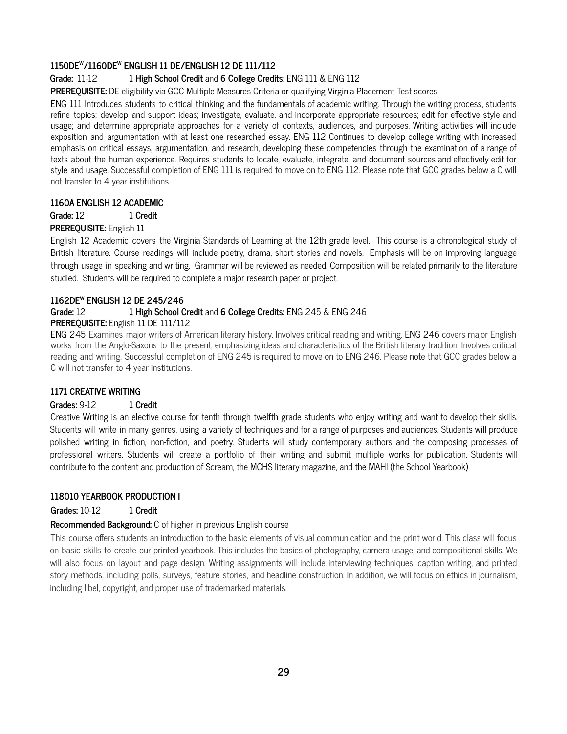### 1150DE[W]/1160DE[W] ENGLISH 11 DE/ENGLISH 12 DE 111/112

**Grade:** 11-12 **1 High School Credit** and **6 College Credits**: ENG 111 & ENG 112

**PREREQUISITE:** DE eligibility via GCC Multiple Measures Criteria or qualifying Virginia Placement Test scores

ENG 111 Introduces students to critical thinking and the fundamentals of academic writing. Through the writing process, students refine topics; develop and support ideas; investigate, evaluate, and incorporate appropriate resources; edit for effective style and usage; and determine appropriate approaches for a variety of contexts, audiences, and purposes. Writing activities will include exposition and argumentation with at least one researched essay. ENG 112 Continues to develop college writing with increased emphasis on critical essays, argumentation, and research, developing these competencies through the examination of a range of texts about the human experience. Requires students to locate, evaluate, integrate, and document sources and effectively edit for style and usage. Successful completion of ENG 111 is required to move on to ENG 112. Please note that GCC grades below a C will not transfer to 4 year institutions.

### 1160A ENGLISH 12 ACADEMIC

**Grade:** 12 **1 Credit**

**PREREQUISITE:** English 11

English 12 Academic covers the Virginia Standards of Learning at the 12th grade level. This course is a chronological study of British literature. Course readings will include poetry, drama, short stories and novels. Emphasis will be on improving language through usage in speaking and writing. Grammar will be reviewed as needed. Composition will be related primarily to the literature studied. Students will be required to complete a major research paper or project.

### 1162DE[W] ENGLISH 12 DE 245/246

**Grade:** 12 **1 High School Credit** and **6 College Credits:** ENG 245 & ENG 246

**PREREQUISITE:** English 11 DE 111/112

ENG 245 Examines major writers of American literary history. Involves critical reading and writing. ENG 246 covers major English works from the Anglo-Saxons to the present, emphasizing ideas and characteristics of the British literary tradition. Involves critical reading and writing. Successful completion of ENG 245 is required to move on to ENG 246. Please note that GCC grades below a C will not transfer to 4 year institutions.

### 1171 CREATIVE WRITING

**Grades:** 9-12 **1 Credit**

Creative Writing is an elective course for tenth through twelfth grade students who enjoy writing and want to develop their skills. Students will write in many genres, using a variety of techniques and for a range of purposes and audiences. Students will produce polished writing in fiction, non-fiction, and poetry. Students will study contemporary authors and the composing processes of professional writers. Students will create a portfolio of their writing and submit multiple works for publication. Students will contribute to the content and production of Scream, the MCHS literary magazine, and the MAHI (the School Yearbook)

### 118010 YEARBOOK PRODUCTION I

**Grades:** 10-12 **1 Credit**

**Recommended Background:** C of higher in previous English course

This course offers students an introduction to the basic elements of visual communication and the print world. This class will focus on basic skills to create our printed yearbook. This includes the basics of photography, camera usage, and compositional skills. We will also focus on layout and page design. Writing assignments will include interviewing techniques, caption writing, and printed story methods, including polls, surveys, feature stories, and headline construction. In addition, we will focus on ethics in journalism, including libel, copyright, and proper use of trademarked materials.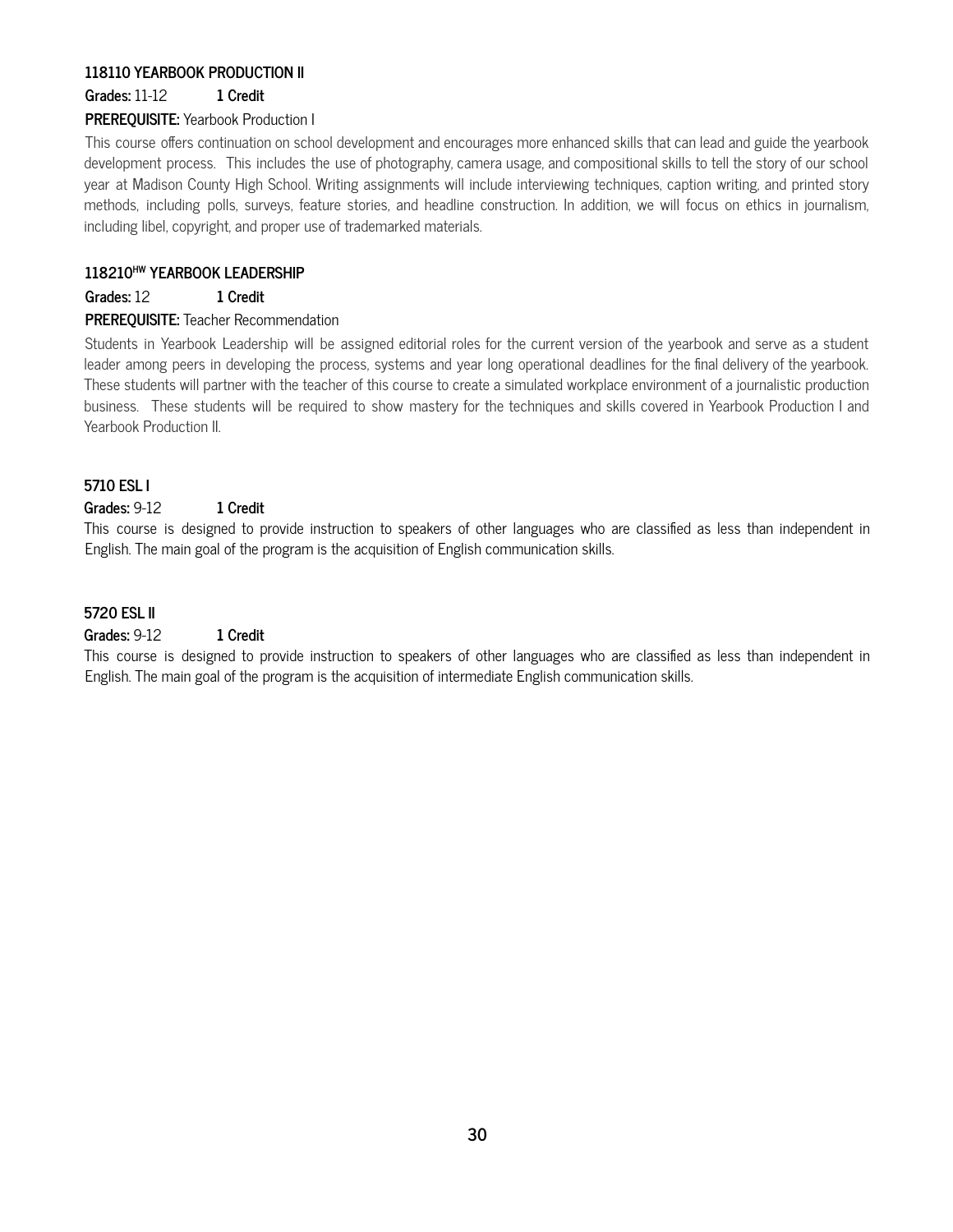### 118110 YEARBOOK PRODUCTION II

**Grades:** 11-12 **1 Credit**

**PREREQUISITE:** Yearbook Production I

This course offers continuation on school development and encourages more enhanced skills that can lead and guide the yearbook development process. This includes the use of photography, camera usage, and compositional skills to tell the story of our school year at Madison County High School. Writing assignments will include interviewing techniques, caption writing, and printed story methods, including polls, surveys, feature stories, and headline construction. In addition, we will focus on ethics in journalism, including libel, copyright, and proper use of trademarked materials.

### 118210[HW] YEARBOOK LEADERSHIP

**Grades:** 12 **1 Credit**

**PREREQUISITE:** Teacher Recommendation

Students in Yearbook Leadership will be assigned editorial roles for the current version of the yearbook and serve as a student leader among peers in developing the process, systems and year long operational deadlines for the final delivery of the yearbook. These students will partner with the teacher of this course to create a simulated workplace environment of a journalistic production business. These students will be required to show mastery for the techniques and skills covered in Yearbook Production I and Yearbook Production II.

### 5710 ESL I

**Grades:** 9-12 **1 Credit**

This course is designed to provide instruction to speakers of other languages who are classified as less than independent in English. The main goal of the program is the acquisition of English communication skills.

### 5720 ESL II

**Grades:** 9-12 **1 Credit**

This course is designed to provide instruction to speakers of other languages who are classified as less than independent in English. The main goal of the program is the acquisition of intermediate English communication skills.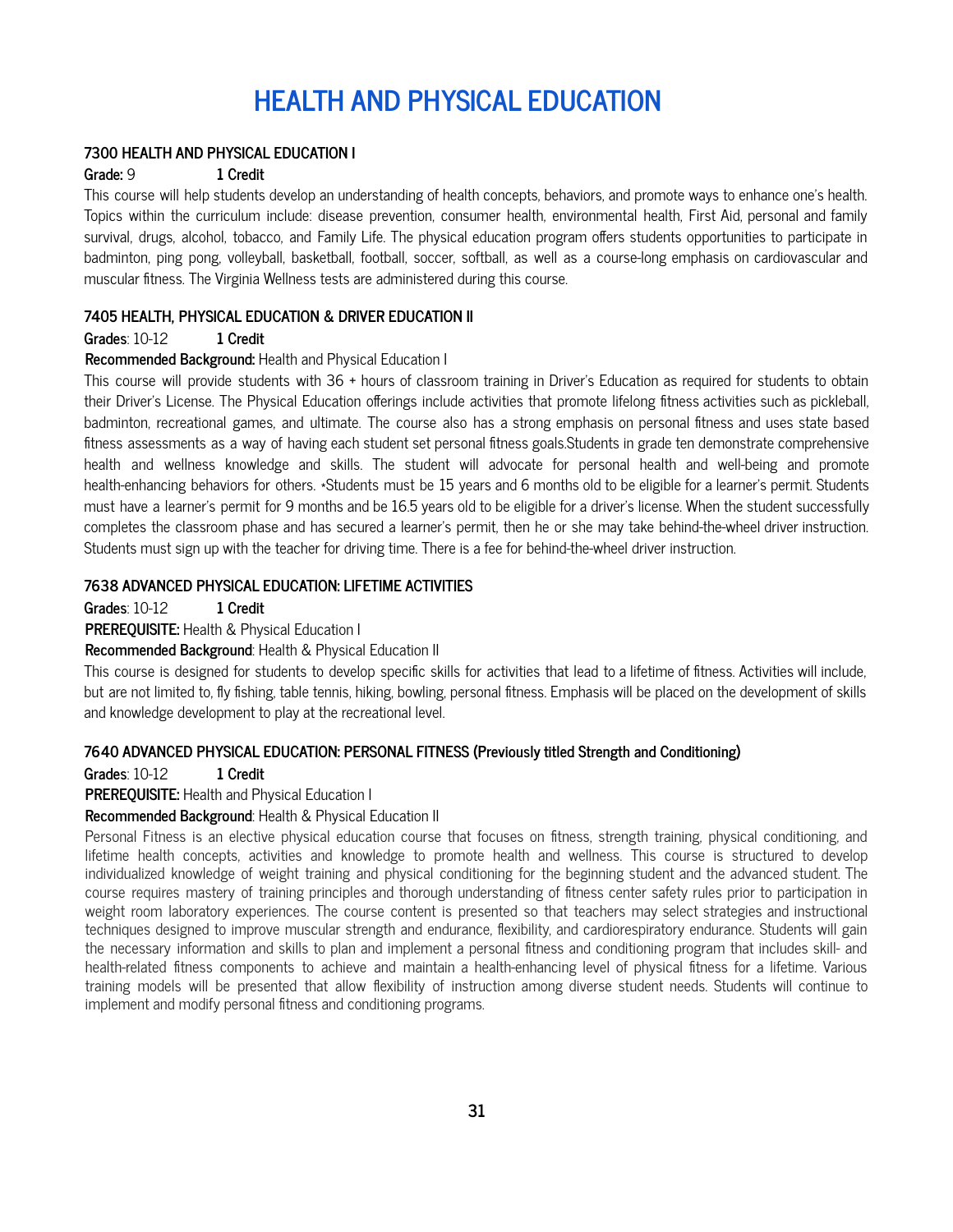# HEALTH AND PHYSICAL EDUCATION

### 7300 HEALTH AND PHYSICAL EDUCATION I

**Grade:** 9 **1 Credit**

This course will help students develop an understanding of health concepts, behaviors, and promote ways to enhance one's health. Topics within the curriculum include: disease prevention, consumer health, environmental health, First Aid, personal and family survival, drugs, alcohol, tobacco, and Family Life. The physical education program offers students opportunities to participate in badminton, ping pong, volleyball, basketball, football, soccer, softball, as well as a course-long emphasis on cardiovascular and muscular fitness. The Virginia Wellness tests are administered during this course.

### 7405 HEALTH, PHYSICAL EDUCATION & DRIVER EDUCATION II

**Grades**: 10-12 **1 Credit**

**Recommended Background:** Health and Physical Education I

This course will provide students with 36 + hours of classroom training in Driver's Education as required for students to obtain their Driver's License. The Physical Education offerings include activities that promote lifelong fitness activities such as pickleball, badminton, recreational games, and ultimate. The course also has a strong emphasis on personal fitness and uses state based fitness assessments as a way of having each student set personal fitness goals.Students in grade ten demonstrate comprehensive health and wellness knowledge and skills. The student will advocate for personal health and well-being and promote health-enhancing behaviors for others. *Students must be 15 years and 6 months old to be eligible for a learner's permit. Students must have a learner's permit for 9 months and be 16.5 years old to be eligible for a driver's license. When the student successfully completes the classroom phase and has secured a learner's permit, then he or she may take behind-the-wheel driver instruction. Students must sign up with the teacher for driving time. There is a fee for behind-the-wheel driver instruction.

### 7638 ADVANCED PHYSICAL EDUCATION: LIFETIME ACTIVITIES

**Grades**: 10-12 **1 Credit**

**PREREQUISITE:** Health & Physical Education I

**Recommended Background**: Health & Physical Education II

This course is designed for students to develop specific skills for activities that lead to a lifetime of fitness. Activities will include, but are not limited to, fly fishing, table tennis, hiking, bowling, personal fitness. Emphasis will be placed on the development of skills and knowledge development to play at the recreational level.

### 7640 ADVANCED PHYSICAL EDUCATION: PERSONAL FITNESS (Previously titled Strength and Conditioning)

**Grades**: 10-12 **1 Credit**

**PREREQUISITE:** Health and Physical Education I

**Recommended Background**: Health & Physical Education II

Personal Fitness is an elective physical education course that focuses on fitness, strength training, physical conditioning, and lifetime health concepts, activities and knowledge to promote health and wellness. This course is structured to develop individualized knowledge of weight training and physical conditioning for the beginning student and the advanced student. The course requires mastery of training principles and thorough understanding of fitness center safety rules prior to participation in weight room laboratory experiences. The course content is presented so that teachers may select strategies and instructional techniques designed to improve muscular strength and endurance, flexibility, and cardiorespiratory endurance. Students will gain the necessary information and skills to plan and implement a personal fitness and conditioning program that includes skill- and health-related fitness components to achieve and maintain a health-enhancing level of physical fitness for a lifetime. Various training models will be presented that allow flexibility of instruction among diverse student needs. Students will continue to implement and modify personal fitness and conditioning programs.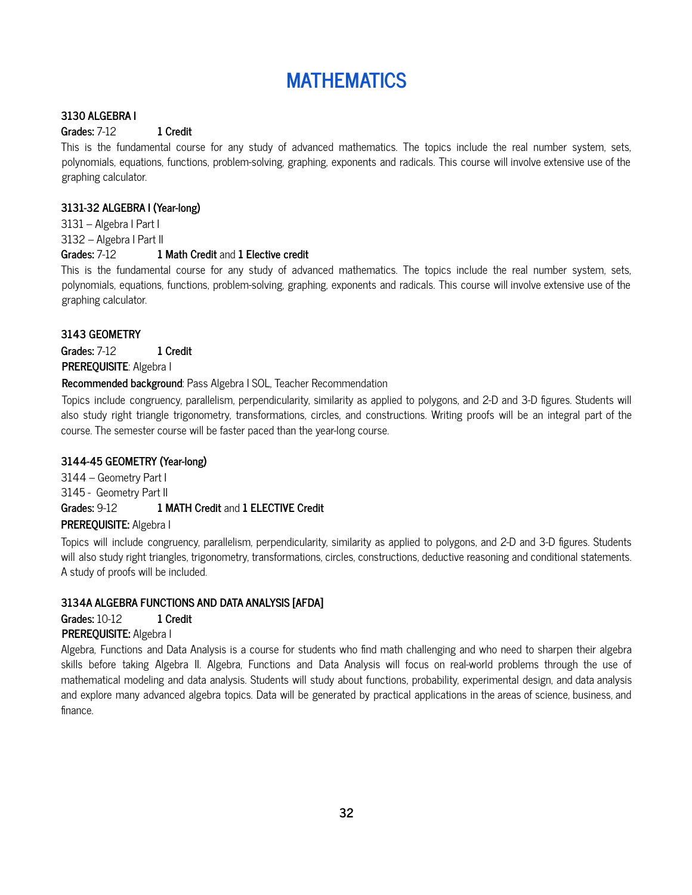# MATHEMATICS

**3130 ALGEBRA I**

**Grades:** 7-12 **1 Credit**

This is the fundamental course for any study of advanced mathematics. The topics include the real number system, sets, polynomials, equations, functions, problem-solving, graphing, exponents and radicals. This course will involve extensive use of the graphing calculator.

**3131-32 ALGEBRA I (Year-long)**

3131 – Algebra I Part I

3132 – Algebra I Part II

**Grades:** 7-12 **1 Math Credit** and **1 Elective credit**

This is the fundamental course for any study of advanced mathematics. The topics include the real number system, sets, polynomials, equations, functions, problem-solving, graphing, exponents and radicals. This course will involve extensive use of the graphing calculator.

**3143 GEOMETRY**

**Grades:** 7-12 **1 Credit**

**PREREQUISITE**: Algebra I

**Recommended background**: Pass Algebra I SOL, Teacher Recommendation

Topics include congruency, parallelism, perpendicularity, similarity as applied to polygons, and 2-D and 3-D figures. Students will also study right triangle trigonometry, transformations, circles, and constructions. Writing proofs will be an integral part of the course. The semester course will be faster paced than the year-long course.

**3144-45 GEOMETRY (Year-long)**

3144 – Geometry Part I

3145 - Geometry Part II

**Grades:** 9-12 **1 MATH Credit** and **1 ELECTIVE Credit**

**PREREQUISITE:** Algebra I

Topics will include congruency, parallelism, perpendicularity, similarity as applied to polygons, and 2-D and 3-D figures. Students will also study right triangles, trigonometry, transformations, circles, constructions, deductive reasoning and conditional statements. A study of proofs will be included.

**3134A ALGEBRA FUNCTIONS AND DATA ANALYSIS [AFDA]**

**Grades:** 10-12 **1 Credit**

**PREREQUISITE:** Algebra I

Algebra, Functions and Data Analysis is a course for students who find math challenging and who need to sharpen their algebra skills before taking Algebra II. Algebra, Functions and Data Analysis will focus on real-world problems through the use of mathematical modeling and data analysis. Students will study about functions, probability, experimental design, and data analysis and explore many advanced algebra topics. Data will be generated by practical applications in the areas of science, business, and finance.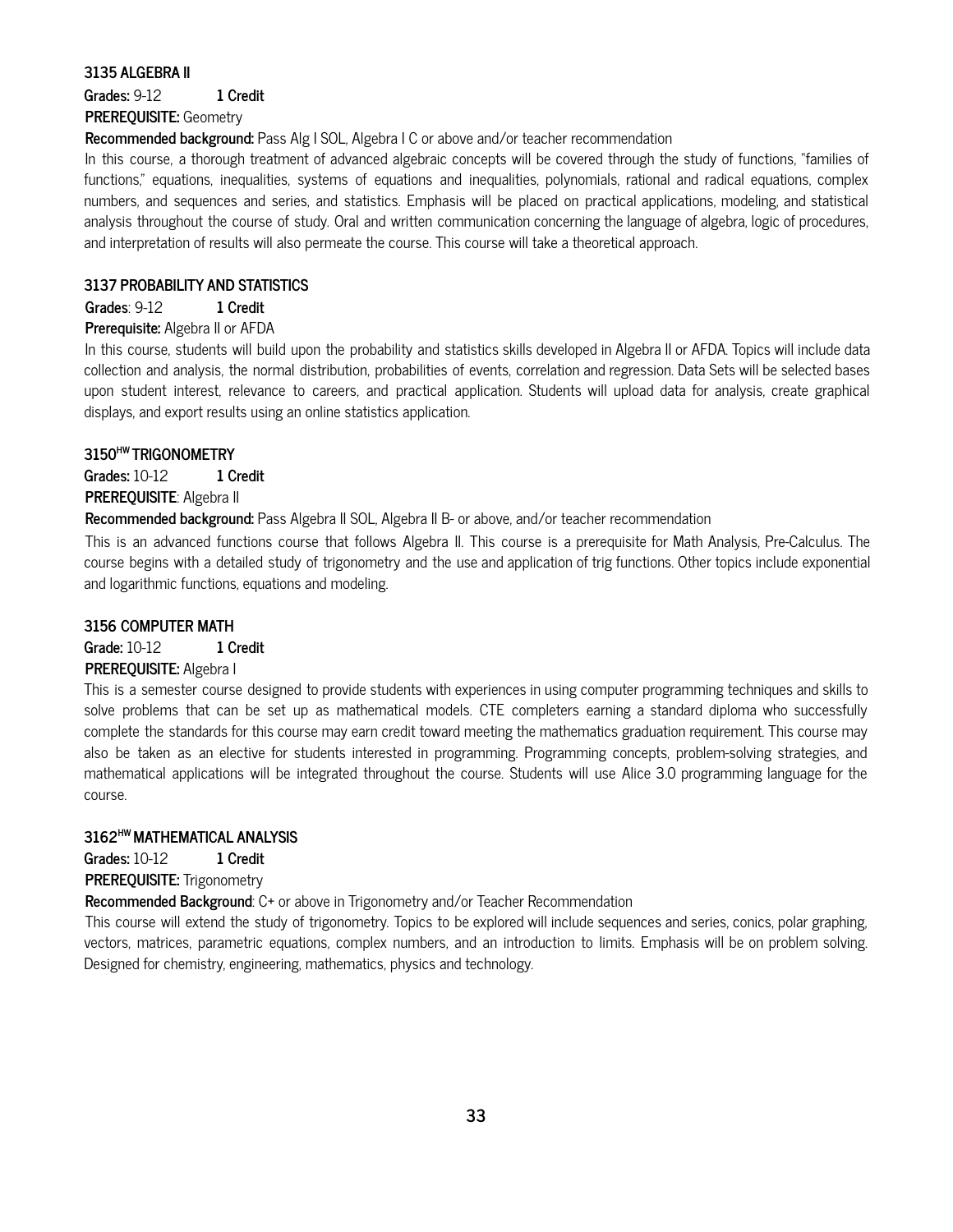### 3135 ALGEBRA II

**Grades:** 9-12 **1 Credit**

**PREREQUISITE:** Geometry

**Recommended background:** Pass Alg I SOL, Algebra I C or above and/or teacher recommendation

In this course, a thorough treatment of advanced algebraic concepts will be covered through the study of functions, "families of functions," equations, inequalities, systems of equations and inequalities, polynomials, rational and radical equations, complex numbers, and sequences and series, and statistics. Emphasis will be placed on practical applications, modeling, and statistical analysis throughout the course of study. Oral and written communication concerning the language of algebra, logic of procedures, and interpretation of results will also permeate the course. This course will take a theoretical approach.

### 3137 PROBABILITY AND STATISTICS

**Grades**: 9-12 **1 Credit**

**Prerequisite:** Algebra II or AFDA

In this course, students will build upon the probability and statistics skills developed in Algebra II or AFDA. Topics will include data collection and analysis, the normal distribution, probabilities of events, correlation and regression. Data Sets will be selected bases upon student interest, relevance to careers, and practical application. Students will upload data for analysis, create graphical displays, and export results using an online statistics application.

### 3150[HW] TRIGONOMETRY

**Grades:** 10-12 **1 Credit**

**PREREQUISITE**: Algebra II

**Recommended background:** Pass Algebra II SOL, Algebra II B- or above, and/or teacher recommendation

This is an advanced functions course that follows Algebra II. This course is a prerequisite for Math Analysis, Pre-Calculus. The course begins with a detailed study of trigonometry and the use and application of trig functions. Other topics include exponential and logarithmic functions, equations and modeling.

### 3156 COMPUTER MATH

**Grade:** 10-12 **1 Credit**

**PREREQUISITE:** Algebra I

This is a semester course designed to provide students with experiences in using computer programming techniques and skills to solve problems that can be set up as mathematical models. CTE completers earning a standard diploma who successfully complete the standards for this course may earn credit toward meeting the mathematics graduation requirement. This course may also be taken as an elective for students interested in programming. Programming concepts, problem-solving strategies, and mathematical applications will be integrated throughout the course. Students will use Alice 3.0 programming language for the course.

### 3162[HW] MATHEMATICAL ANALYSIS

**Grades:** 10-12 **1 Credit**

**PREREQUISITE:** Trigonometry

**Recommended Background**: C+ or above in Trigonometry and/or Teacher Recommendation

This course will extend the study of trigonometry. Topics to be explored will include sequences and series, conics, polar graphing, vectors, matrices, parametric equations, complex numbers, and an introduction to limits. Emphasis will be on problem solving. Designed for chemistry, engineering, mathematics, physics and technology.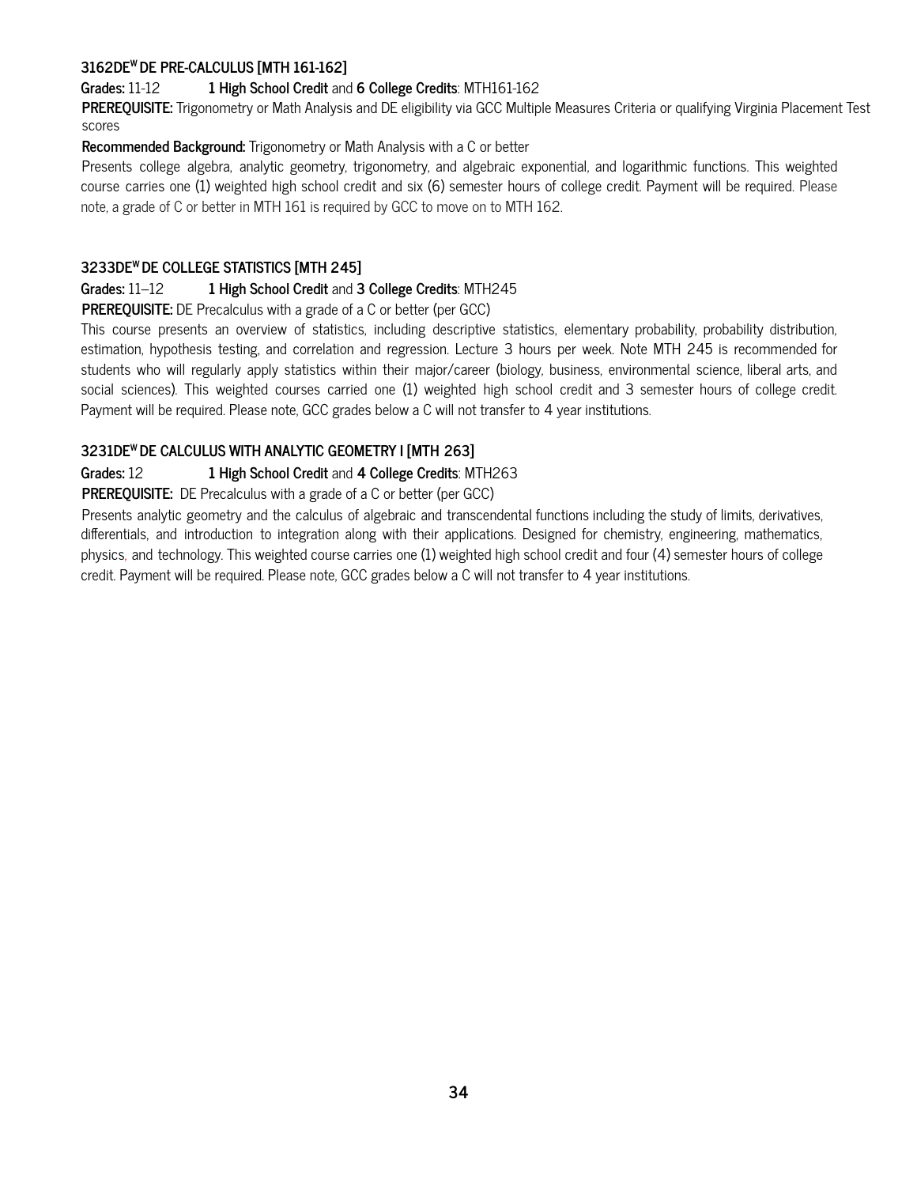### 3162DE[W] DE PRE-CALCULUS [MTH 161-162]

**Grades:** 11-12 **1 High School Credit** and **6 College Credits**: MTH161-162

**PREREQUISITE:** Trigonometry or Math Analysis and DE eligibility via GCC Multiple Measures Criteria or qualifying Virginia Placement Test scores

**Recommended Background:** Trigonometry or Math Analysis with a C or better

Presents college algebra, analytic geometry, trigonometry, and algebraic exponential, and logarithmic functions. This weighted course carries one (1) weighted high school credit and six (6) semester hours of college credit. Payment will be required. Please note, a grade of C or better in MTH 161 is required by GCC to move on to MTH 162.

### 3233DE[W] DE COLLEGE STATISTICS [MTH 245]

**Grades:** 11–12 **1 High School Credit** and **3 College Credits**: MTH245

**PREREQUISITE:** DE Precalculus with a grade of a C or better (per GCC)

This course presents an overview of statistics, including descriptive statistics, elementary probability, probability distribution, estimation, hypothesis testing, and correlation and regression. Lecture 3 hours per week. Note MTH 245 is recommended for students who will regularly apply statistics within their major/career (biology, business, environmental science, liberal arts, and social sciences). This weighted courses carried one (1) weighted high school credit and 3 semester hours of college credit. Payment will be required. Please note, GCC grades below a C will not transfer to 4 year institutions.

### 3231DE[W] DE CALCULUS WITH ANALYTIC GEOMETRY I [MTH 263]

**Grades:** 12 **1 High School Credit** and **4 College Credits**: MTH263

**PREREQUISITE:** DE Precalculus with a grade of a C or better (per GCC)

Presents analytic geometry and the calculus of algebraic and transcendental functions including the study of limits, derivatives, differentials, and introduction to integration along with their applications. Designed for chemistry, engineering, mathematics, physics, and technology. This weighted course carries one (1) weighted high school credit and four (4) semester hours of college credit. Payment will be required. Please note, GCC grades below a C will not transfer to 4 year institutions.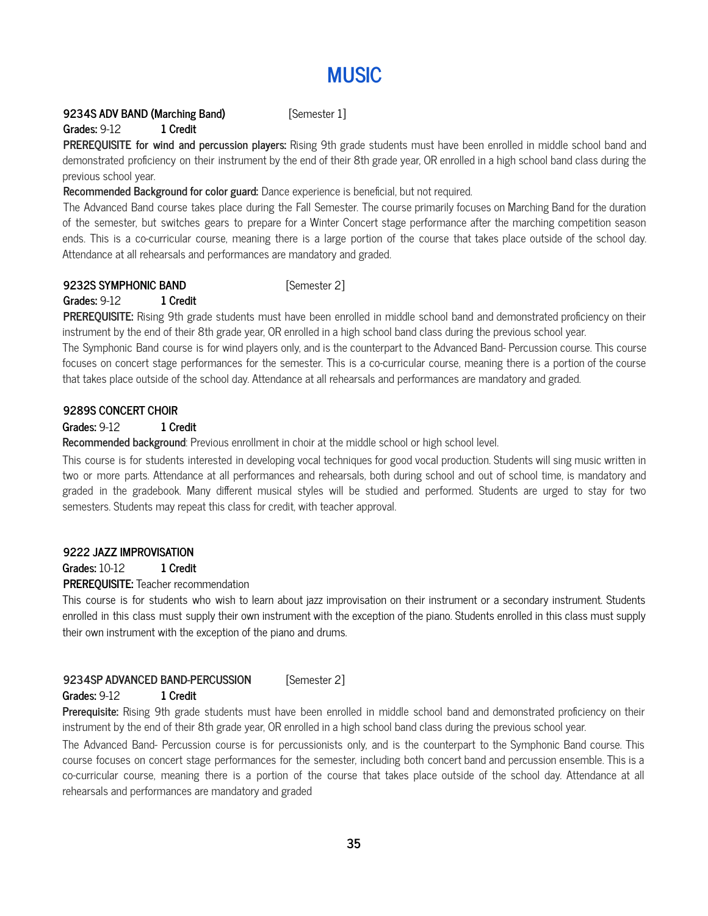# MUSIC

**9234S ADV BAND (Marching Band)** [Semester 1]

**Grades:** 9-12 **1 Credit**

**PREREQUISITE for wind and percussion players:** Rising 9th grade students must have been enrolled in middle school band and demonstrated proficiency on their instrument by the end of their 8th grade year, OR enrolled in a high school band class during the previous school year.

**Recommended Background for color guard:** Dance experience is beneficial, but not required.

The Advanced Band course takes place during the Fall Semester. The course primarily focuses on Marching Band for the duration of the semester, but switches gears to prepare for a Winter Concert stage performance after the marching competition season ends. This is a co-curricular course, meaning there is a large portion of the course that takes place outside of the school day. Attendance at all rehearsals and performances are mandatory and graded.

**9232S SYMPHONIC BAND** [Semester 2]

**Grades:** 9-12 **1 Credit**

**PREREQUISITE:** Rising 9th grade students must have been enrolled in middle school band and demonstrated proficiency on their instrument by the end of their 8th grade year, OR enrolled in a high school band class during the previous school year.

The Symphonic Band course is for wind players only, and is the counterpart to the Advanced Band- Percussion course. This course focuses on concert stage performances for the semester. This is a co-curricular course, meaning there is a portion of the course that takes place outside of the school day. Attendance at all rehearsals and performances are mandatory and graded.

**9289S CONCERT CHOIR**

**Grades:** 9-12 **1 Credit**

**Recommended background**: Previous enrollment in choir at the middle school or high school level.

This course is for students interested in developing vocal techniques for good vocal production. Students will sing music written in two or more parts. Attendance at all performances and rehearsals, both during school and out of school time, is mandatory and graded in the gradebook. Many different musical styles will be studied and performed. Students are urged to stay for two semesters. Students may repeat this class for credit, with teacher approval.

**9222 JAZZ IMPROVISATION**

**Grades:** 10-12 **1 Credit**

**PREREQUISITE:** Teacher recommendation

This course is for students who wish to learn about jazz improvisation on their instrument or a secondary instrument. Students enrolled in this class must supply their own instrument with the exception of the piano. Students enrolled in this class must supply their own instrument with the exception of the piano and drums.

**9234SP ADVANCED BAND-PERCUSSION** [Semester 2]

**Grades:** 9-12 **1 Credit**

**Prerequisite:** Rising 9th grade students must have been enrolled in middle school band and demonstrated proficiency on their instrument by the end of their 8th grade year, OR enrolled in a high school band class during the previous school year.

The Advanced Band- Percussion course is for percussionists only, and is the counterpart to the Symphonic Band course. This course focuses on concert stage performances for the semester, including both concert band and percussion ensemble. This is a co-curricular course, meaning there is a portion of the course that takes place outside of the school day. Attendance at all rehearsals and performances are mandatory and graded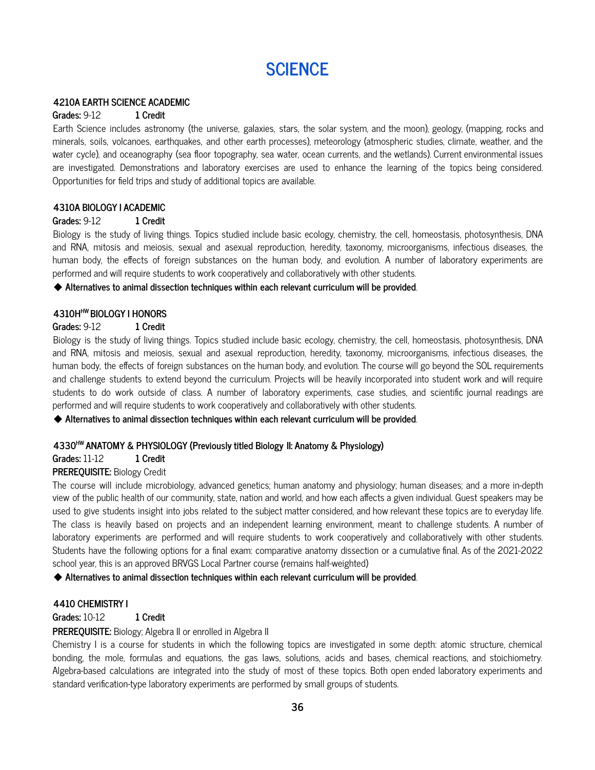# SCIENCE

**4210A EARTH SCIENCE ACADEMIC**

**Grades:** 9-12 **1 Credit**

Earth Science includes astronomy (the universe, galaxies, stars, the solar system, and the moon), geology, (mapping, rocks and minerals, soils, volcanoes, earthquakes, and other earth processes), meteorology (atmospheric studies, climate, weather, and the water cycle), and oceanography (sea floor topography, sea water, ocean currents, and the wetlands). Current environmental issues are investigated. Demonstrations and laboratory exercises are used to enhance the learning of the topics being considered. Opportunities for field trips and study of additional topics are available.

**4310A BIOLOGY I ACADEMIC**

**Grades:** 9-12 **1 Credit**

Biology is the study of living things. Topics studied include basic ecology, chemistry, the cell, homeostasis, photosynthesis, DNA and RNA, mitosis and meiosis, sexual and asexual reproduction, heredity, taxonomy, microorganisms, infectious diseases, the human body, the effects of foreign substances on the human body, and evolution. A number of laboratory experiments are performed and will require students to work cooperatively and collaboratively with other students.

◆ **Alternatives to animal dissection techniques within each relevant curriculum will be provided**.

**4310H[HW] BIOLOGY I HONORS**

**Grades:** 9-12 **1 Credit**

Biology is the study of living things. Topics studied include basic ecology, chemistry, the cell, homeostasis, photosynthesis, DNA and RNA, mitosis and meiosis, sexual and asexual reproduction, heredity, taxonomy, microorganisms, infectious diseases, the human body, the effects of foreign substances on the human body, and evolution. The course will go beyond the SOL requirements and challenge students to extend beyond the curriculum. Projects will be heavily incorporated into student work and will require students to do work outside of class. A number of laboratory experiments, case studies, and scientific journal readings are performed and will require students to work cooperatively and collaboratively with other students.

◆ **Alternatives to animal dissection techniques within each relevant curriculum will be provided**.

**4330[HW] ANATOMY & PHYSIOLOGY (Previously titled Biology II: Anatomy & Physiology)**

**Grades:** 11-12 **1 Credit**

**PREREQUISITE:** Biology Credit

The course will include microbiology, advanced genetics; human anatomy and physiology; human diseases; and a more in-depth view of the public health of our community, state, nation and world, and how each affects a given individual. Guest speakers may be used to give students insight into jobs related to the subject matter considered, and how relevant these topics are to everyday life. The class is heavily based on projects and an independent learning environment, meant to challenge students. A number of laboratory experiments are performed and will require students to work cooperatively and collaboratively with other students. Students have the following options for a final exam: comparative anatomy dissection or a cumulative final. As of the 2021-2022 school year, this is an approved BRVGS Local Partner course (remains half-weighted)

◆ **Alternatives to animal dissection techniques within each relevant curriculum will be provided**.

**4410 CHEMISTRY I**

**Grades:** 10-12 **1 Credit**

**PREREQUISITE:** Biology; Algebra II or enrolled in Algebra II

Chemistry I is a course for students in which the following topics are investigated in some depth: atomic structure, chemical bonding, the mole, formulas and equations, the gas laws, solutions, acids and bases, chemical reactions, and stoichiometry. Algebra-based calculations are integrated into the study of most of these topics. Both open ended laboratory experiments and standard verification-type laboratory experiments are performed by small groups of students.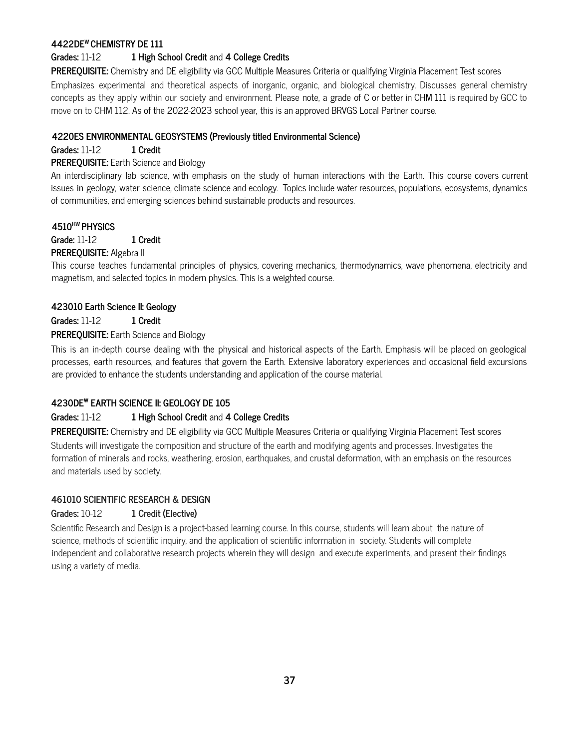### 4422DE[W] CHEMISTRY DE 111

**Grades:** 11-12 **1 High School Credit** and **4 College Credits**

**PREREQUISITE:** Chemistry and DE eligibility via GCC Multiple Measures Criteria or qualifying Virginia Placement Test scores

Emphasizes experimental and theoretical aspects of inorganic, organic, and biological chemistry. Discusses general chemistry concepts as they apply within our society and environment. Please note, a grade of C or better in CHM 111 is required by GCC to move on to CHM 112. As of the 2022-2023 school year, this is an approved BRVGS Local Partner course.

### 4220ES ENVIRONMENTAL GEOSYSTEMS (Previously titled Environmental Science)

**Grades:** 11-12 **1 Credit**

**PREREQUISITE:** Earth Science and Biology

An interdisciplinary lab science, with emphasis on the study of human interactions with the Earth. This course covers current issues in geology, water science, climate science and ecology. Topics include water resources, populations, ecosystems, dynamics of communities, and emerging sciences behind sustainable products and resources.

### 4510[HW] PHYSICS

**Grade:** 11-12 **1 Credit**

**PREREQUISITE:** Algebra II

This course teaches fundamental principles of physics, covering mechanics, thermodynamics, wave phenomena, electricity and magnetism, and selected topics in modern physics. This is a weighted course.

### 423010 Earth Science II: Geology

**Grades:** 11-12 **1 Credit**

**PREREQUISITE:** Earth Science and Biology

This is an in-depth course dealing with the physical and historical aspects of the Earth. Emphasis will be placed on geological processes, earth resources, and features that govern the Earth. Extensive laboratory experiences and occasional field excursions are provided to enhance the students understanding and application of the course material.

### 4230DE[W] EARTH SCIENCE II: GEOLOGY DE 105

**Grades:** 11-12 **1 High School Credit** and **4 College Credits**

**PREREQUISITE:** Chemistry and DE eligibility via GCC Multiple Measures Criteria or qualifying Virginia Placement Test scores

Students will investigate the composition and structure of the earth and modifying agents and processes. Investigates the formation of minerals and rocks, weathering, erosion, earthquakes, and crustal deformation, with an emphasis on the resources and materials used by society.

### 461010 SCIENTIFIC RESEARCH & DESIGN

**Grades:** 10-12 **1 Credit (Elective)**

Scientific Research and Design is a project-based learning course. In this course, students will learn about the nature of science, methods of scientific inquiry, and the application of scientific information in society. Students will complete independent and collaborative research projects wherein they will design and execute experiments, and present their findings using a variety of media.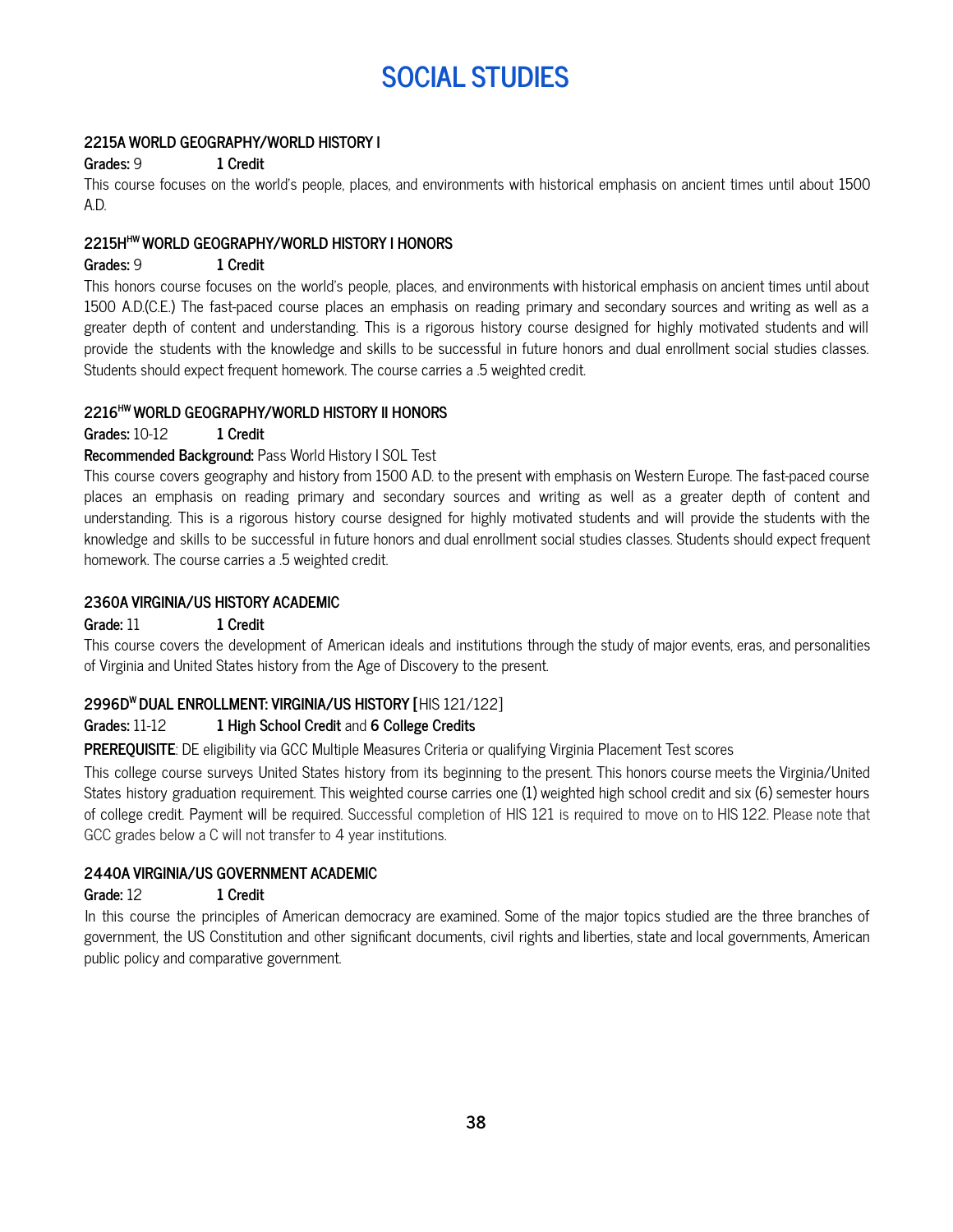# SOCIAL STUDIES

### 2215A WORLD GEOGRAPHY/WORLD HISTORY I

**Grades:** 9 **1 Credit**

This course focuses on the world's people, places, and environments with historical emphasis on ancient times until about 1500 A.D.

### 2215H[HW] WORLD GEOGRAPHY/WORLD HISTORY I HONORS

**Grades:** 9 **1 Credit**

This honors course focuses on the world's people, places, and environments with historical emphasis on ancient times until about 1500 A.D.(C.E.) The fast-paced course places an emphasis on reading primary and secondary sources and writing as well as a greater depth of content and understanding. This is a rigorous history course designed for highly motivated students and will provide the students with the knowledge and skills to be successful in future honors and dual enrollment social studies classes. Students should expect frequent homework. The course carries a .5 weighted credit.

### 2216[HW] WORLD GEOGRAPHY/WORLD HISTORY II HONORS

**Grades:** 10-12 **1 Credit**

**Recommended Background:** Pass World History I SOL Test

This course covers geography and history from 1500 A.D. to the present with emphasis on Western Europe. The fast-paced course places an emphasis on reading primary and secondary sources and writing as well as a greater depth of content and understanding. This is a rigorous history course designed for highly motivated students and will provide the students with the knowledge and skills to be successful in future honors and dual enrollment social studies classes. Students should expect frequent homework. The course carries a .5 weighted credit.

### 2360A VIRGINIA/US HISTORY ACADEMIC

**Grade:** 11 **1 Credit**

This course covers the development of American ideals and institutions through the study of major events, eras, and personalities of Virginia and United States history from the Age of Discovery to the present.

### 2996D[W] DUAL ENROLLMENT: VIRGINIA/US HISTORY [HIS 121/122]

**Grades:** 11-12 **1 High School Credit** and **6 College Credits**

**PREREQUISITE**: DE eligibility via GCC Multiple Measures Criteria or qualifying Virginia Placement Test scores

This college course surveys United States history from its beginning to the present. This honors course meets the Virginia/United States history graduation requirement. This weighted course carries one (1) weighted high school credit and six (6) semester hours of college credit. Payment will be required. Successful completion of HIS 121 is required to move on to HIS 122. Please note that GCC grades below a C will not transfer to 4 year institutions.

### 2440A VIRGINIA/US GOVERNMENT ACADEMIC

**Grade:** 12 **1 Credit**

In this course the principles of American democracy are examined. Some of the major topics studied are the three branches of government, the US Constitution and other significant documents, civil rights and liberties, state and local governments, American public policy and comparative government.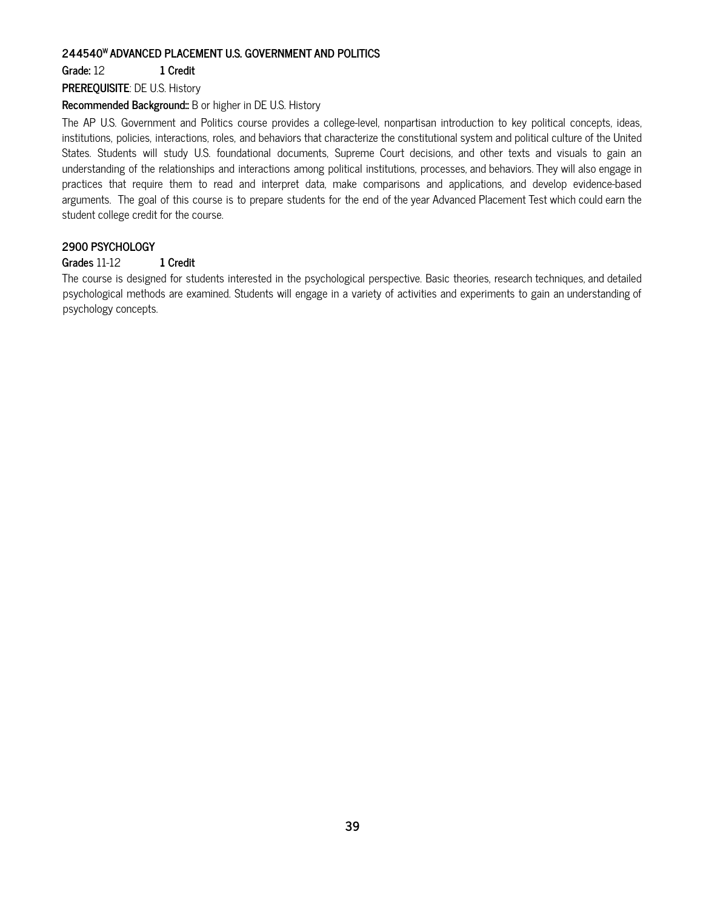### 244540[W] ADVANCED PLACEMENT U.S. GOVERNMENT AND POLITICS

**Grade:** 12 **1 Credit**

**PREREQUISITE**: DE U.S. History

**Recommended Background::** B or higher in DE U.S. History

The AP U.S. Government and Politics course provides a college-level, nonpartisan introduction to key political concepts, ideas, institutions, policies, interactions, roles, and behaviors that characterize the constitutional system and political culture of the United States. Students will study U.S. foundational documents, Supreme Court decisions, and other texts and visuals to gain an understanding of the relationships and interactions among political institutions, processes, and behaviors. They will also engage in practices that require them to read and interpret data, make comparisons and applications, and develop evidence-based arguments. The goal of this course is to prepare students for the end of the year Advanced Placement Test which could earn the student college credit for the course.

### 2900 PSYCHOLOGY

**Grades** 11-12 **1 Credit**

The course is designed for students interested in the psychological perspective. Basic theories, research techniques, and detailed psychological methods are examined. Students will engage in a variety of activities and experiments to gain an understanding of psychology concepts.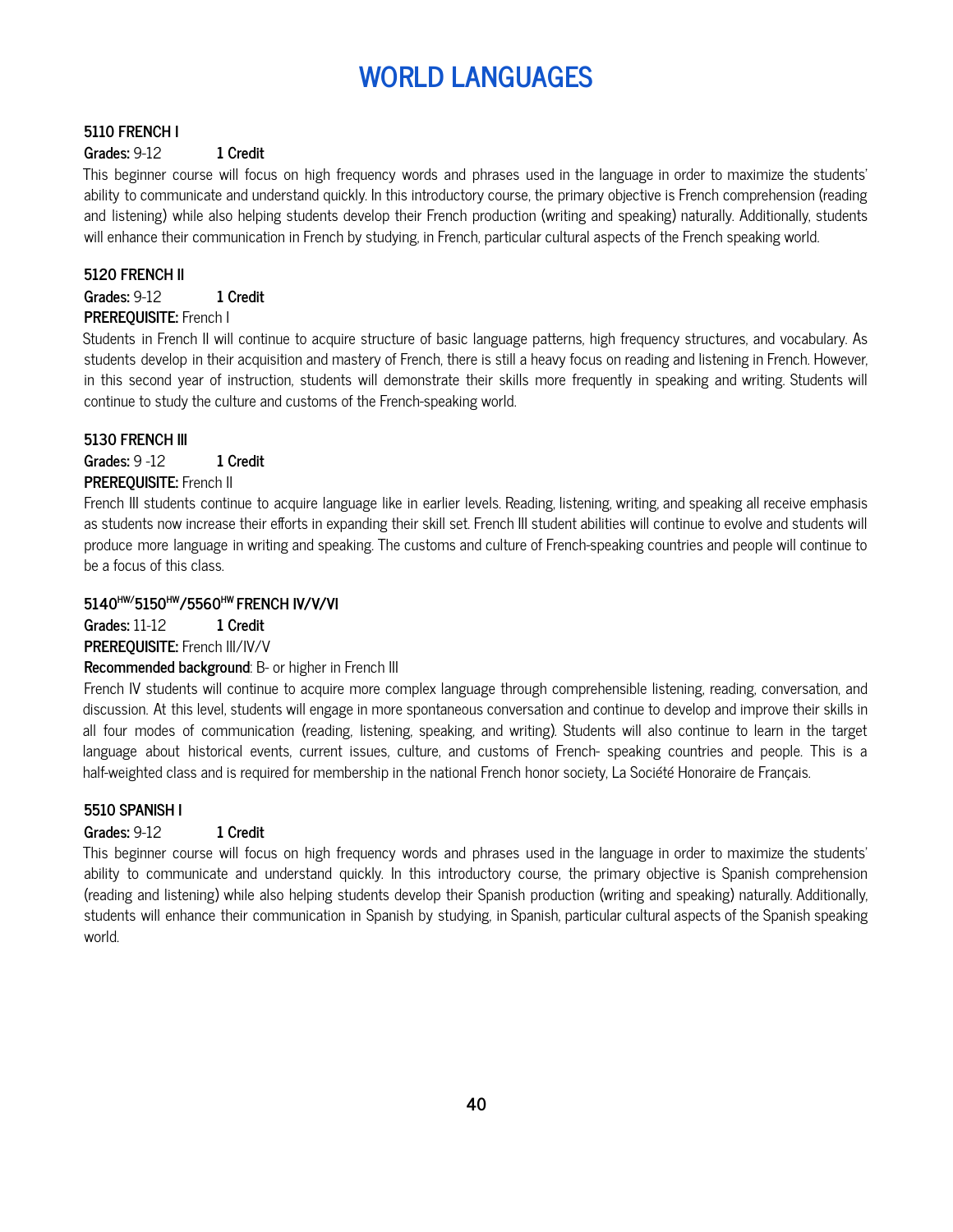# WORLD LANGUAGES

**5110 FRENCH I**

**Grades:** 9-12 **1 Credit**

This beginner course will focus on high frequency words and phrases used in the language in order to maximize the students' ability to communicate and understand quickly. In this introductory course, the primary objective is French comprehension (reading and listening) while also helping students develop their French production (writing and speaking) naturally. Additionally, students will enhance their communication in French by studying, in French, particular cultural aspects of the French speaking world.

**5120 FRENCH II**

**Grades:** 9-12 **1 Credit**

**PREREQUISITE:** French I

Students in French II will continue to acquire structure of basic language patterns, high frequency structures, and vocabulary. As students develop in their acquisition and mastery of French, there is still a heavy focus on reading and listening in French. However, in this second year of instruction, students will demonstrate their skills more frequently in speaking and writing. Students will continue to study the culture and customs of the French-speaking world.

**5130 FRENCH III**

**Grades:** 9 -12 **1 Credit**

**PREREQUISITE:** French II

French III students continue to acquire language like in earlier levels. Reading, listening, writing, and speaking all receive emphasis as students now increase their efforts in expanding their skill set. French III student abilities will continue to evolve and students will produce more language in writing and speaking. The customs and culture of French-speaking countries and people will continue to be a focus of this class.

**5140[HW]/5150[HW]/5560[HW] FRENCH IV/V/VI**

**Grades:** 11-12 **1 Credit**

**PREREQUISITE:** French III/IV/V

**Recommended background**: B- or higher in French III

French IV students will continue to acquire more complex language through comprehensible listening, reading, conversation, and discussion. At this level, students will engage in more spontaneous conversation and continue to develop and improve their skills in all four modes of communication (reading, listening, speaking, and writing). Students will also continue to learn in the target language about historical events, current issues, culture, and customs of French- speaking countries and people. This is a half-weighted class and is required for membership in the national French honor society, La Société Honoraire de Français.

**5510 SPANISH I**

**Grades:** 9-12 **1 Credit**

This beginner course will focus on high frequency words and phrases used in the language in order to maximize the students' ability to communicate and understand quickly. In this introductory course, the primary objective is Spanish comprehension (reading and listening) while also helping students develop their Spanish production (writing and speaking) naturally. Additionally, students will enhance their communication in Spanish by studying, in Spanish, particular cultural aspects of the Spanish speaking world.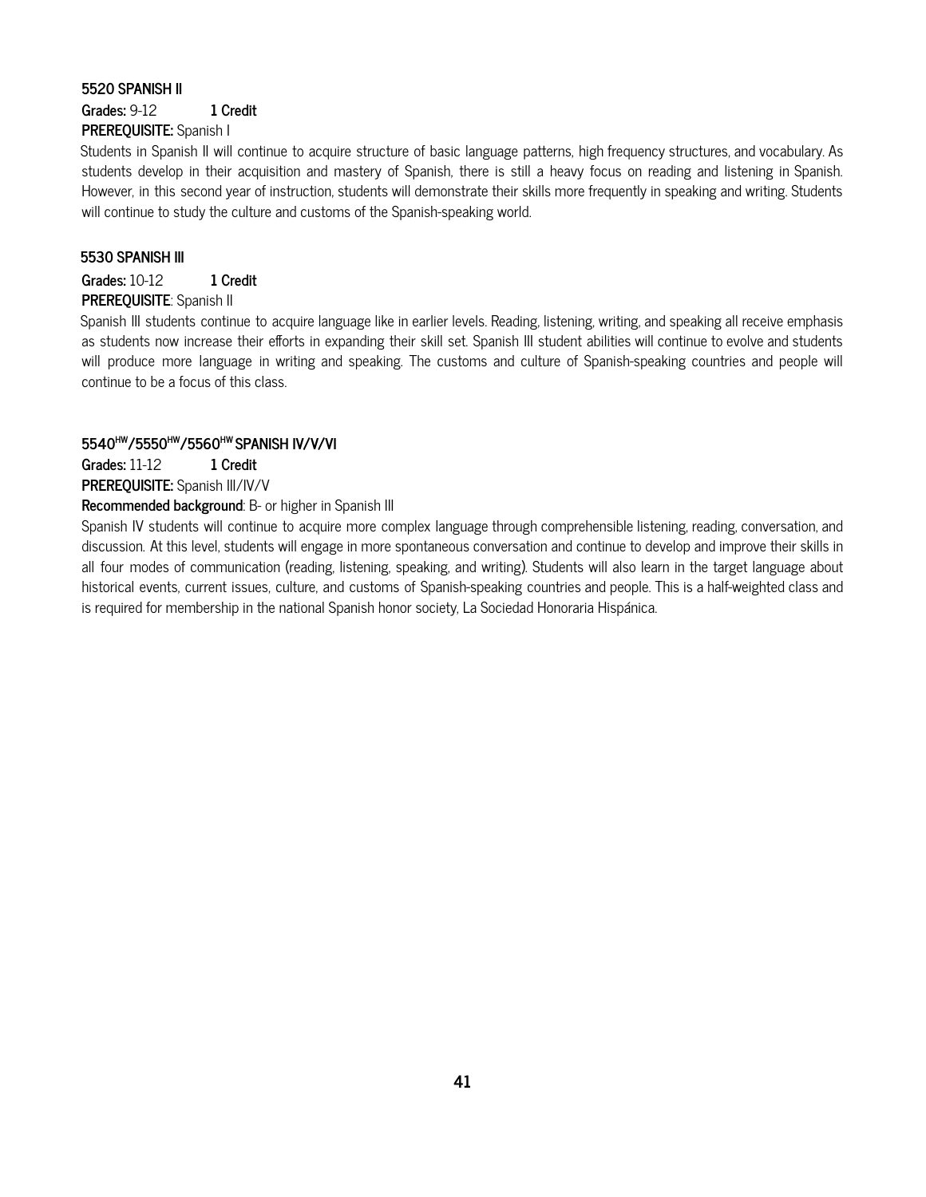**5520 SPANISH II**

**Grades:** 9-12 **1 Credit**

**PREREQUISITE:** Spanish I

Students in Spanish II will continue to acquire structure of basic language patterns, high frequency structures, and vocabulary. As students develop in their acquisition and mastery of Spanish, there is still a heavy focus on reading and listening in Spanish. However, in this second year of instruction, students will demonstrate their skills more frequently in speaking and writing. Students will continue to study the culture and customs of the Spanish-speaking world.

**5530 SPANISH III**

**Grades:** 10-12 **1 Credit**

**PREREQUISITE**: Spanish II

Spanish III students continue to acquire language like in earlier levels. Reading, listening, writing, and speaking all receive emphasis as students now increase their efforts in expanding their skill set. Spanish III student abilities will continue to evolve and students will produce more language in writing and speaking. The customs and culture of Spanish-speaking countries and people will continue to be a focus of this class.

**5540[HW]/5550[HW]/5560[HW] SPANISH IV/V/VI**

**Grades:** 11-12 **1 Credit**

**PREREQUISITE:** Spanish III/IV/V

**Recommended background**: B- or higher in Spanish III

Spanish IV students will continue to acquire more complex language through comprehensible listening, reading, conversation, and discussion. At this level, students will engage in more spontaneous conversation and continue to develop and improve their skills in all four modes of communication (reading, listening, speaking, and writing). Students will also learn in the target language about historical events, current issues, culture, and customs of Spanish-speaking countries and people. This is a half-weighted class and is required for membership in the national Spanish honor society, La Sociedad Honoraria Hispánica.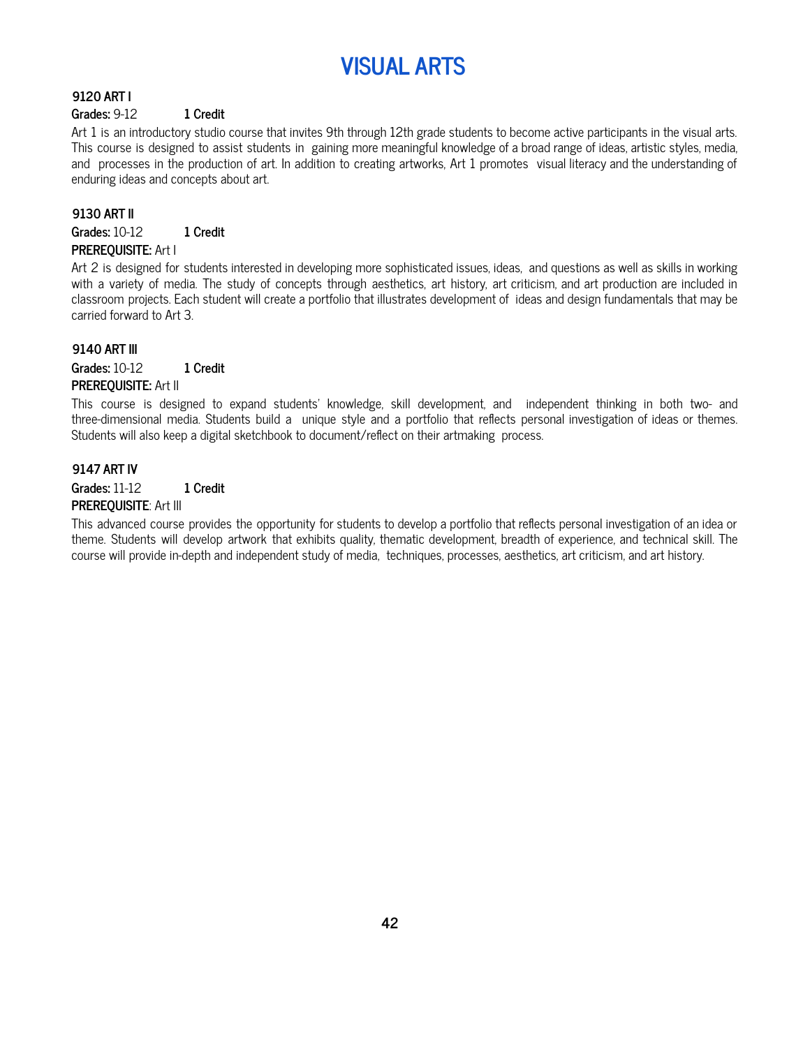# VISUAL ARTS

**9120 ART I**

**Grades:** 9-12 **1 Credit**

Art 1 is an introductory studio course that invites 9th through 12th grade students to become active participants in the visual arts. This course is designed to assist students in gaining more meaningful knowledge of a broad range of ideas, artistic styles, media, and processes in the production of art. In addition to creating artworks, Art 1 promotes visual literacy and the understanding of enduring ideas and concepts about art.

**9130 ART II**

**Grades:** 10-12 **1 Credit**

**PREREQUISITE:** Art I

Art 2 is designed for students interested in developing more sophisticated issues, ideas, and questions as well as skills in working with a variety of media. The study of concepts through aesthetics, art history, art criticism, and art production are included in classroom projects. Each student will create a portfolio that illustrates development of ideas and design fundamentals that may be carried forward to Art 3.

**9140 ART III**

**Grades:** 10-12 **1 Credit**

**PREREQUISITE:** Art II

This course is designed to expand students' knowledge, skill development, and independent thinking in both two- and three-dimensional media. Students build a unique style and a portfolio that reflects personal investigation of ideas or themes. Students will also keep a digital sketchbook to document/reflect on their artmaking process.

**9147 ART IV**

**Grades:** 11-12 **1 Credit**

**PREREQUISITE**: Art III

This advanced course provides the opportunity for students to develop a portfolio that reflects personal investigation of an idea or theme. Students will develop artwork that exhibits quality, thematic development, breadth of experience, and technical skill. The course will provide in-depth and independent study of media, techniques, processes, aesthetics, art criticism, and art history.